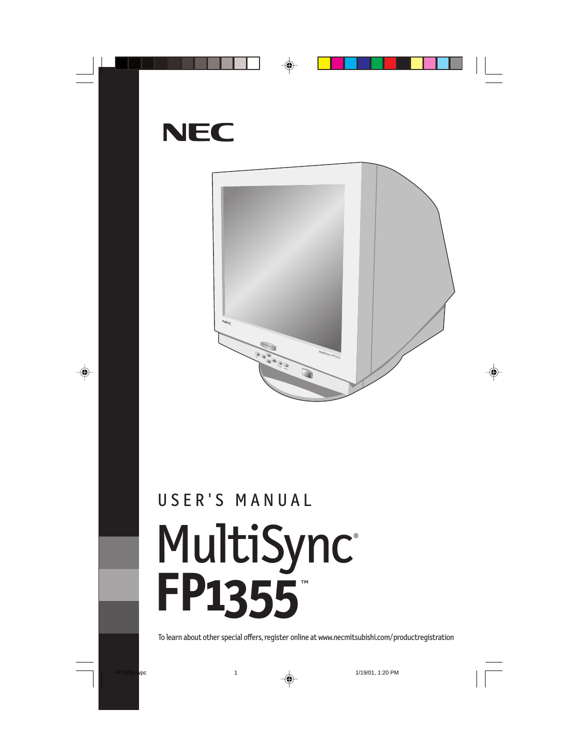NEC

USER'S MANUAL

# MultiSync®
# FP1355™

To learn about other special offers, register online at www.necmitsubishi.com/productregistration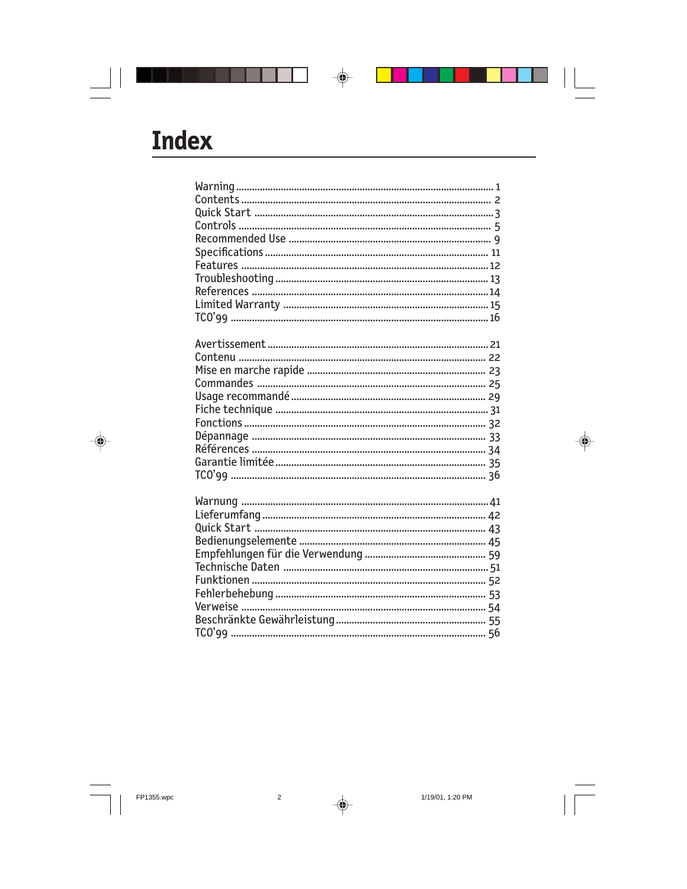# Index

Warning ........................................................................................ 1
Contents ...................................................................................... 2
Quick Start .................................................................................. 3
Controls ....................................................................................... 5
Recommended Use ...................................................................... 9
Specifications ............................................................................ 11
Features ..................................................................................... 12
Troubleshooting ......................................................................... 13
References ................................................................................. 14
Limited Warranty ....................................................................... 15
TCO'99 ....................................................................................... 16

Avertissement ............................................................................ 21
Contenu ...................................................................................... 22
Mise en marche rapide ............................................................... 23
Commandes ................................................................................ 25
Usage recommandé .................................................................... 29
Fiche technique .......................................................................... 31
Fonctions ................................................................................... 32
Dépannage ................................................................................. 33
Références ................................................................................. 34
Garantie limitée .......................................................................... 35
TCO'99 ....................................................................................... 36

Warnung ..................................................................................... 41
Lieferumfang .............................................................................. 42
Quick Start ................................................................................. 43
Bedienungselemente .................................................................. 45
Empfehlungen für die Verwendung ............................................. 59
Technische Daten ....................................................................... 51
Funktionen ................................................................................. 52
Fehlerbehebung .......................................................................... 53
Verweise ..................................................................................... 54
Beschränkte Gewährleistung ....................................................... 55
TCO'99 ....................................................................................... 56

FP1355.wpc 2 1/19/01, 1:20 PM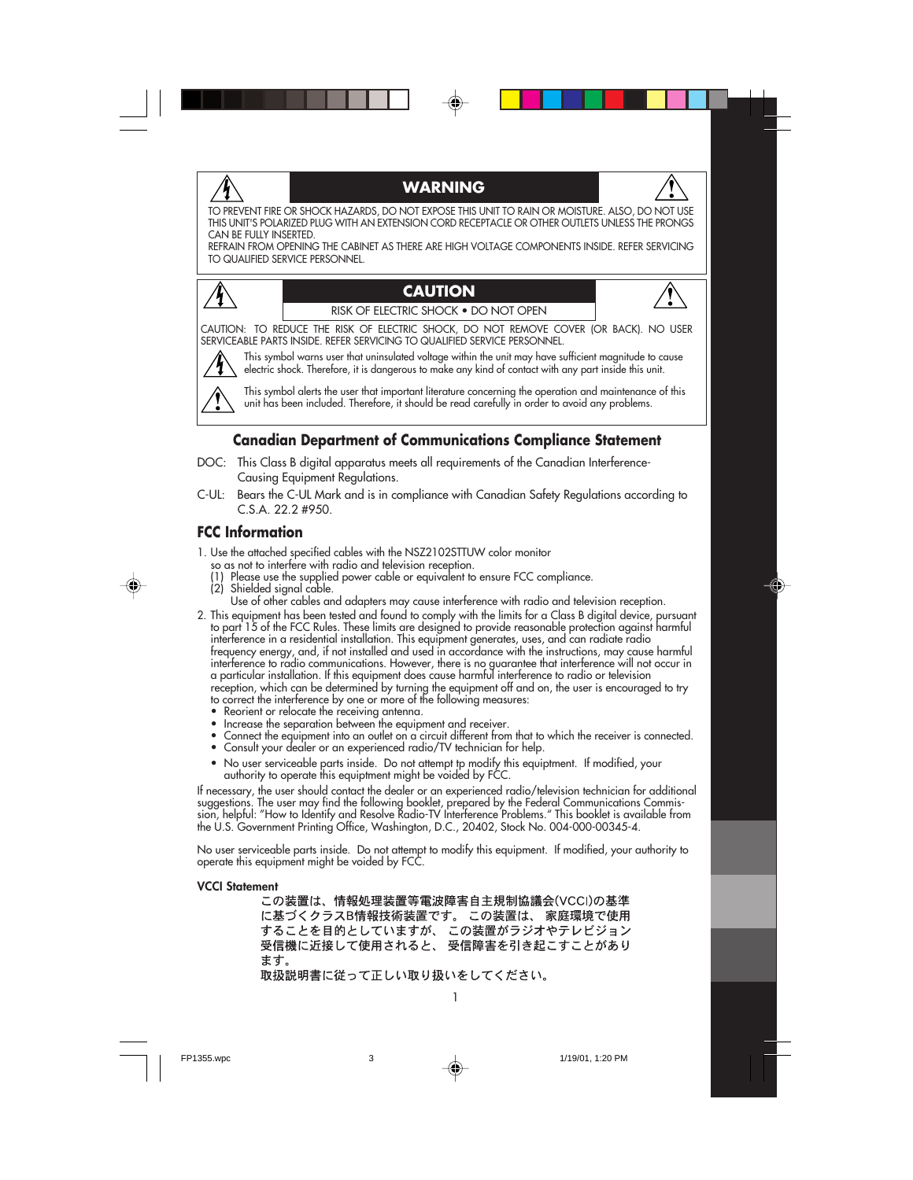## WARNING

TO PREVENT FIRE OR SHOCK HAZARDS, DO NOT EXPOSE THIS UNIT TO RAIN OR MOISTURE. ALSO, DO NOT USE THIS UNIT'S POLARIZED PLUG WITH AN EXTENSION CORD RECEPTACLE OR OTHER OUTLETS UNLESS THE PRONGS CAN BE FULLY INSERTED.

REFRAIN FROM OPENING THE CABINET AS THERE ARE HIGH VOLTAGE COMPONENTS INSIDE. REFER SERVICING TO QUALIFIED SERVICE PERSONNEL.

## CAUTION

RISK OF ELECTRIC SHOCK • DO NOT OPEN

CAUTION: TO REDUCE THE RISK OF ELECTRIC SHOCK, DO NOT REMOVE COVER (OR BACK). NO USER SERVICEABLE PARTS INSIDE. REFER SERVICING TO QUALIFIED SERVICE PERSONNEL.

This symbol warns user that uninsulated voltage within the unit may have sufficient magnitude to cause electric shock. Therefore, it is dangerous to make any kind of contact with any part inside this unit.

This symbol alerts the user that important literature concerning the operation and maintenance of this unit has been included. Therefore, it should be read carefully in order to avoid any problems.

## Canadian Department of Communications Compliance Statement

DOC: This Class B digital apparatus meets all requirements of the Canadian Interference-Causing Equipment Regulations.

C-UL: Bears the C-UL Mark and is in compliance with Canadian Safety Regulations according to C.S.A. 22.2 #950.

## FCC Information

1. Use the attached specified cables with the NSZ2102STTUW color monitor so as not to interfere with radio and television reception.
   (1) Please use the supplied power cable or equivalent to ensure FCC compliance.
   (2) Shielded signal cable.
   Use of other cables and adapters may cause interference with radio and television reception.
2. This equipment has been tested and found to comply with the limits for a Class B digital device, pursuant to part 15 of the FCC Rules. These limits are designed to provide reasonable protection against harmful interference in a residential installation. This equipment generates, uses, and can radiate radio frequency energy, and, if not installed and used in accordance with the instructions, may cause harmful interference to radio communications. However, there is no guarantee that interference will not occur in a particular installation. If this equipment does cause harmful interference to radio or television reception, which can be determined by turning the equipment off and on, the user is encouraged to try to correct the interference by one or more of the following measures:
   - Reorient or relocate the receiving antenna.
   - Increase the separation between the equipment and receiver.
   - Connect the equipment into an outlet on a circuit different from that to which the receiver is connected.
   - Consult your dealer or an experienced radio/TV technician for help.
   - No user serviceable parts inside. Do not attempt tp modify this equipment. If modified, your authority to operate this equiptment might be voided by FCC.

If necessary, the user should contact the dealer or an experienced radio/television technician for additional suggestions. The user may find the following booklet, prepared by the Federal Communications Commission, helpful: "How to Identify and Resolve Radio-TV Interference Problems." This booklet is available from the U.S. Government Printing Office, Washington, D.C., 20402, Stock No. 004-000-00345-4.

No user serviceable parts inside. Do not attempt to modify this equipment. If modified, your authority to operate this equipment might be voided by FCC.

**VCCI Statement**

この装置は、情報処理装置等電波障害自主規制協議会(VCCI)の基準に基づくクラスB情報技術装置です。この装置は、家庭環境で使用することを目的としていますが、この装置がラジオやテレビジョン受信機に近接して使用されると、受信障害を引き起こすことがあります。
取扱説明書に従って正しい取り扱いをしてください。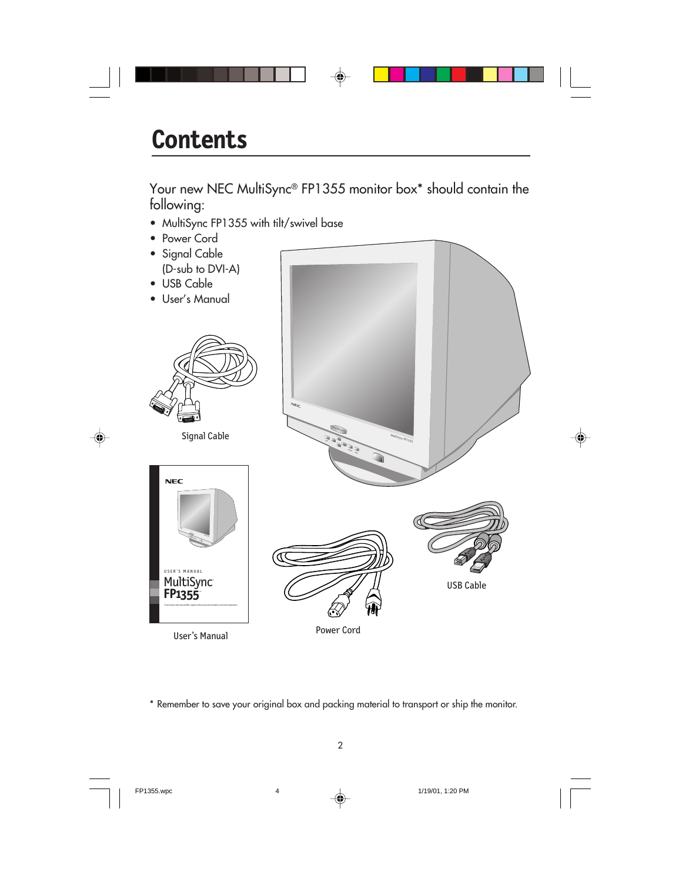# Contents

Your new NEC MultiSync® FP1355 monitor box* should contain the following:

- MultiSync FP1355 with tilt/swivel base
- Power Cord
- Signal Cable (D-sub to DVI-A)
- USB Cable
- User's Manual

Signal Cable

User's Manual

Power Cord

USB Cable

* Remember to save your original box and packing material to transport or ship the monitor.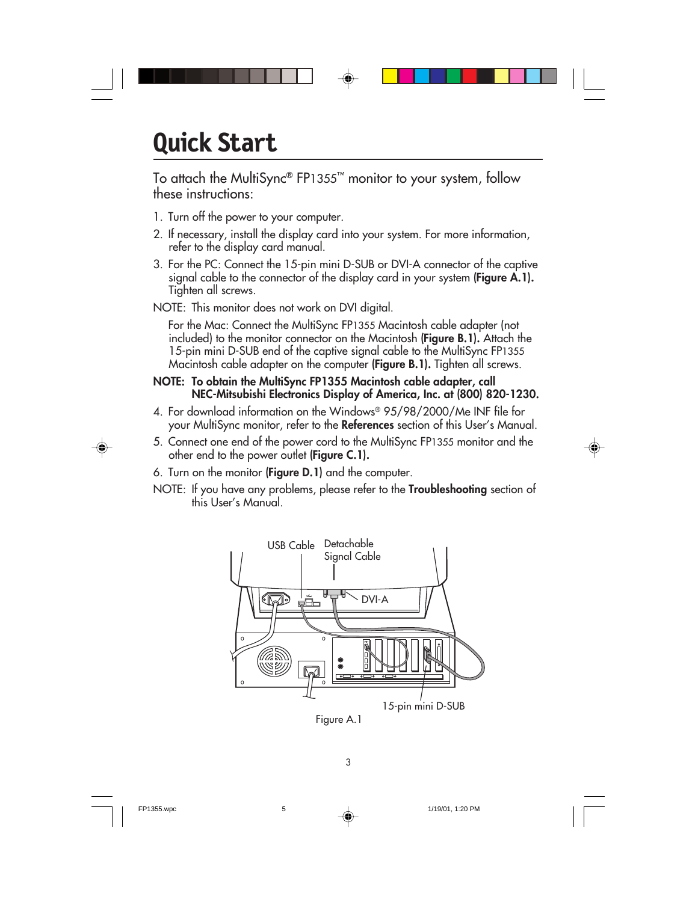# Quick Start

To attach the MultiSync® FP1355™ monitor to your system, follow these instructions:

1. Turn off the power to your computer.
2. If necessary, install the display card into your system. For more information, refer to the display card manual.
3. For the PC: Connect the 15-pin mini D-SUB or DVI-A connector of the captive signal cable to the connector of the display card in your system **(Figure A.1).** Tighten all screws.

NOTE: This monitor does not work on DVI digital.

For the Mac: Connect the MultiSync FP1355 Macintosh cable adapter (not included) to the monitor connector on the Macintosh **(Figure B.1).** Attach the 15-pin mini D-SUB end of the captive signal cable to the MultiSync FP1355 Macintosh cable adapter on the computer **(Figure B.1).** Tighten all screws.

**NOTE: To obtain the MultiSync FP1355 Macintosh cable adapter, call NEC-Mitsubishi Electronics Display of America, Inc. at (800) 820-1230.**

4. For download information on the Windows® 95/98/2000/Me INF file for your MultiSync monitor, refer to the **References** section of this User's Manual.
5. Connect one end of the power cord to the MultiSync FP1355 monitor and the other end to the power outlet **(Figure C.1).**
6. Turn on the monitor **(Figure D.1)** and the computer.

NOTE: If you have any problems, please refer to the **Troubleshooting** section of this User's Manual.

USB Cable | Detachable Signal Cable | DVI-A | 15-pin mini D-SUB

Figure A.1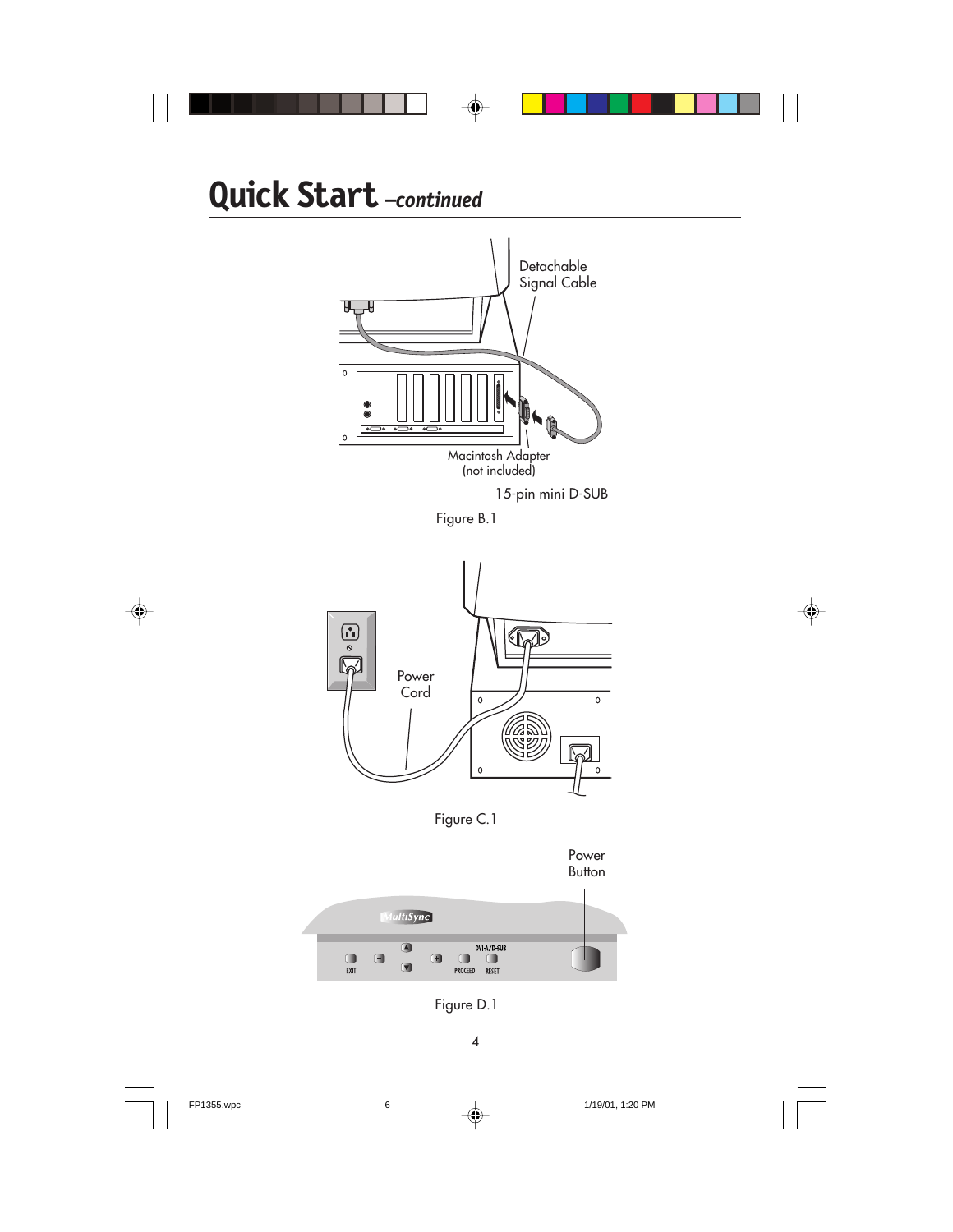# Quick Start *–continued*

Detachable Signal Cable

Macintosh Adapter (not included)

15-pin mini D-SUB

Figure B.1

Power Cord

Figure C.1

Power Button

Figure D.1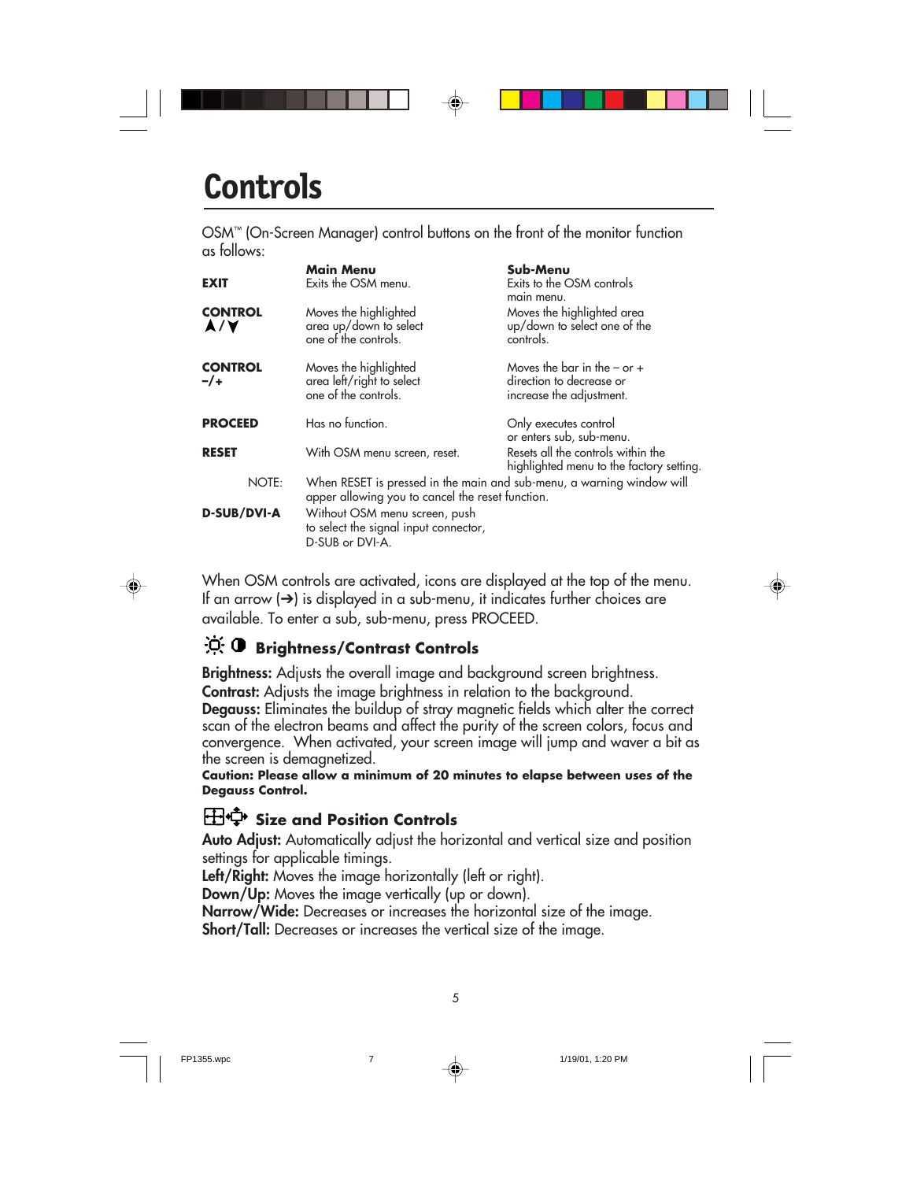# Controls

OSM™ (On-Screen Manager) control buttons on the front of the monitor function as follows:

| | Main Menu | Sub-Menu |
|---|---|---|
| **EXIT** | Exits the OSM menu. | Exits to the OSM controls main menu. |
| **CONTROL ▲/▼** | Moves the highlighted area up/down to select one of the controls. | Moves the highlighted area up/down to select one of the controls. |
| **CONTROL –/+** | Moves the highlighted area left/right to select one of the controls. | Moves the bar in the – or + direction to decrease or increase the adjustment. |
| **PROCEED** | Has no function. | Only executes control or enters sub, sub-menu. |
| **RESET** | With OSM menu screen, reset. | Resets all the controls within the highlighted menu to the factory setting. |
| NOTE: | When RESET is pressed in the main and sub-menu, a warning window will apper allowing you to cancel the reset function. | |
| **D-SUB/DVI-A** | Without OSM menu screen, push to select the signal input connector, D-SUB or DVI-A. | |

When OSM controls are activated, icons are displayed at the top of the menu. If an arrow (➔) is displayed in a sub-menu, it indicates further choices are available. To enter a sub, sub-menu, press PROCEED.

## Brightness/Contrast Controls

**Brightness:** Adjusts the overall image and background screen brightness.
**Contrast:** Adjusts the image brightness in relation to the background.
**Degauss:** Eliminates the buildup of stray magnetic fields which alter the correct scan of the electron beams and affect the purity of the screen colors, focus and convergence. When activated, your screen image will jump and waver a bit as the screen is demagnetized.
**Caution: Please allow a minimum of 20 minutes to elapse between uses of the Degauss Control.**

## Size and Position Controls

**Auto Adjust:** Automatically adjust the horizontal and vertical size and position settings for applicable timings.
**Left/Right:** Moves the image horizontally (left or right).
**Down/Up:** Moves the image vertically (up or down).
**Narrow/Wide:** Decreases or increases the horizontal size of the image.
**Short/Tall:** Decreases or increases the vertical size of the image.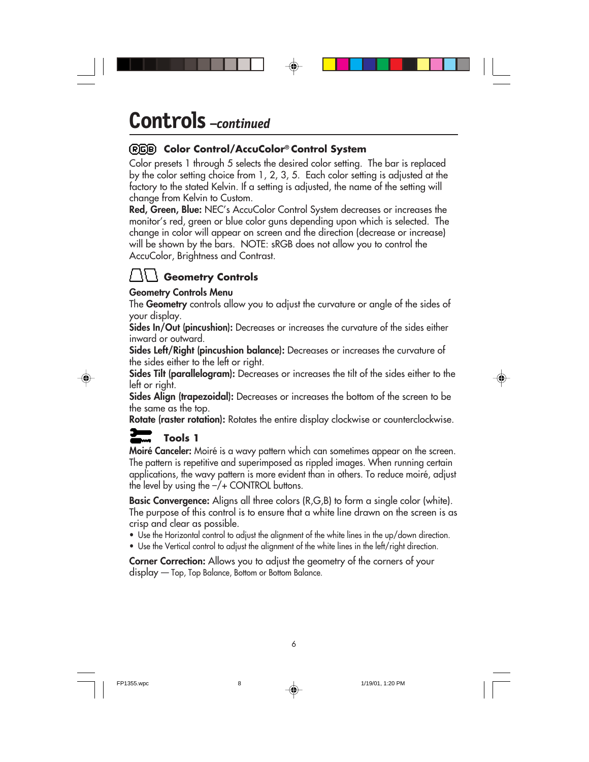# Controls *–continued*

### RGB Color Control/AccuColor® Control System

Color presets 1 through 5 selects the desired color setting. The bar is replaced by the color setting choice from 1, 2, 3, 5. Each color setting is adjusted at the factory to the stated Kelvin. If a setting is adjusted, the name of the setting will change from Kelvin to Custom.

**Red, Green, Blue:** NEC's AccuColor Control System decreases or increases the monitor's red, green or blue color guns depending upon which is selected. The change in color will appear on screen and the direction (decrease or increase) will be shown by the bars. NOTE: sRGB does not allow you to control the AccuColor, Brightness and Contrast.

### Geometry Controls

**Geometry Controls Menu**

The **Geometry** controls allow you to adjust the curvature or angle of the sides of your display.

**Sides In/Out (pincushion):** Decreases or increases the curvature of the sides either inward or outward.

**Sides Left/Right (pincushion balance):** Decreases or increases the curvature of the sides either to the left or right.

**Sides Tilt (parallelogram):** Decreases or increases the tilt of the sides either to the left or right.

**Sides Align (trapezoidal):** Decreases or increases the bottom of the screen to be the same as the top.

**Rotate (raster rotation):** Rotates the entire display clockwise or counterclockwise.

### Tools 1

**Moiré Canceler:** Moiré is a wavy pattern which can sometimes appear on the screen. The pattern is repetitive and superimposed as rippled images. When running certain applications, the wavy pattern is more evident than in others. To reduce moiré, adjust the level by using the –/+ CONTROL buttons.

**Basic Convergence:** Aligns all three colors (R,G,B) to form a single color (white). The purpose of this control is to ensure that a white line drawn on the screen is as crisp and clear as possible.

- Use the Horizontal control to adjust the alignment of the white lines in the up/down direction.
- Use the Vertical control to adjust the alignment of the white lines in the left/right direction.

**Corner Correction:** Allows you to adjust the geometry of the corners of your display — Top, Top Balance, Bottom or Bottom Balance.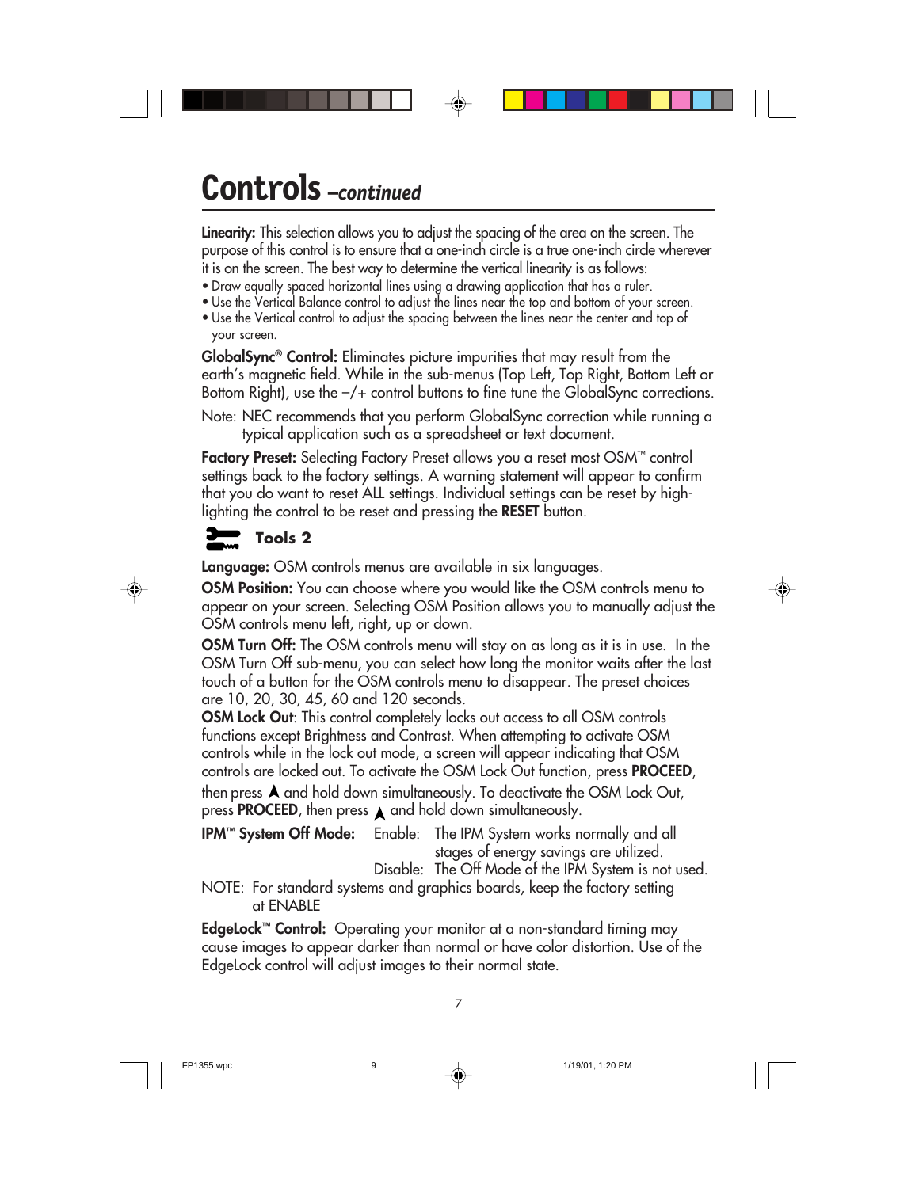# Controls *–continued*

**Linearity:** This selection allows you to adjust the spacing of the area on the screen. The purpose of this control is to ensure that a one-inch circle is a true one-inch circle wherever it is on the screen. The best way to determine the vertical linearity is as follows:

- Draw equally spaced horizontal lines using a drawing application that has a ruler.
- Use the Vertical Balance control to adjust the lines near the top and bottom of your screen.
- Use the Vertical control to adjust the spacing between the lines near the center and top of your screen.

**GlobalSync® Control:** Eliminates picture impurities that may result from the earth's magnetic field. While in the sub-menus (Top Left, Top Right, Bottom Left or Bottom Right), use the –/+ control buttons to fine tune the GlobalSync corrections.

Note: NEC recommends that you perform GlobalSync correction while running a typical application such as a spreadsheet or text document.

**Factory Preset:** Selecting Factory Preset allows you a reset most OSM™ control settings back to the factory settings. A warning statement will appear to confirm that you do want to reset ALL settings. Individual settings can be reset by highlighting the control to be reset and pressing the **RESET** button.

## Tools 2

**Language:** OSM controls menus are available in six languages.

**OSM Position:** You can choose where you would like the OSM controls menu to appear on your screen. Selecting OSM Position allows you to manually adjust the OSM controls menu left, right, up or down.

**OSM Turn Off:** The OSM controls menu will stay on as long as it is in use. In the OSM Turn Off sub-menu, you can select how long the monitor waits after the last touch of a button for the OSM controls menu to disappear. The preset choices are 10, 20, 30, 45, 60 and 120 seconds.

**OSM Lock Out**: This control completely locks out access to all OSM controls functions except Brightness and Contrast. When attempting to activate OSM controls while in the lock out mode, a screen will appear indicating that OSM controls are locked out. To activate the OSM Lock Out function, press **PROCEED**, then press ▲ and hold down simultaneously. To deactivate the OSM Lock Out, press **PROCEED**, then press ▲ and hold down simultaneously.

**IPM™ System Off Mode:** Enable: The IPM System works normally and all stages of energy savings are utilized.
Disable: The Off Mode of the IPM System is not used.

NOTE: For standard systems and graphics boards, keep the factory setting at ENABLE

**EdgeLock™ Control:** Operating your monitor at a non-standard timing may cause images to appear darker than normal or have color distortion. Use of the EdgeLock control will adjust images to their normal state.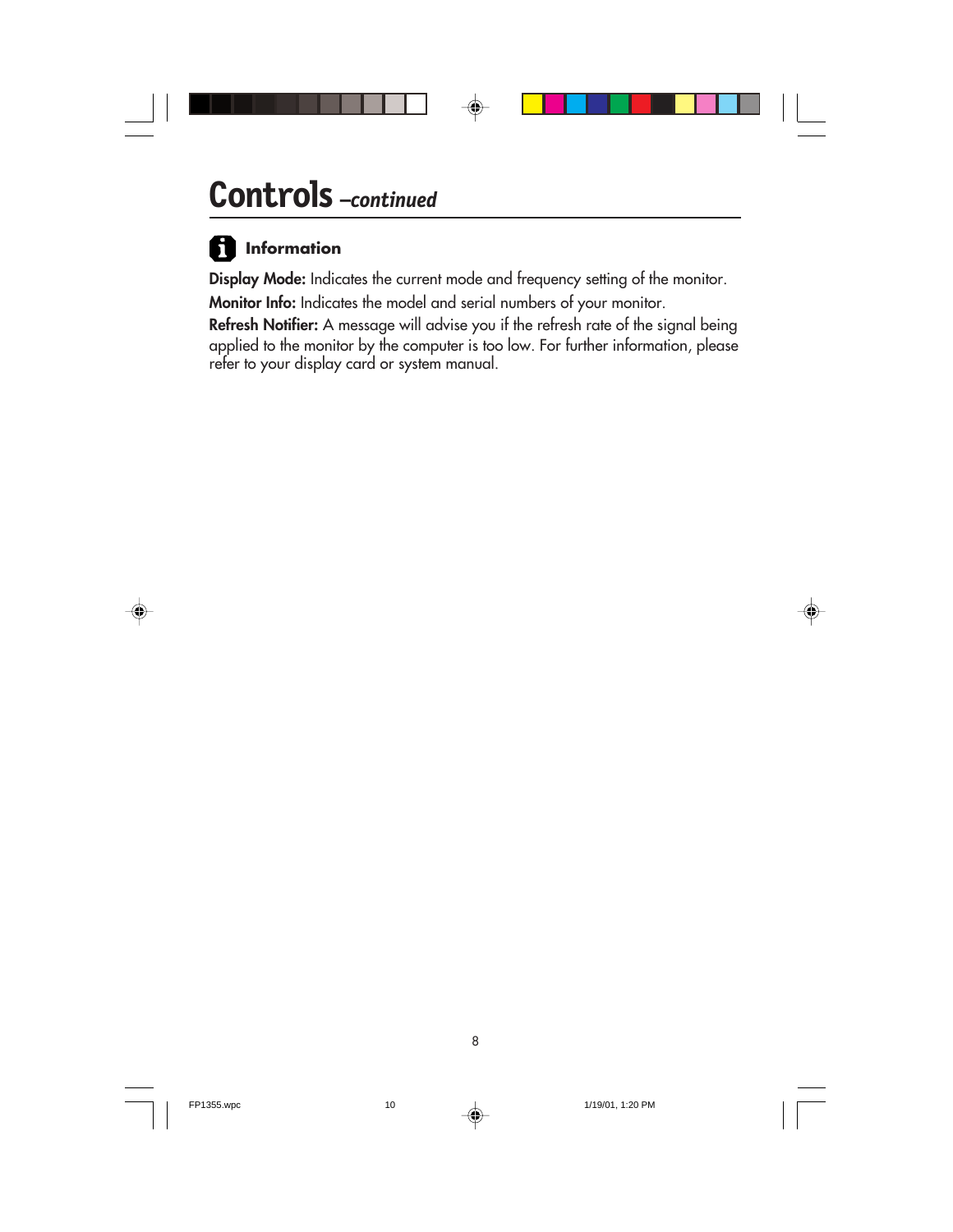# Controls *–continued*

## Information

**Display Mode:** Indicates the current mode and frequency setting of the monitor.

**Monitor Info:** Indicates the model and serial numbers of your monitor.

**Refresh Notifier:** A message will advise you if the refresh rate of the signal being applied to the monitor by the computer is too low. For further information, please refer to your display card or system manual.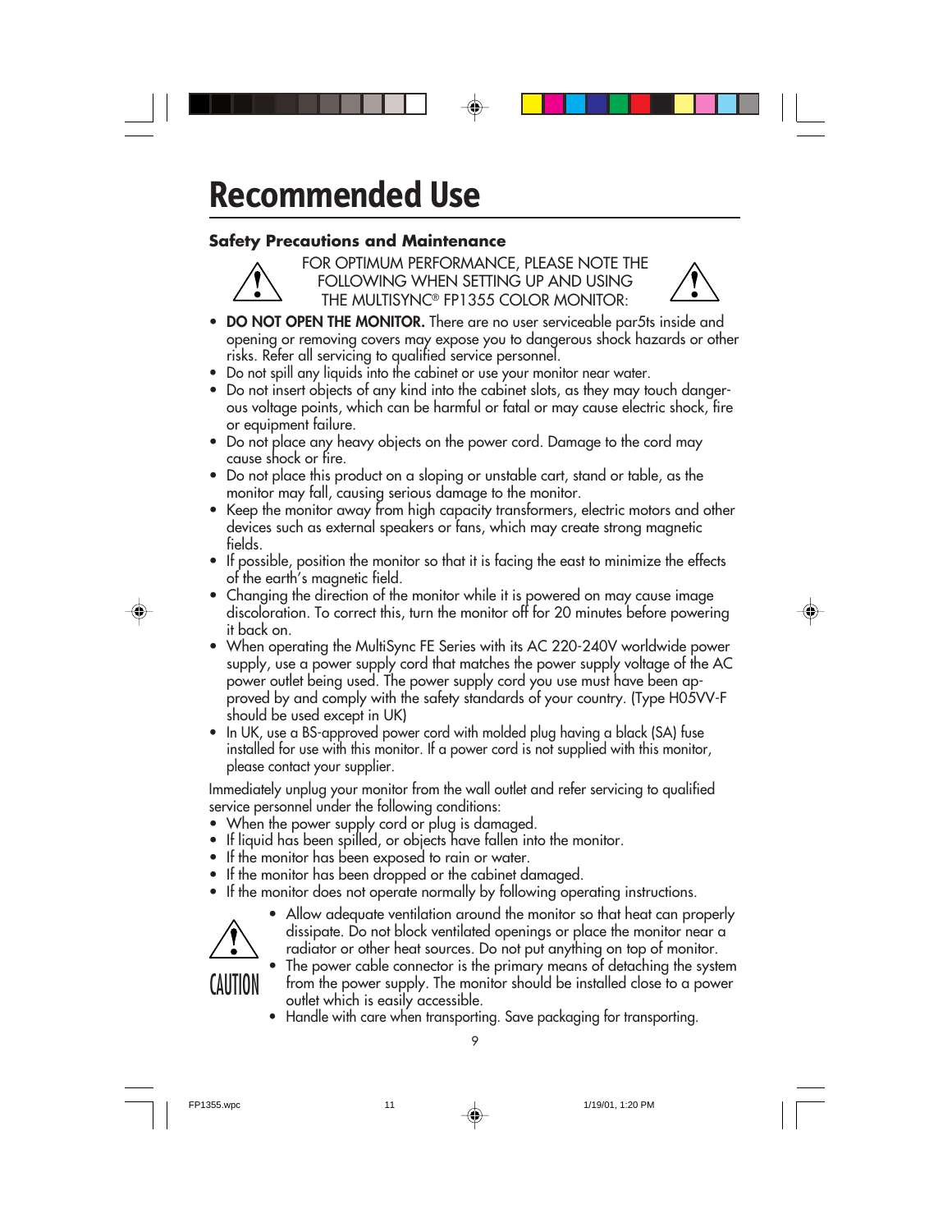# Recommended Use

### Safety Precautions and Maintenance

FOR OPTIMUM PERFORMANCE, PLEASE NOTE THE FOLLOWING WHEN SETTING UP AND USING THE MULTISYNC® FP1355 COLOR MONITOR:

- **DO NOT OPEN THE MONITOR.** There are no user serviceable par5ts inside and opening or removing covers may expose you to dangerous shock hazards or other risks. Refer all servicing to qualified service personnel.
- Do not spill any liquids into the cabinet or use your monitor near water.
- Do not insert objects of any kind into the cabinet slots, as they may touch dangerous voltage points, which can be harmful or fatal or may cause electric shock, fire or equipment failure.
- Do not place any heavy objects on the power cord. Damage to the cord may cause shock or fire.
- Do not place this product on a sloping or unstable cart, stand or table, as the monitor may fall, causing serious damage to the monitor.
- Keep the monitor away from high capacity transformers, electric motors and other devices such as external speakers or fans, which may create strong magnetic fields.
- If possible, position the monitor so that it is facing the east to minimize the effects of the earth's magnetic field.
- Changing the direction of the monitor while it is powered on may cause image discoloration. To correct this, turn the monitor off for 20 minutes before powering it back on.
- When operating the MultiSync FE Series with its AC 220-240V worldwide power supply, use a power supply cord that matches the power supply voltage of the AC power outlet being used. The power supply cord you use must have been approved by and comply with the safety standards of your country. (Type H05VV-F should be used except in UK)
- In UK, use a BS-approved power cord with molded plug having a black (SA) fuse installed for use with this monitor. If a power cord is not supplied with this monitor, please contact your supplier.

Immediately unplug your monitor from the wall outlet and refer servicing to qualified service personnel under the following conditions:

- When the power supply cord or plug is damaged.
- If liquid has been spilled, or objects have fallen into the monitor.
- If the monitor has been exposed to rain or water.
- If the monitor has been dropped or the cabinet damaged.
- If the monitor does not operate normally by following operating instructions.

CAUTION

- Allow adequate ventilation around the monitor so that heat can properly dissipate. Do not block ventilated openings or place the monitor near a radiator or other heat sources. Do not put anything on top of monitor.
- The power cable connector is the primary means of detaching the system from the power supply. The monitor should be installed close to a power outlet which is easily accessible.
- Handle with care when transporting. Save packaging for transporting.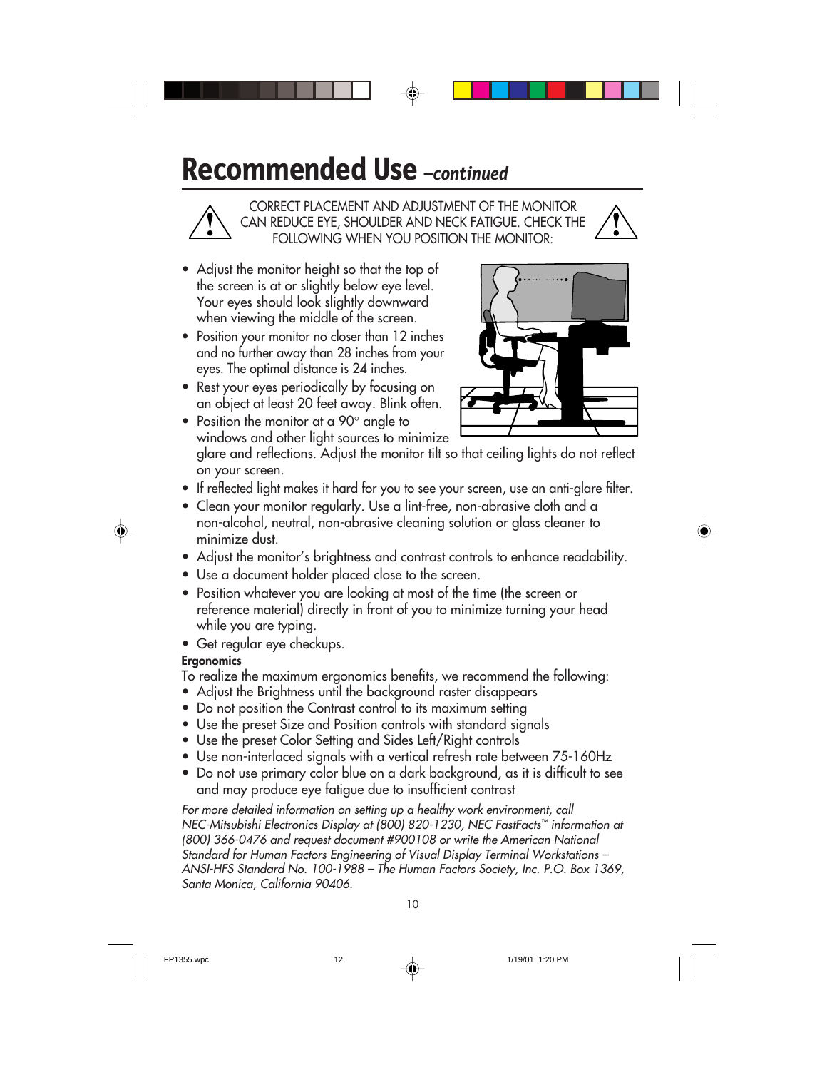# Recommended Use *–continued*

CORRECT PLACEMENT AND ADJUSTMENT OF THE MONITOR CAN REDUCE EYE, SHOULDER AND NECK FATIGUE. CHECK THE FOLLOWING WHEN YOU POSITION THE MONITOR:

- Adjust the monitor height so that the top of the screen is at or slightly below eye level. Your eyes should look slightly downward when viewing the middle of the screen.
- Position your monitor no closer than 12 inches and no further away than 28 inches from your eyes. The optimal distance is 24 inches.
- Rest your eyes periodically by focusing on an object at least 20 feet away. Blink often.
- Position the monitor at a 90° angle to windows and other light sources to minimize glare and reflections. Adjust the monitor tilt so that ceiling lights do not reflect on your screen.
- If reflected light makes it hard for you to see your screen, use an anti-glare filter.
- Clean your monitor regularly. Use a lint-free, non-abrasive cloth and a non-alcohol, neutral, non-abrasive cleaning solution or glass cleaner to minimize dust.
- Adjust the monitor's brightness and contrast controls to enhance readability.
- Use a document holder placed close to the screen.
- Position whatever you are looking at most of the time (the screen or reference material) directly in front of you to minimize turning your head while you are typing.
- Get regular eye checkups.

**Ergonomics**

To realize the maximum ergonomics benefits, we recommend the following:

- Adjust the Brightness until the background raster disappears
- Do not position the Contrast control to its maximum setting
- Use the preset Size and Position controls with standard signals
- Use the preset Color Setting and Sides Left/Right controls
- Use non-interlaced signals with a vertical refresh rate between 75-160Hz
- Do not use primary color blue on a dark background, as it is difficult to see and may produce eye fatigue due to insufficient contrast

*For more detailed information on setting up a healthy work environment, call NEC-Mitsubishi Electronics Display at (800) 820-1230, NEC FastFacts™ information at (800) 366-0476 and request document #900108 or write the American National Standard for Human Factors Engineering of Visual Display Terminal Workstations – ANSI-HFS Standard No. 100-1988 – The Human Factors Society, Inc. P.O. Box 1369, Santa Monica, California 90406.*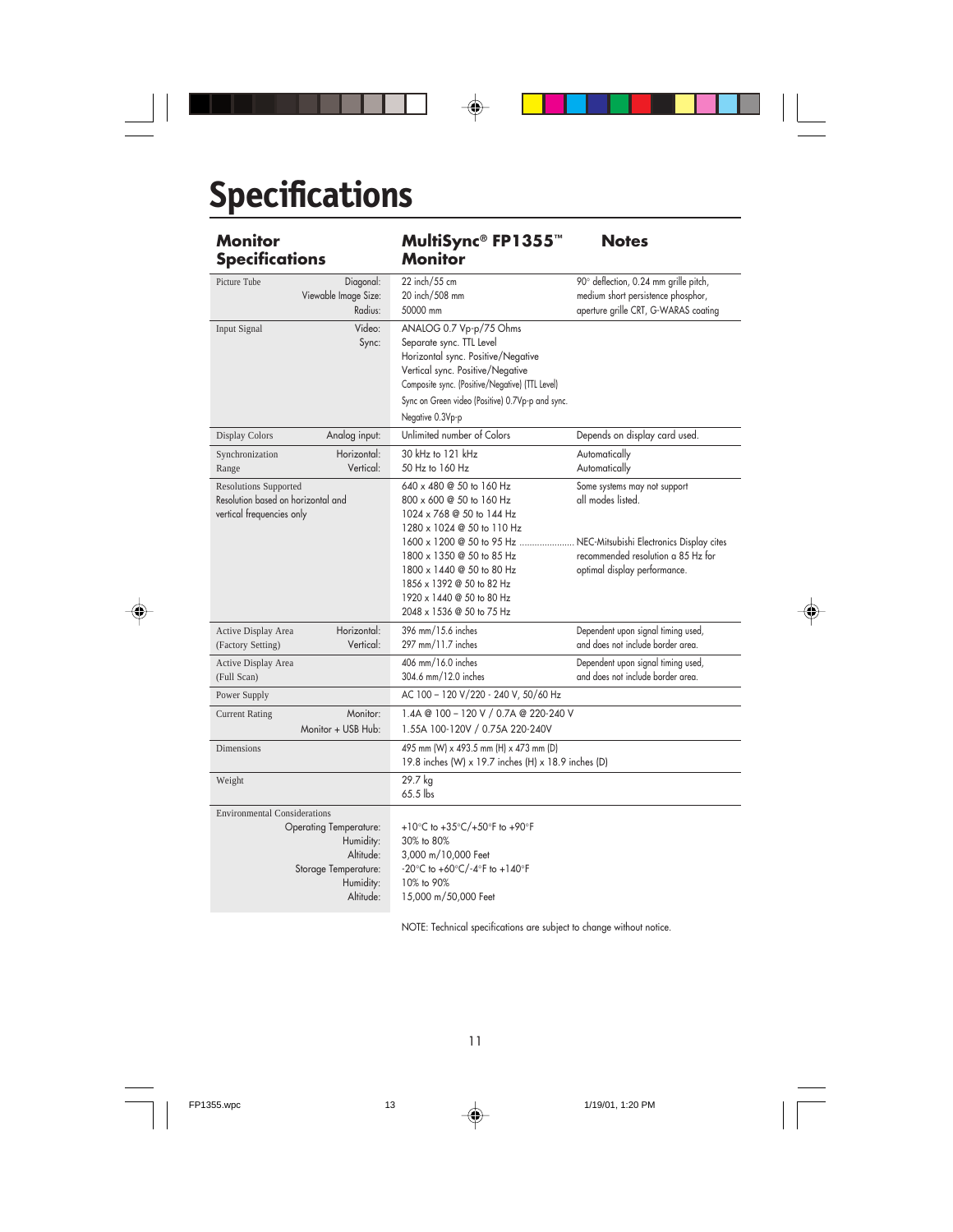# Specifications

| Monitor Specifications | | MultiSync® FP1355™ Monitor | Notes |
|---|---|---|---|
| Picture Tube | Diagonal:<br>Viewable Image Size:<br>Radius: | 22 inch/55 cm<br>20 inch/508 mm<br>50000 mm | 90° deflection, 0.24 mm grille pitch, medium short persistence phosphor, aperture grille CRT, G-WARAS coating |
| Input Signal | Video:<br>Sync: | ANALOG 0.7 Vp-p/75 Ohms<br>Separate sync. TTL Level<br>Horizontal sync. Positive/Negative<br>Vertical sync. Positive/Negative<br>Composite sync. (Positive/Negative) (TTL Level)<br>Sync on Green video (Positive) 0.7Vp-p and sync. Negative 0.3Vp-p | |
| Display Colors | Analog input: | Unlimited number of Colors | Depends on display card used. |
| Synchronization Range | Horizontal:<br>Vertical: | 30 kHz to 121 kHz<br>50 Hz to 160 Hz | Automatically<br>Automatically |
| Resolutions Supported<br>Resolution based on horizontal and vertical frequencies only | | 640 x 480 @ 50 to 160 Hz<br>800 x 600 @ 50 to 160 Hz<br>1024 x 768 @ 50 to 144 Hz<br>1280 x 1024 @ 50 to 110 Hz<br>1600 x 1200 @ 50 to 95 Hz ......................<br>1800 x 1350 @ 50 to 85 Hz<br>1800 x 1440 @ 50 to 80 Hz<br>1856 x 1392 @ 50 to 82 Hz<br>1920 x 1440 @ 50 to 80 Hz<br>2048 x 1536 @ 50 to 75 Hz | Some systems may not support all modes listed.<br><br>NEC-Mitsubishi Electronics Display cites recommended resolution a 85 Hz for optimal display performance. |
| Active Display Area (Factory Setting) | Horizontal:<br>Vertical: | 396 mm/15.6 inches<br>297 mm/11.7 inches | Dependent upon signal timing used, and does not include border area. |
| Active Display Area (Full Scan) | | 406 mm/16.0 inches<br>304.6 mm/12.0 inches | Dependent upon signal timing used, and does not include border area. |
| Power Supply | | AC 100 – 120 V/220 - 240 V, 50/60 Hz | |
| Current Rating | Monitor:<br>Monitor + USB Hub: | 1.4A @ 100 – 120 V / 0.7A @ 220-240 V<br>1.55A 100-120V / 0.75A 220-240V | |
| Dimensions | | 495 mm (W) x 493.5 mm (H) x 473 mm (D)<br>19.8 inches (W) x 19.7 inches (H) x 18.9 inches (D) | |
| Weight | | 29.7 kg<br>65.5 lbs | |
| Environmental Considerations | Operating Temperature:<br>Humidity:<br>Altitude:<br>Storage Temperature:<br>Humidity:<br>Altitude: | +10°C to +35°C/+50°F to +90°F<br>30% to 80%<br>3,000 m/10,000 Feet<br>-20°C to +60°C/-4°F to +140°F<br>10% to 90%<br>15,000 m/50,000 Feet | |

NOTE: Technical specifications are subject to change without notice.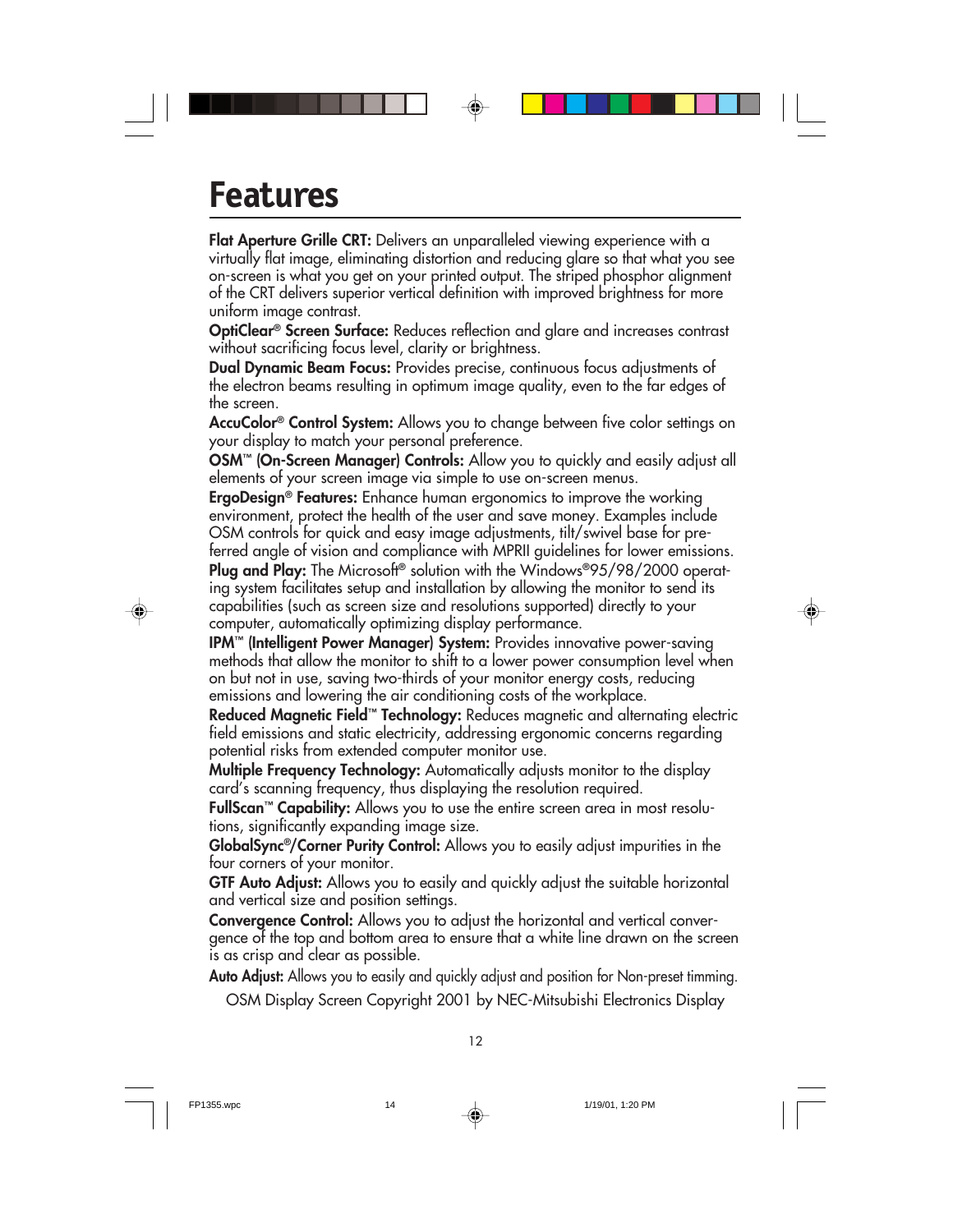# Features

**Flat Aperture Grille CRT:** Delivers an unparalleled viewing experience with a virtually flat image, eliminating distortion and reducing glare so that what you see on-screen is what you get on your printed output. The striped phosphor alignment of the CRT delivers superior vertical definition with improved brightness for more uniform image contrast.

**OptiClear® Screen Surface:** Reduces reflection and glare and increases contrast without sacrificing focus level, clarity or brightness.

**Dual Dynamic Beam Focus:** Provides precise, continuous focus adjustments of the electron beams resulting in optimum image quality, even to the far edges of the screen.

**AccuColor® Control System:** Allows you to change between five color settings on your display to match your personal preference.

**OSM™ (On-Screen Manager) Controls:** Allow you to quickly and easily adjust all elements of your screen image via simple to use on-screen menus.

**ErgoDesign® Features:** Enhance human ergonomics to improve the working environment, protect the health of the user and save money. Examples include OSM controls for quick and easy image adjustments, tilt/swivel base for preferred angle of vision and compliance with MPRII guidelines for lower emissions.

**Plug and Play:** The Microsoft® solution with the Windows®95/98/2000 operating system facilitates setup and installation by allowing the monitor to send its capabilities (such as screen size and resolutions supported) directly to your computer, automatically optimizing display performance.

**IPM™ (Intelligent Power Manager) System:** Provides innovative power-saving methods that allow the monitor to shift to a lower power consumption level when on but not in use, saving two-thirds of your monitor energy costs, reducing emissions and lowering the air conditioning costs of the workplace.

**Reduced Magnetic Field™ Technology:** Reduces magnetic and alternating electric field emissions and static electricity, addressing ergonomic concerns regarding potential risks from extended computer monitor use.

**Multiple Frequency Technology:** Automatically adjusts monitor to the display card's scanning frequency, thus displaying the resolution required.

**FullScan™ Capability:** Allows you to use the entire screen area in most resolutions, significantly expanding image size.

**GlobalSync®/Corner Purity Control:** Allows you to easily adjust impurities in the four corners of your monitor.

**GTF Auto Adjust:** Allows you to easily and quickly adjust the suitable horizontal and vertical size and position settings.

**Convergence Control:** Allows you to adjust the horizontal and vertical convergence of the top and bottom area to ensure that a white line drawn on the screen is as crisp and clear as possible.

**Auto Adjust:** Allows you to easily and quickly adjust and position for Non-preset timming.

OSM Display Screen Copyright 2001 by NEC-Mitsubishi Electronics Display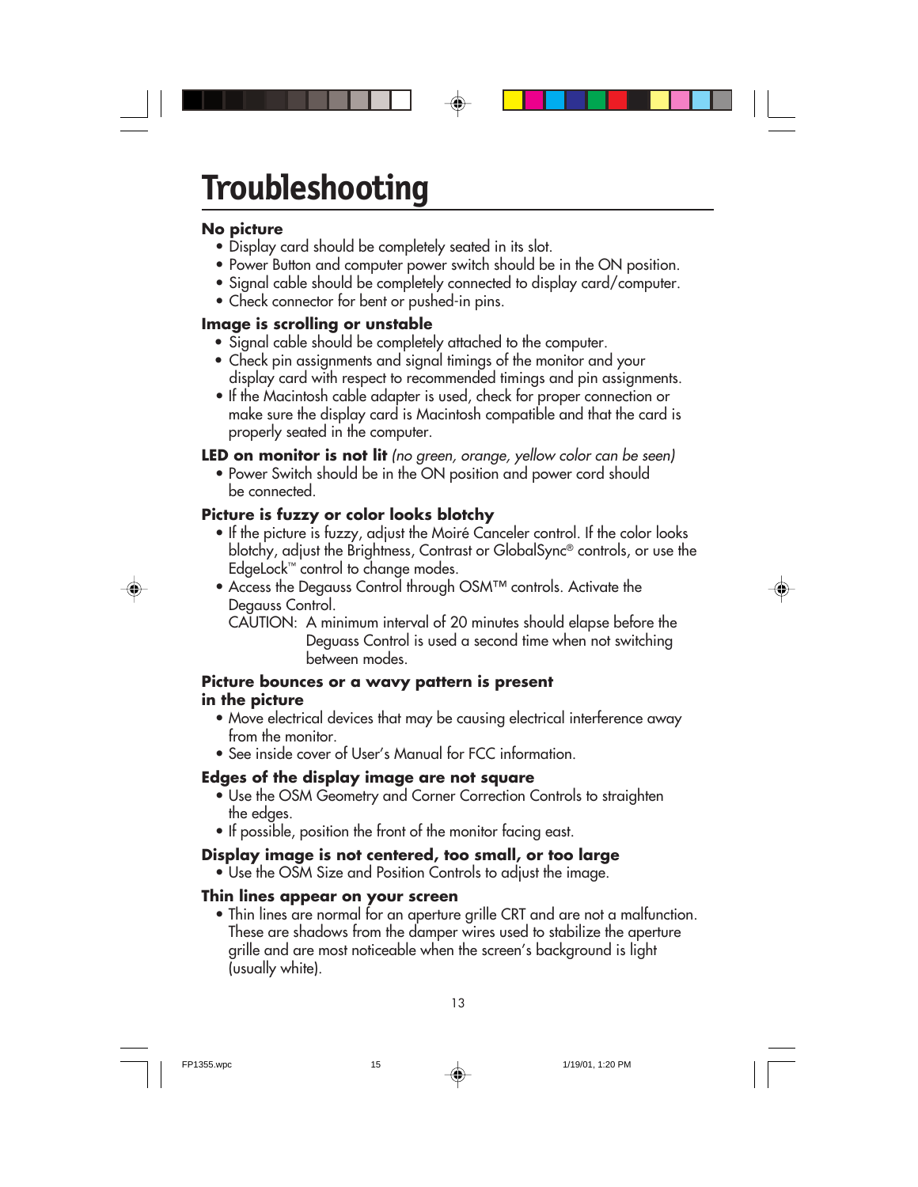# Troubleshooting

**No picture**

- Display card should be completely seated in its slot.
- Power Button and computer power switch should be in the ON position.
- Signal cable should be completely connected to display card/computer.
- Check connector for bent or pushed-in pins.

**Image is scrolling or unstable**

- Signal cable should be completely attached to the computer.
- Check pin assignments and signal timings of the monitor and your display card with respect to recommended timings and pin assignments.
- If the Macintosh cable adapter is used, check for proper connection or make sure the display card is Macintosh compatible and that the card is properly seated in the computer.

**LED on monitor is not lit** *(no green, orange, yellow color can be seen)*

- Power Switch should be in the ON position and power cord should be connected.

**Picture is fuzzy or color looks blotchy**

- If the picture is fuzzy, adjust the Moiré Canceler control. If the color looks blotchy, adjust the Brightness, Contrast or GlobalSync® controls, or use the EdgeLock™ control to change modes.
- Access the Degauss Control through OSM™ controls. Activate the Degauss Control.

  CAUTION: A minimum interval of 20 minutes should elapse before the Deguass Control is used a second time when not switching between modes.

**Picture bounces or a wavy pattern is present in the picture**

- Move electrical devices that may be causing electrical interference away from the monitor.
- See inside cover of User's Manual for FCC information.

**Edges of the display image are not square**

- Use the OSM Geometry and Corner Correction Controls to straighten the edges.
- If possible, position the front of the monitor facing east.

**Display image is not centered, too small, or too large**

- Use the OSM Size and Position Controls to adjust the image.

**Thin lines appear on your screen**

- Thin lines are normal for an aperture grille CRT and are not a malfunction. These are shadows from the damper wires used to stabilize the aperture grille and are most noticeable when the screen's background is light (usually white).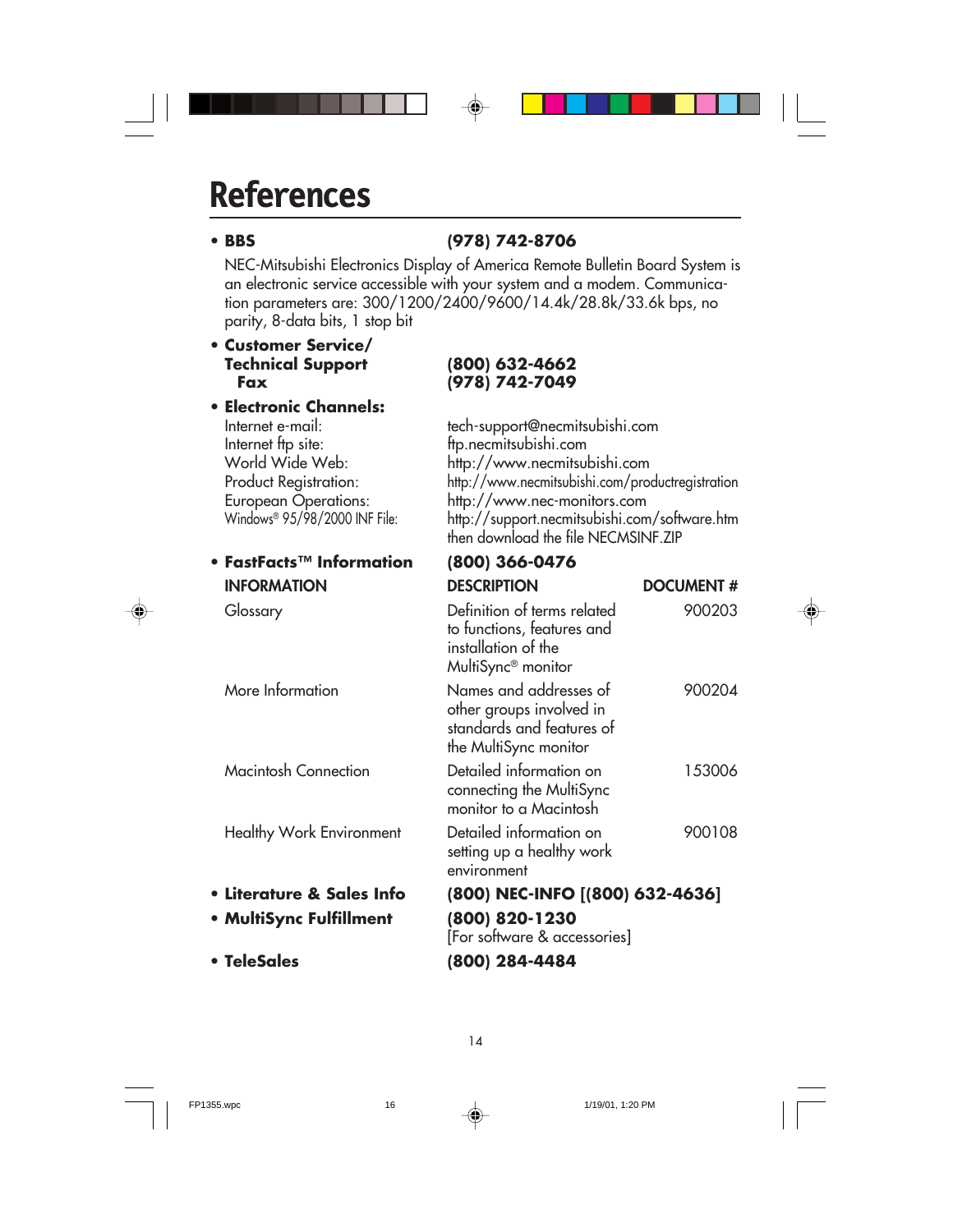# References

- **BBS** **(978) 742-8706**

  NEC-Mitsubishi Electronics Display of America Remote Bulletin Board System is an electronic service accessible with your system and a modem. Communication parameters are: 300/1200/2400/9600/14.4k/28.8k/33.6k bps, no parity, 8-data bits, 1 stop bit

- **Customer Service/ Technical Support** **(800) 632-4662**
  **Fax** **(978) 742-7049**

- **Electronic Channels:**

| | |
|---|---|
| Internet e-mail: | tech-support@necmitsubishi.com |
| Internet ftp site: | ftp.necmitsubishi.com |
| World Wide Web: | http://www.necmitsubishi.com |
| Product Registration: | http://www.necmitsubishi.com/productregistration |
| European Operations: | http://www.nec-monitors.com |
| Windows® 95/98/2000 INF File: | http://support.necmitsubishi.com/software.htm then download the file NECMSINF.ZIP |

- **FastFacts™ Information** **(800) 366-0476**

| INFORMATION | DESCRIPTION | DOCUMENT # |
|---|---|---|
| Glossary | Definition of terms related to functions, features and installation of the MultiSync® monitor | 900203 |
| More Information | Names and addresses of other groups involved in standards and features of the MultiSync monitor | 900204 |
| Macintosh Connection | Detailed information on connecting the MultiSync monitor to a Macintosh | 153006 |
| Healthy Work Environment | Detailed information on setting up a healthy work environment | 900108 |

- **Literature & Sales Info** **(800) NEC-INFO [(800) 632-4636]**
- **MultiSync Fulfillment** **(800) 820-1230**
  [For software & accessories]
- **TeleSales** **(800) 284-4484**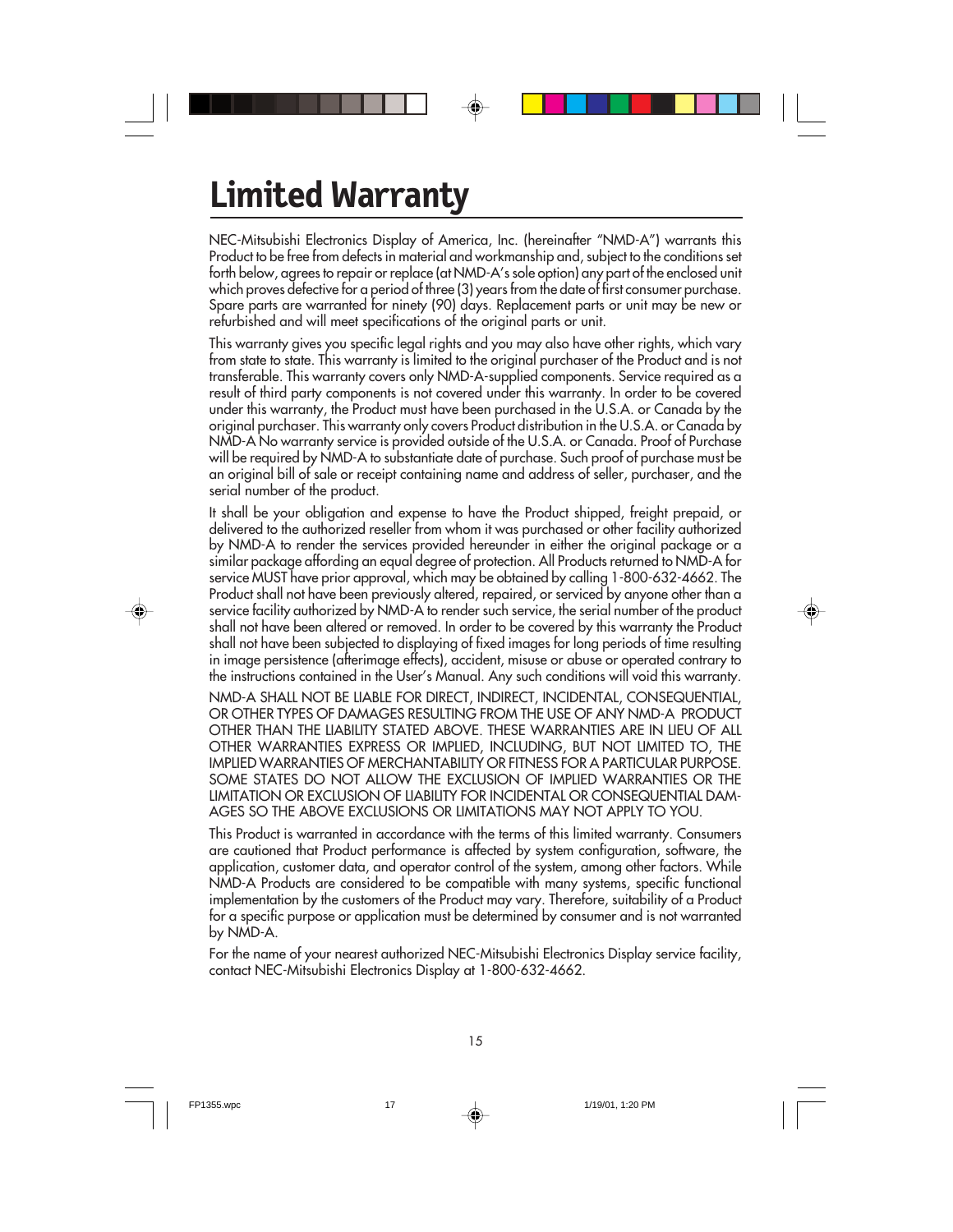# Limited Warranty

NEC-Mitsubishi Electronics Display of America, Inc. (hereinafter "NMD-A") warrants this Product to be free from defects in material and workmanship and, subject to the conditions set forth below, agrees to repair or replace (at NMD-A's sole option) any part of the enclosed unit which proves defective for a period of three (3) years from the date of first consumer purchase. Spare parts are warranted for ninety (90) days. Replacement parts or unit may be new or refurbished and will meet specifications of the original parts or unit.

This warranty gives you specific legal rights and you may also have other rights, which vary from state to state. This warranty is limited to the original purchaser of the Product and is not transferable. This warranty covers only NMD-A-supplied components. Service required as a result of third party components is not covered under this warranty. In order to be covered under this warranty, the Product must have been purchased in the U.S.A. or Canada by the original purchaser. This warranty only covers Product distribution in the U.S.A. or Canada by NMD-A No warranty service is provided outside of the U.S.A. or Canada. Proof of Purchase will be required by NMD-A to substantiate date of purchase. Such proof of purchase must be an original bill of sale or receipt containing name and address of seller, purchaser, and the serial number of the product.

It shall be your obligation and expense to have the Product shipped, freight prepaid, or delivered to the authorized reseller from whom it was purchased or other facility authorized by NMD-A to render the services provided hereunder in either the original package or a similar package affording an equal degree of protection. All Products returned to NMD-A for service MUST have prior approval, which may be obtained by calling 1-800-632-4662. The Product shall not have been previously altered, repaired, or serviced by anyone other than a service facility authorized by NMD-A to render such service, the serial number of the product shall not have been altered or removed. In order to be covered by this warranty the Product shall not have been subjected to displaying of fixed images for long periods of time resulting in image persistence (afterimage effects), accident, misuse or abuse or operated contrary to the instructions contained in the User's Manual. Any such conditions will void this warranty.

NMD-A SHALL NOT BE LIABLE FOR DIRECT, INDIRECT, INCIDENTAL, CONSEQUENTIAL, OR OTHER TYPES OF DAMAGES RESULTING FROM THE USE OF ANY NMD-A PRODUCT OTHER THAN THE LIABILITY STATED ABOVE. THESE WARRANTIES ARE IN LIEU OF ALL OTHER WARRANTIES EXPRESS OR IMPLIED, INCLUDING, BUT NOT LIMITED TO, THE IMPLIED WARRANTIES OF MERCHANTABILITY OR FITNESS FOR A PARTICULAR PURPOSE. SOME STATES DO NOT ALLOW THE EXCLUSION OF IMPLIED WARRANTIES OR THE LIMITATION OR EXCLUSION OF LIABILITY FOR INCIDENTAL OR CONSEQUENTIAL DAMAGES SO THE ABOVE EXCLUSIONS OR LIMITATIONS MAY NOT APPLY TO YOU.

This Product is warranted in accordance with the terms of this limited warranty. Consumers are cautioned that Product performance is affected by system configuration, software, the application, customer data, and operator control of the system, among other factors. While NMD-A Products are considered to be compatible with many systems, specific functional implementation by the customers of the Product may vary. Therefore, suitability of a Product for a specific purpose or application must be determined by consumer and is not warranted by NMD-A.

For the name of your nearest authorized NEC-Mitsubishi Electronics Display service facility, contact NEC-Mitsubishi Electronics Display at 1-800-632-4662.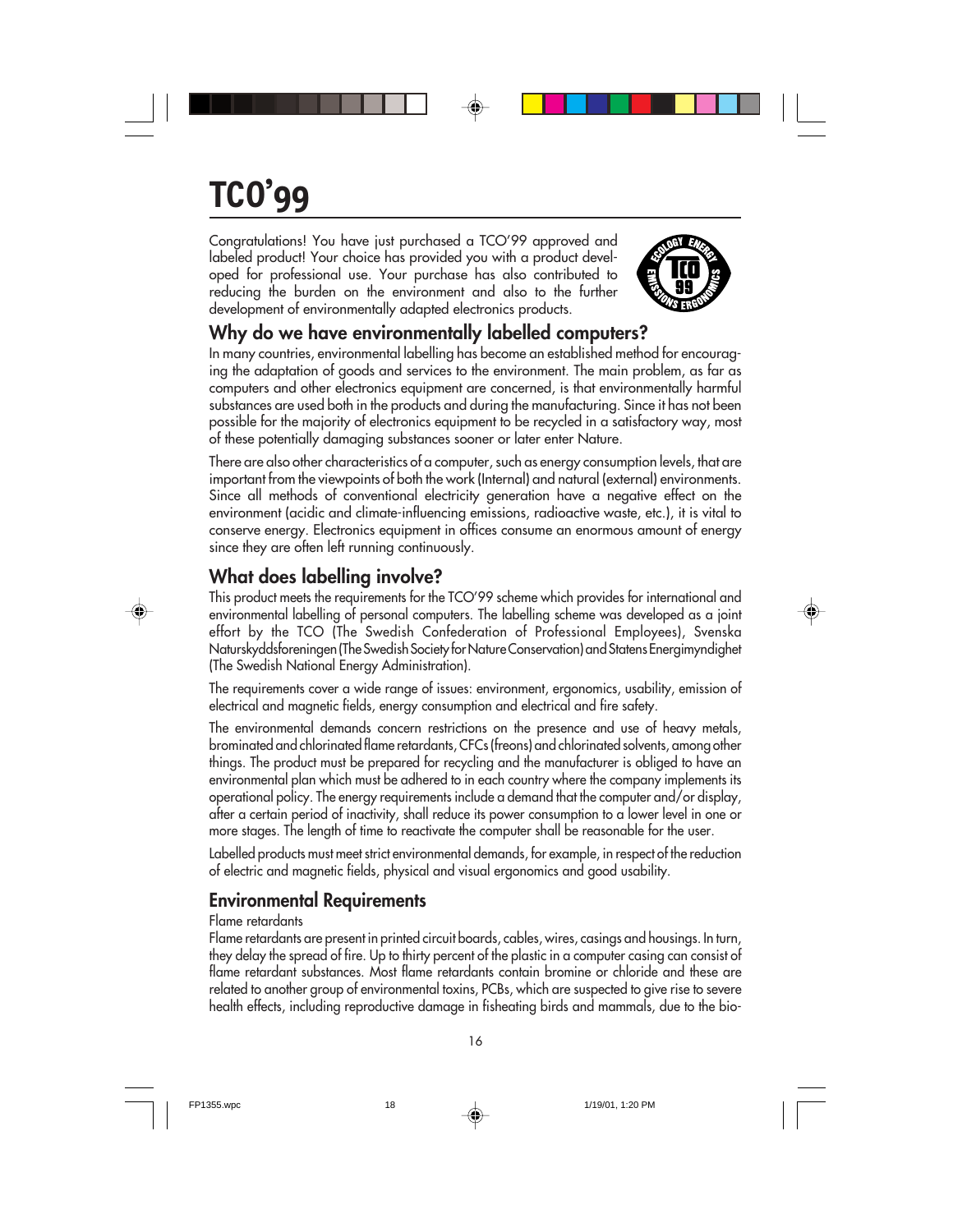# TCO'99

Congratulations! You have just purchased a TCO'99 approved and labeled product! Your choice has provided you with a product developed for professional use. Your purchase has also contributed to reducing the burden on the environment and also to the further development of environmentally adapted electronics products.

## Why do we have environmentally labelled computers?

In many countries, environmental labelling has become an established method for encouraging the adaptation of goods and services to the environment. The main problem, as far as computers and other electronics equipment are concerned, is that environmentally harmful substances are used both in the products and during the manufacturing. Since it has not been possible for the majority of electronics equipment to be recycled in a satisfactory way, most of these potentially damaging substances sooner or later enter Nature.

There are also other characteristics of a computer, such as energy consumption levels, that are important from the viewpoints of both the work (Internal) and natural (external) environments. Since all methods of conventional electricity generation have a negative effect on the environment (acidic and climate-influencing emissions, radioactive waste, etc.), it is vital to conserve energy. Electronics equipment in offices consume an enormous amount of energy since they are often left running continuously.

## What does labelling involve?

This product meets the requirements for the TCO'99 scheme which provides for international and environmental labelling of personal computers. The labelling scheme was developed as a joint effort by the TCO (The Swedish Confederation of Professional Employees), Svenska Naturskyddsforeningen (The Swedish Society for Nature Conservation) and Statens Energimyndighet (The Swedish National Energy Administration).

The requirements cover a wide range of issues: environment, ergonomics, usability, emission of electrical and magnetic fields, energy consumption and electrical and fire safety.

The environmental demands concern restrictions on the presence and use of heavy metals, brominated and chlorinated flame retardants, CFCs (freons) and chlorinated solvents, among other things. The product must be prepared for recycling and the manufacturer is obliged to have an environmental plan which must be adhered to in each country where the company implements its operational policy. The energy requirements include a demand that the computer and/or display, after a certain period of inactivity, shall reduce its power consumption to a lower level in one or more stages. The length of time to reactivate the computer shall be reasonable for the user.

Labelled products must meet strict environmental demands, for example, in respect of the reduction of electric and magnetic fields, physical and visual ergonomics and good usability.

## Environmental Requirements

Flame retardants

Flame retardants are present in printed circuit boards, cables, wires, casings and housings. In turn, they delay the spread of fire. Up to thirty percent of the plastic in a computer casing can consist of flame retardant substances. Most flame retardants contain bromine or chloride and these are related to another group of environmental toxins, PCBs, which are suspected to give rise to severe health effects, including reproductive damage in fisheating birds and mammals, due to the bio-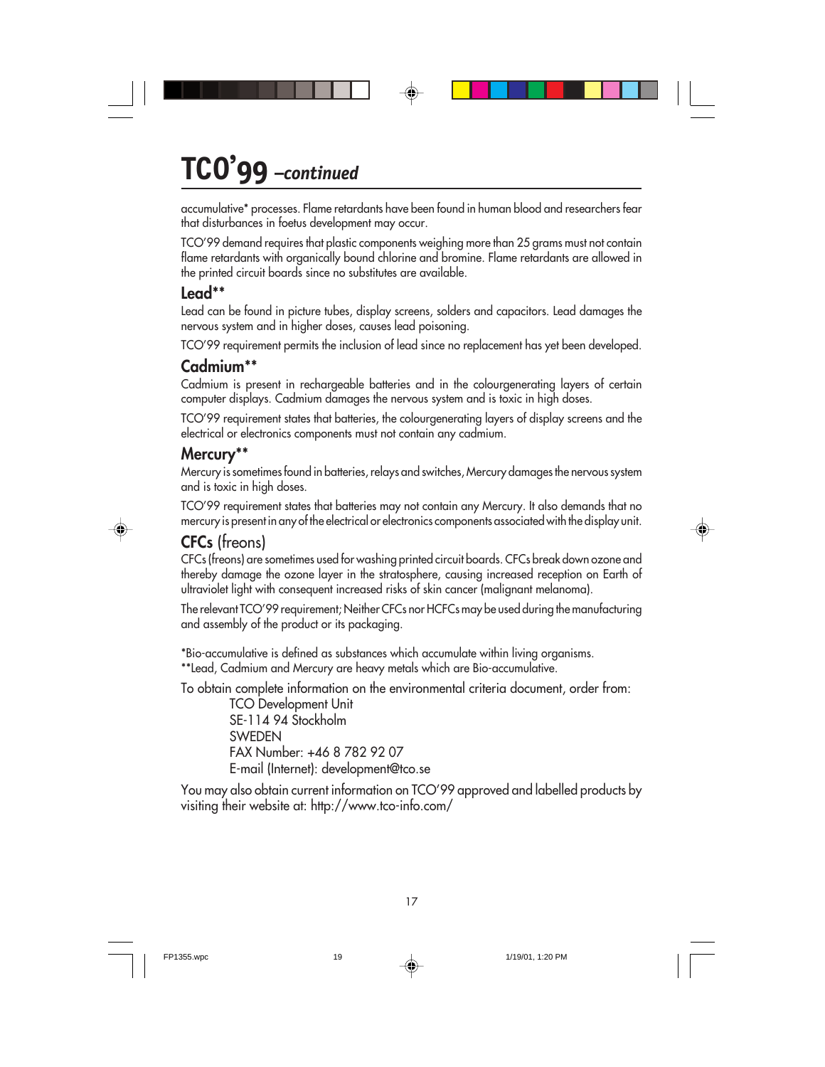# TCO'99 *–continued*

accumulative* processes. Flame retardants have been found in human blood and researchers fear that disturbances in foetus development may occur.

TCO'99 demand requires that plastic components weighing more than 25 grams must not contain flame retardants with organically bound chlorine and bromine. Flame retardants are allowed in the printed circuit boards since no substitutes are available.

## Lead**

Lead can be found in picture tubes, display screens, solders and capacitors. Lead damages the nervous system and in higher doses, causes lead poisoning.

TCO'99 requirement permits the inclusion of lead since no replacement has yet been developed.

## Cadmium**

Cadmium is present in rechargeable batteries and in the colourgenerating layers of certain computer displays. Cadmium damages the nervous system and is toxic in high doses.

TCO'99 requirement states that batteries, the colourgenerating layers of display screens and the electrical or electronics components must not contain any cadmium.

## Mercury**

Mercury is sometimes found in batteries, relays and switches, Mercury damages the nervous system and is toxic in high doses.

TCO'99 requirement states that batteries may not contain any Mercury. It also demands that no mercury is present in any of the electrical or electronics components associated with the display unit.

## CFCs (freons)

CFCs (freons) are sometimes used for washing printed circuit boards. CFCs break down ozone and thereby damage the ozone layer in the stratosphere, causing increased reception on Earth of ultraviolet light with consequent increased risks of skin cancer (malignant melanoma).

The relevant TCO'99 requirement; Neither CFCs nor HCFCs may be used during the manufacturing and assembly of the product or its packaging.

*Bio-accumulative is defined as substances which accumulate within living organisms.
**Lead, Cadmium and Mercury are heavy metals which are Bio-accumulative.

To obtain complete information on the environmental criteria document, order from:

TCO Development Unit
SE-114 94 Stockholm
SWEDEN
FAX Number: +46 8 782 92 07
E-mail (Internet): development@tco.se

You may also obtain current information on TCO'99 approved and labelled products by visiting their website at: http://www.tco-info.com/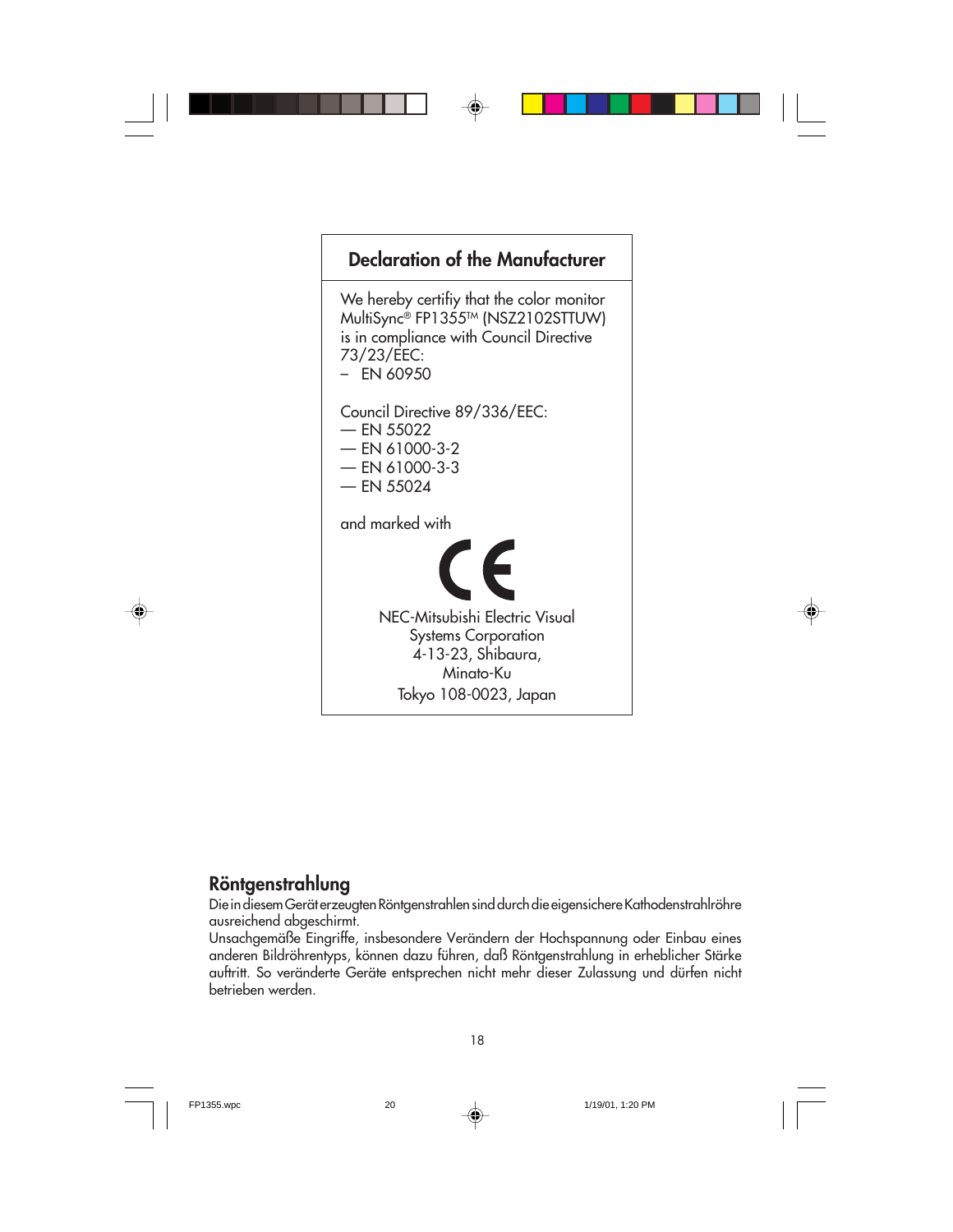## Declaration of the Manufacturer

We hereby certifiy that the color monitor MultiSync® FP1355™ (NSZ2102STTUW) is in compliance with Council Directive 73/23/EEC:

– EN 60950

Council Directive 89/336/EEC:

— EN 55022
— EN 61000-3-2
— EN 61000-3-3
— EN 55024

and marked with

CE

NEC-Mitsubishi Electric Visual Systems Corporation
4-13-23, Shibaura,
Minato-Ku
Tokyo 108-0023, Japan

## Röntgenstrahlung

Die in diesem Gerät erzeugten Röntgenstrahlen sind durch die eigensichere Kathodenstrahlröhre ausreichend abgeschirmt.

Unsachgemäße Eingriffe, insbesondere Verändern der Hochspannung oder Einbau eines anderen Bildröhrentyps, können dazu führen, daß Röntgenstrahlung in erheblicher Stärke auftritt. So veränderte Geräte entsprechen nicht mehr dieser Zulassung und dürfen nicht betrieben werden.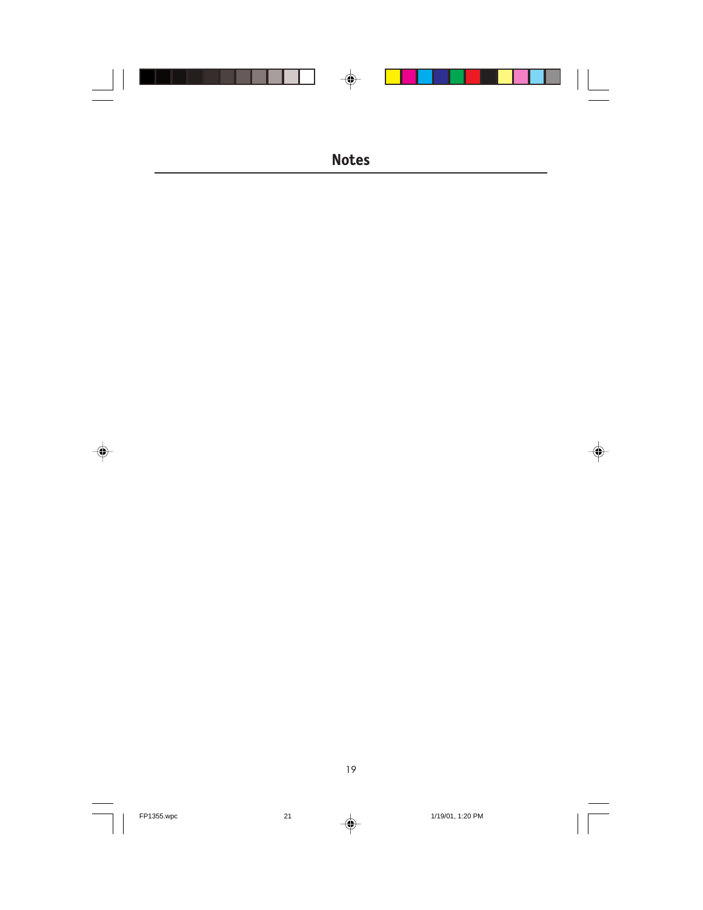# Notes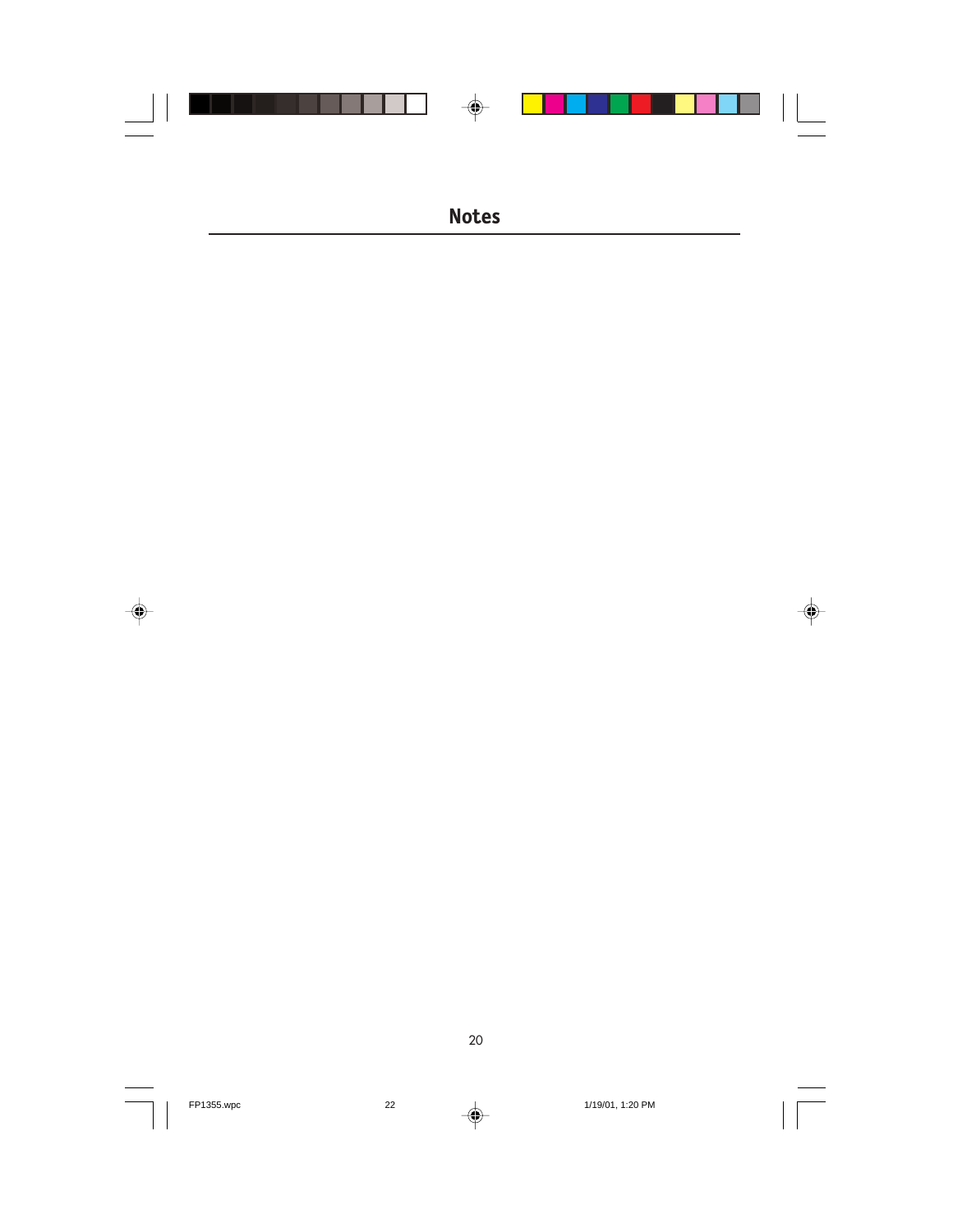# Notes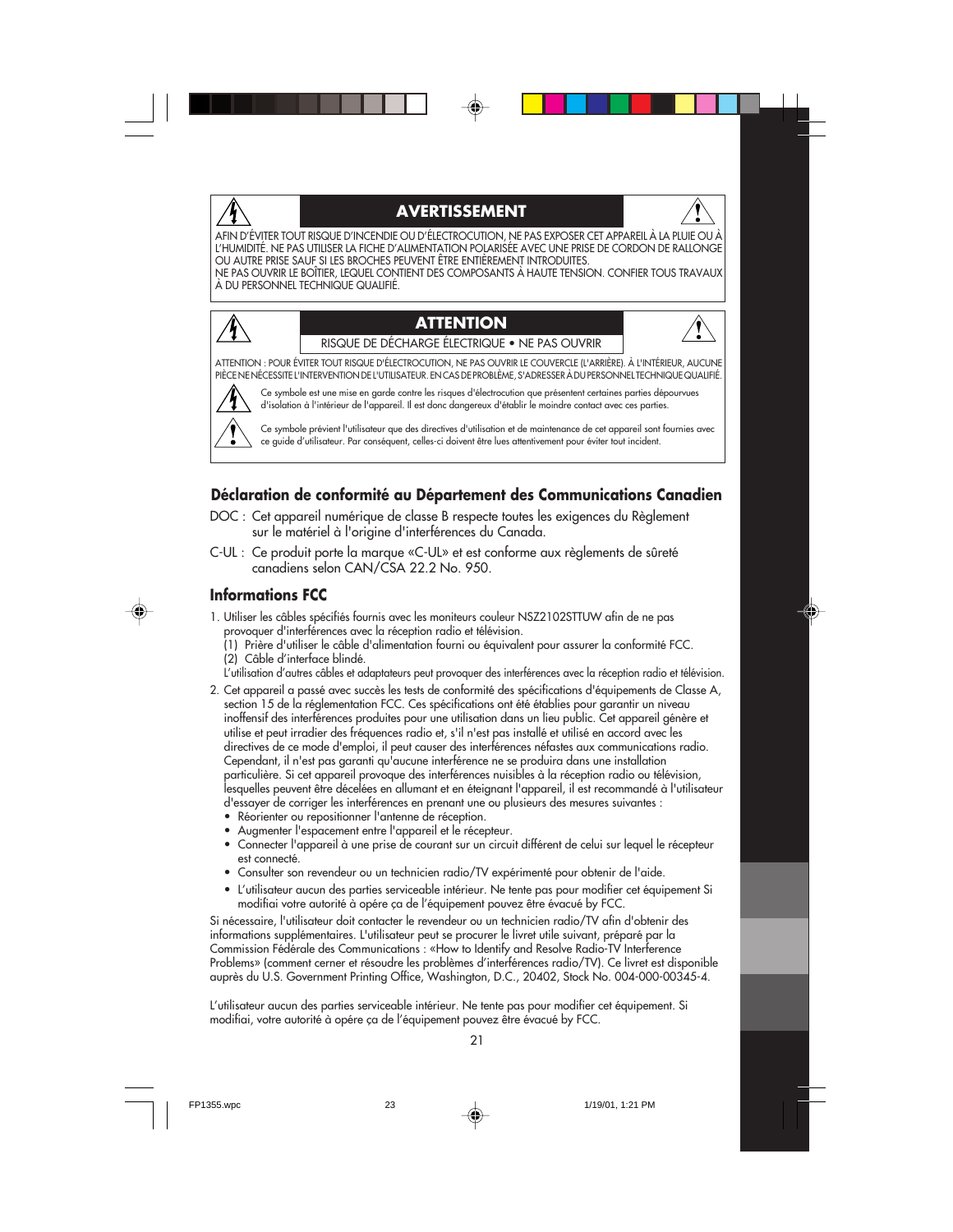## AVERTISSEMENT

AFIN D'ÉVITER TOUT RISQUE D'INCENDIE OU D'ÉLECTROCUTION, NE PAS EXPOSER CET APPAREIL À LA PLUIE OU À L'HUMIDITÉ. NE PAS UTILISER LA FICHE D'ALIMENTATION POLARISÉE AVEC UNE PRISE DE CORDON DE RALLONGE OU AUTRE PRISE SAUF SI LES BROCHES PEUVENT ÊTRE ENTIÈREMENT INTRODUITES.
NE PAS OUVRIR LE BOÎTIER, LEQUEL CONTIENT DES COMPOSANTS À HAUTE TENSION. CONFIER TOUS TRAVAUX À DU PERSONNEL TECHNIQUE QUALIFIÉ.

## ATTENTION

RISQUE DE DÉCHARGE ÉLECTRIQUE • NE PAS OUVRIR

ATTENTION : POUR ÉVITER TOUT RISQUE D'ÉLECTROCUTION, NE PAS OUVRIR LE COUVERCLE (L'ARRIÈRE). À L'INTÉRIEUR, AUCUNE PIÈCE NE NÉCESSITE L'INTERVENTION DE L'UTILISATEUR. EN CAS DE PROBLÈME, S'ADRESSER À DU PERSONNEL TECHNIQUE QUALIFIÉ.

Ce symbole est une mise en garde contre les risques d'électrocution que présentent certaines parties dépourvues d'isolation à l'intérieur de l'appareil. Il est donc dangereux d'établir le moindre contact avec ces parties.

Ce symbole prévient l'utilisateur que des directives d'utilisation et de maintenance de cet appareil sont fournies avec ce guide d'utilisateur. Par conséquent, celles-ci doivent être lues attentivement pour éviter tout incident.

## Déclaration de conformité au Département des Communications Canadien

DOC : Cet appareil numérique de classe B respecte toutes les exigences du Règlement sur le matériel à l'origine d'interférences du Canada.

C-UL : Ce produit porte la marque «C-UL» et est conforme aux règlements de sûreté canadiens selon CAN/CSA 22.2 No. 950.

## Informations FCC

1. Utiliser les câbles spécifiés fournis avec les moniteurs couleur NSZ2102STTUW afin de ne pas provoquer d'interférences avec la réception radio et télévision.
   (1) Prière d'utiliser le câble d'alimentation fourni ou équivalent pour assurer la conformité FCC.
   (2) Câble d'interface blindé.
   L'utilisation d'autres câbles et adaptateurs peut provoquer des interférences avec la réception radio et télévision.
2. Cet appareil a passé avec succès les tests de conformité des spécifications d'équipements de Classe A, section 15 de la réglementation FCC. Ces spécifications ont été établies pour garantir un niveau inoffensif des interférences produites pour une utilisation dans un lieu public. Cet appareil génère et utilise et peut irradier des fréquences radio et, s'il n'est pas installé et utilisé en accord avec les directives de ce mode d'emploi, il peut causer des interférences néfastes aux communications radio. Cependant, il n'est pas garanti qu'aucune interférence ne se produira dans une installation particulière. Si cet appareil provoque des interférences nuisibles à la réception radio ou télévision, lesquelles peuvent être décelées en allumant et en éteignant l'appareil, il est recommandé à l'utilisateur d'essayer de corriger les interférences en prenant une ou plusieurs des mesures suivantes :
   - Réorienter ou repositionner l'antenne de réception.
   - Augmenter l'espacement entre l'appareil et le récepteur.
   - Connecter l'appareil à une prise de courant sur un circuit différent de celui sur lequel le récepteur est connecté.
   - Consulter son revendeur ou un technicien radio/TV expérimenté pour obtenir de l'aide.
   - L'utilisateur aucun des parties serviceable intérieur. Ne tente pas pour modifier cet équipement Si modifiai votre autorité à opére ça de l'équipement pouvez être évacué by FCC.

Si nécessaire, l'utilisateur doit contacter le revendeur ou un technicien radio/TV afin d'obtenir des informations supplémentaires. L'utilisateur peut se procurer le livret utile suivant, préparé par la Commission Fédérale des Communications : «How to Identify and Resolve Radio-TV Interference Problems» (comment cerner et résoudre les problèmes d'interférences radio/TV). Ce livret est disponible auprès du U.S. Government Printing Office, Washington, D.C., 20402, Stock No. 004-000-00345-4.

L'utilisateur aucun des parties serviceable intérieur. Ne tente pas pour modifier cet équipement. Si modifiai, votre autorité à opére ça de l'équipement pouvez être évacué by FCC.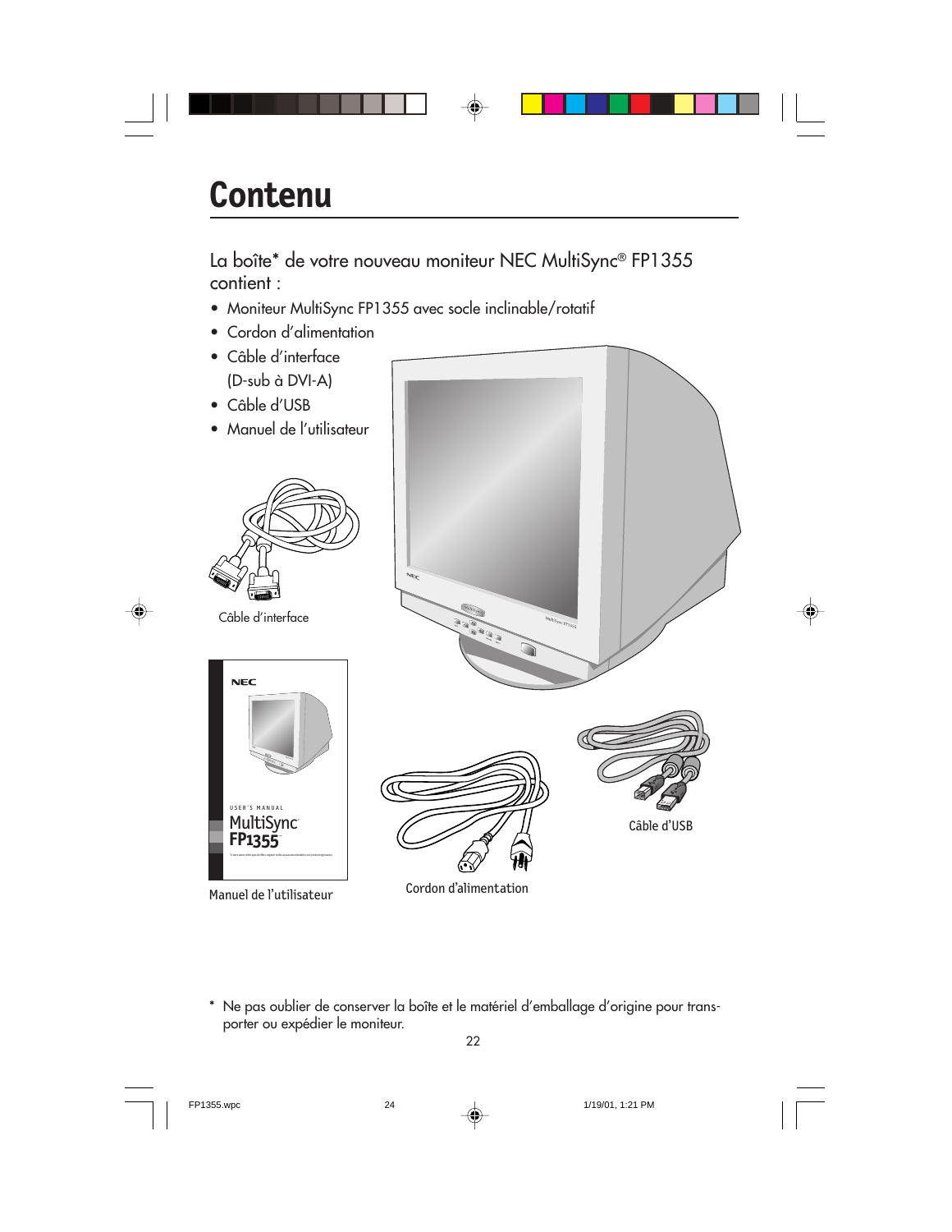# Contenu

La boîte* de votre nouveau moniteur NEC MultiSync® FP1355 contient :

- Moniteur MultiSync FP1355 avec socle inclinable/rotatif
- Cordon d'alimentation
- Câble d'interface (D-sub à DVI-A)
- Câble d'USB
- Manuel de l'utilisateur

Câble d'interface

Manuel de l'utilisateur

Cordon d'alimentation

Câble d'USB

\* Ne pas oublier de conserver la boîte et le matériel d'emballage d'origine pour transporter ou expédier le moniteur.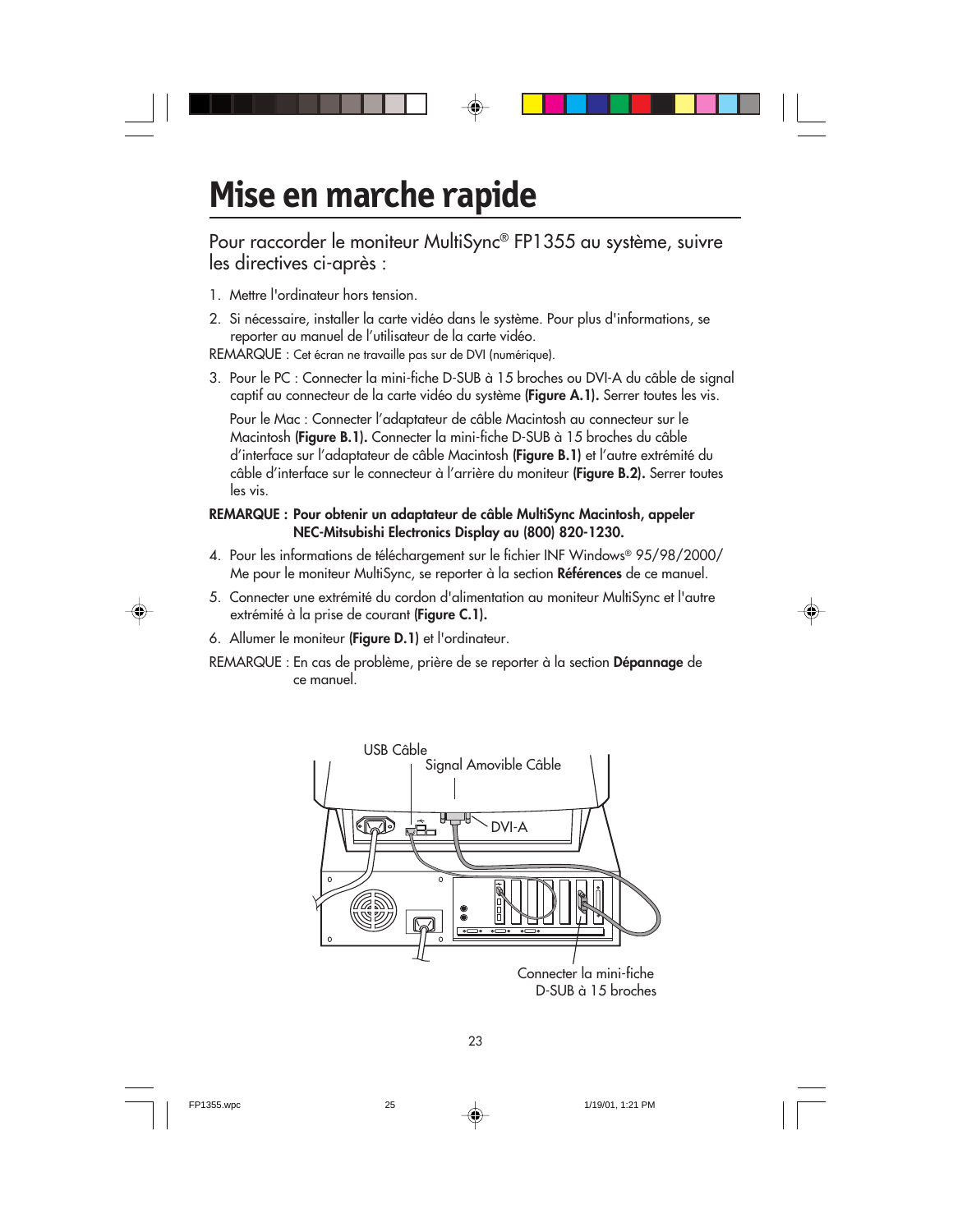// Mise en marche rapide

Pour raccorder le moniteur MultiSync® FP1355 au système, suivre les directives ci-après :

1. Mettre l'ordinateur hors tension.
2. Si nécessaire, installer la carte vidéo dans le système. Pour plus d'informations, se reporter au manuel de l'utilisateur de la carte vidéo.

REMARQUE : Cet écran ne travaille pas sur de DVI (numérique).

3. Pour le PC : Connecter la mini-fiche D-SUB à 15 broches ou DVI-A du câble de signal captif au connecteur de la carte vidéo du système **(Figure A.1).** Serrer toutes les vis.

   Pour le Mac : Connecter l'adaptateur de câble Macintosh au connecteur sur le Macintosh **(Figure B.1).** Connecter la mini-fiche D-SUB à 15 broches du câble d'interface sur l'adaptateur de câble Macintosh **(Figure B.1)** et l'autre extrémité du câble d'interface sur le connecteur à l'arrière du moniteur **(Figure B.2).** Serrer toutes les vis.

**REMARQUE : Pour obtenir un adaptateur de câble MultiSync Macintosh, appeler NEC-Mitsubishi Electronics Display au (800) 820-1230.**

4. Pour les informations de téléchargement sur le fichier INF Windows® 95/98/2000/ Me pour le moniteur MultiSync, se reporter à la section **Références** de ce manuel.
5. Connecter une extrémité du cordon d'alimentation au moniteur MultiSync et l'autre extrémité à la prise de courant **(Figure C.1).**
6. Allumer le moniteur **(Figure D.1)** et l'ordinateur.

REMARQUE : En cas de problème, prière de se reporter à la section **Dépannage** de ce manuel.

USB Câble

Signal Amovible Câble

DVI-A

Connecter la mini-fiche D-SUB à 15 broches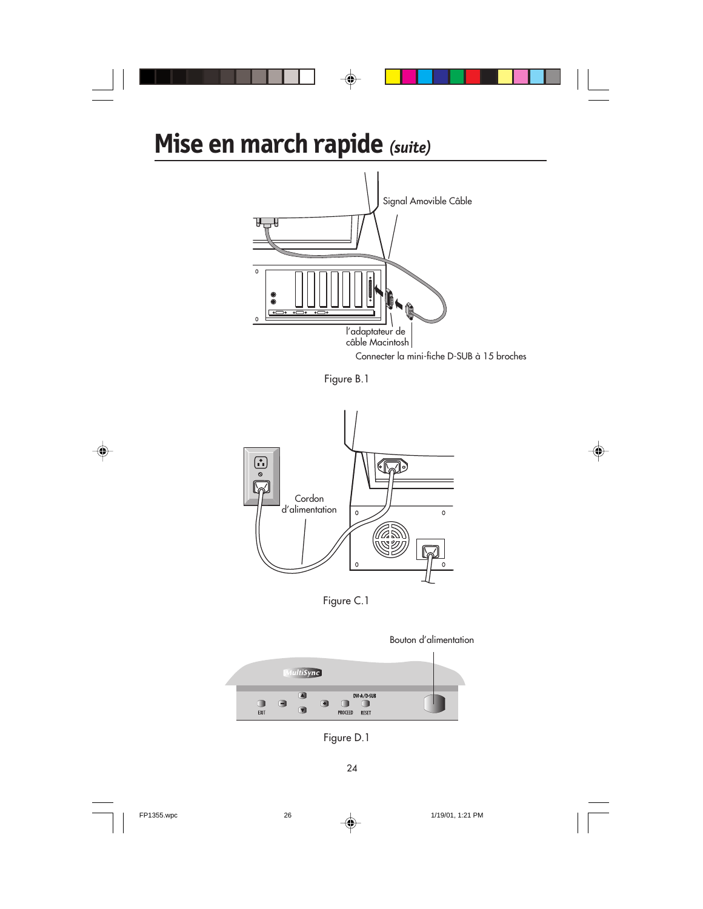# Mise en march rapide *(suite)*

Signal Amovible Câble

l'adaptateur de câble Macintosh

Connecter la mini-fiche D-SUB à 15 broches

Figure B.1

Cordon d'alimentation

Figure C.1

Bouton d'alimentation

MultiSync

EXIT PROCEED RESET DVI-A/D-SUB

Figure D.1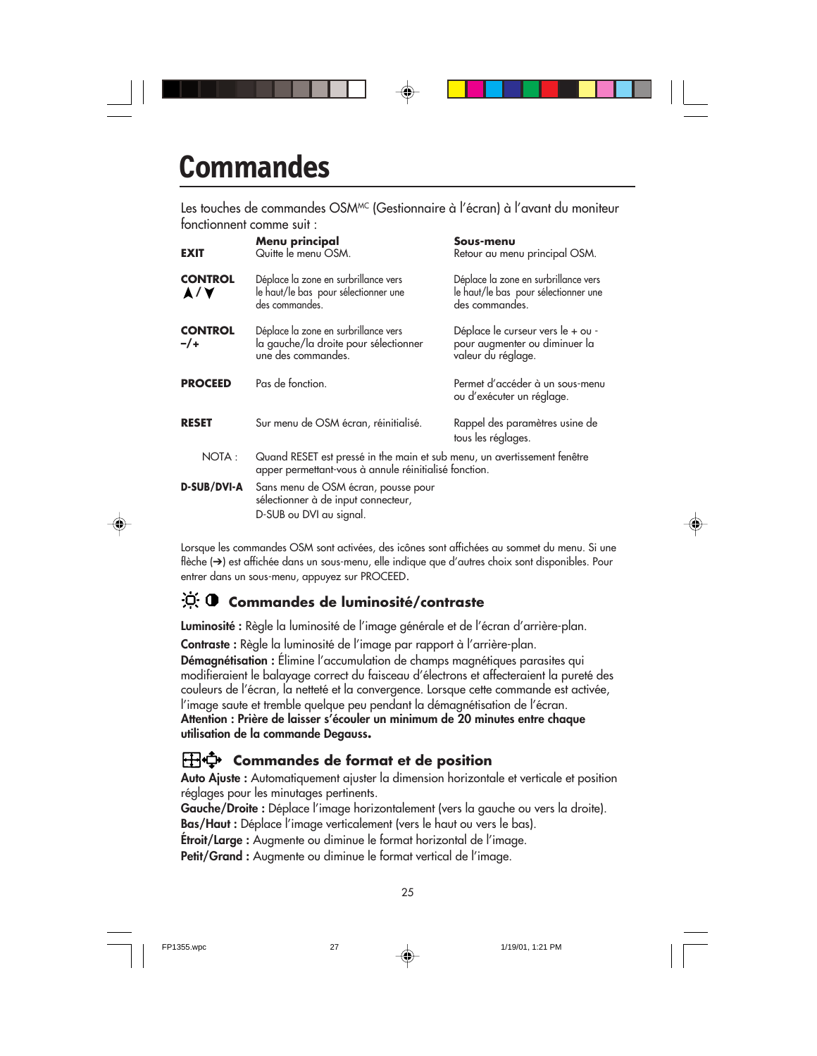# Commandes

Les touches de commandes OSM[MC] (Gestionnaire à l'écran) à l'avant du moniteur fonctionnent comme suit :

| | Menu principal | Sous-menu |
|---|---|---|
| **EXIT** | Quitte le menu OSM. | Retour au menu principal OSM. |
| **CONTROL ▲/▼** | Déplace la zone en surbrillance vers le haut/le bas pour sélectionner une des commandes. | Déplace la zone en surbrillance vers le haut/le bas pour sélectionner une des commandes. |
| **CONTROL –/+** | Déplace la zone en surbrillance vers la gauche/la droite pour sélectionner une des commandes. | Déplace le curseur vers le + ou - pour augmenter ou diminuer la valeur du réglage. |
| **PROCEED** | Pas de fonction. | Permet d'accéder à un sous-menu ou d'exécuter un réglage. |
| **RESET** | Sur menu de OSM écran, réinitialisé. | Rappel des paramètres usine de tous les réglages. |
| NOTA : | Quand RESET est pressé in the main et sub menu, un avertissement fenêtre apper permettant-vous à annule réinitialisé fonction. | |
| **D-SUB/DVI-A** | Sans menu de OSM écran, pousse pour sélectionner à de input connecteur, D-SUB ou DVI au signal. | |

Lorsque les commandes OSM sont activées, des icônes sont affichées au sommet du menu. Si une flèche (➔) est affichée dans un sous-menu, elle indique que d'autres choix sont disponibles. Pour entrer dans un sous-menu, appuyez sur PROCEED.

## Commandes de luminosité/contraste

**Luminosité :** Règle la luminosité de l'image générale et de l'écran d'arrière-plan.

**Contraste :** Règle la luminosité de l'image par rapport à l'arrière-plan.

**Démagnétisation :** Élimine l'accumulation de champs magnétiques parasites qui modifieraient le balayage correct du faisceau d'électrons et affecteraient la pureté des couleurs de l'écran, la netteté et la convergence. Lorsque cette commande est activée, l'image saute et tremble quelque peu pendant la démagnétisation de l'écran.
**Attention : Prière de laisser s'écouler un minimum de 20 minutes entre chaque utilisation de la commande Degauss.**

## Commandes de format et de position

**Auto Ajuste :** Automatiquement ajuster la dimension horizontale et verticale et position réglages pour les minutages pertinents.
**Gauche/Droite :** Déplace l'image horizontalement (vers la gauche ou vers la droite).
**Bas/Haut :** Déplace l'image verticalement (vers le haut ou vers le bas).
**Étroit/Large :** Augmente ou diminue le format horizontal de l'image.
**Petit/Grand :** Augmente ou diminue le format vertical de l'image.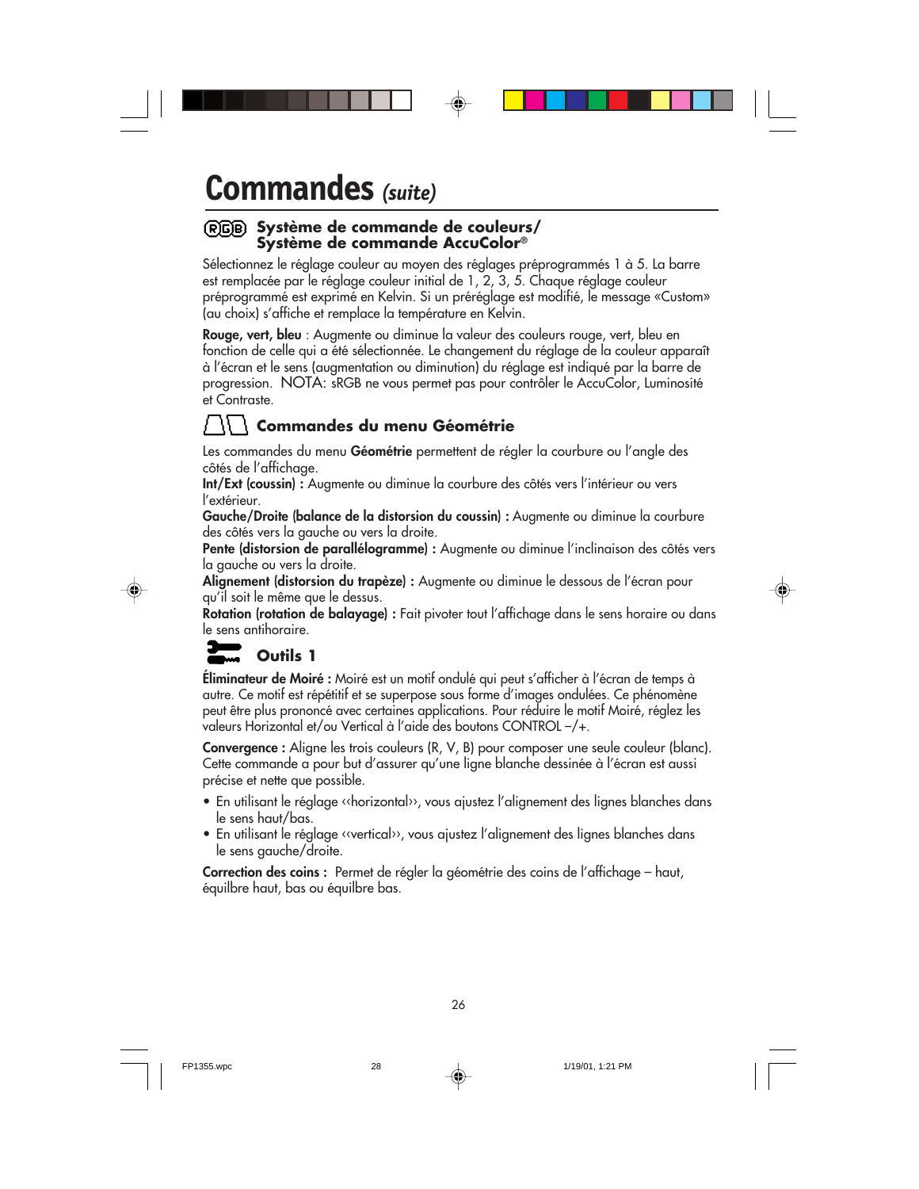# Commandes *(suite)*

## Système de commande de couleurs/ Système de commande AccuColor®

Sélectionnez le réglage couleur au moyen des réglages préprogrammés 1 à 5. La barre est remplacée par le réglage couleur initial de 1, 2, 3, 5. Chaque réglage couleur préprogrammé est exprimé en Kelvin. Si un préréglage est modifié, le message «Custom» (au choix) s'affiche et remplace la température en Kelvin.

**Rouge, vert, bleu** : Augmente ou diminue la valeur des couleurs rouge, vert, bleu en fonction de celle qui a été sélectionnée. Le changement du réglage de la couleur apparaît à l'écran et le sens (augmentation ou diminution) du réglage est indiqué par la barre de progression. NOTA: sRGB ne vous permet pas pour contrôler le AccuColor, Luminosité et Contraste.

## Commandes du menu Géométrie

Les commandes du menu **Géométrie** permettent de régler la courbure ou l'angle des côtés de l'affichage.

**Int/Ext (coussin) :** Augmente ou diminue la courbure des côtés vers l'intérieur ou vers l'extérieur.

**Gauche/Droite (balance de la distorsion du coussin) :** Augmente ou diminue la courbure des côtés vers la gauche ou vers la droite.

**Pente (distorsion de parallélogramme) :** Augmente ou diminue l'inclinaison des côtés vers la gauche ou vers la droite.

**Alignement (distorsion du trapèze) :** Augmente ou diminue le dessous de l'écran pour qu'il soit le même que le dessus.

**Rotation (rotation de balayage) :** Fait pivoter tout l'affichage dans le sens horaire ou dans le sens antihoraire.

## Outils 1

**Éliminateur de Moiré :** Moiré est un motif ondulé qui peut s'afficher à l'écran de temps à autre. Ce motif est répétitif et se superpose sous forme d'images ondulées. Ce phénomène peut être plus prononcé avec certaines applications. Pour réduire le motif Moiré, réglez les valeurs Horizontal et/ou Vertical à l'aide des boutons CONTROL –/+.

**Convergence :** Aligne les trois couleurs (R, V, B) pour composer une seule couleur (blanc). Cette commande a pour but d'assurer qu'une ligne blanche dessinée à l'écran est aussi précise et nette que possible.

- En utilisant le réglage ‹‹horizontal››, vous ajustez l'alignement des lignes blanches dans le sens haut/bas.
- En utilisant le réglage ‹‹vertical››, vous ajustez l'alignement des lignes blanches dans le sens gauche/droite.

**Correction des coins :** Permet de régler la géométrie des coins de l'affichage – haut, équilbre haut, bas ou équilbre bas.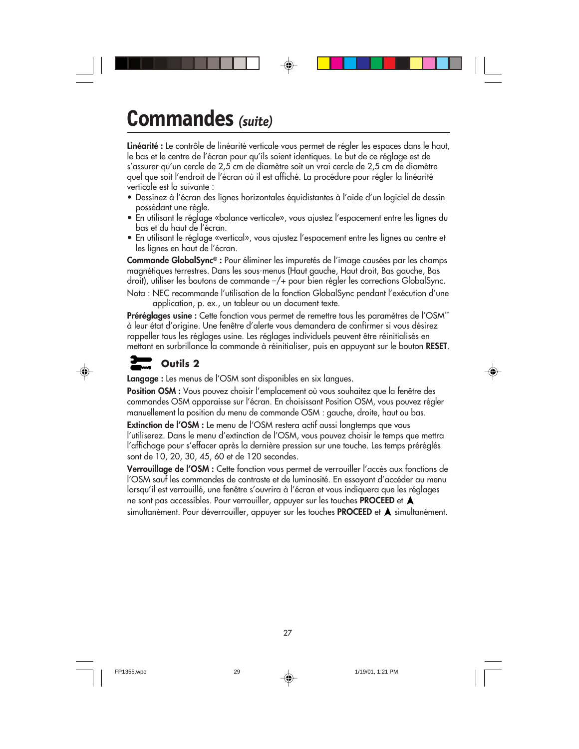# Commandes *(suite)*

**Linéarité :** Le contrôle de linéarité verticale vous permet de régler les espaces dans le haut, le bas et le centre de l'écran pour qu'ils soient identiques. Le but de ce réglage est de s'assurer qu'un cercle de 2,5 cm de diamètre soit un vrai cercle de 2,5 cm de diamètre quel que soit l'endroit de l'écran où il est affiché. La procédure pour régler la linéarité verticale est la suivante :

- Dessinez à l'écran des lignes horizontales équidistantes à l'aide d'un logiciel de dessin possédant une règle.
- En utilisant le réglage «balance verticale», vous ajustez l'espacement entre les lignes du bas et du haut de l'écran.
- En utilisant le réglage «vertical», vous ajustez l'espacement entre les lignes au centre et les lignes en haut de l'écran.

**Commande GlobalSync® :** Pour éliminer les impuretés de l'image causées par les champs magnétiques terrestres. Dans les sous-menus (Haut gauche, Haut droit, Bas gauche, Bas droit), utiliser les boutons de commande –/+ pour bien régler les corrections GlobalSync.

Nota : NEC recommande l'utilisation de la fonction GlobalSync pendant l'exécution d'une application, p. ex., un tableur ou un document texte.

**Préréglages usine :** Cette fonction vous permet de remettre tous les paramètres de l'OSM™ à leur état d'origine. Une fenêtre d'alerte vous demandera de confirmer si vous désirez rappeler tous les réglages usine. Les réglages individuels peuvent être réinitialisés en mettant en surbrillance la commande à réinitialiser, puis en appuyant sur le bouton **RESET**.

## Outils 2

**Langage :** Les menus de l'OSM sont disponibles en six langues.

**Position OSM :** Vous pouvez choisir l'emplacement où vous souhaitez que la fenêtre des commandes OSM apparaisse sur l'écran. En choisissant Position OSM, vous pouvez régler manuellement la position du menu de commande OSM : gauche, droite, haut ou bas.

**Extinction de l'OSM :** Le menu de l'OSM restera actif aussi longtemps que vous l'utiliserez. Dans le menu d'extinction de l'OSM, vous pouvez choisir le temps que mettra l'affichage pour s'effacer après la dernière pression sur une touche. Les temps préréglés sont de 10, 20, 30, 45, 60 et de 120 secondes.

**Verrouillage de l'OSM :** Cette fonction vous permet de verrouiller l'accès aux fonctions de l'OSM sauf les commandes de contraste et de luminosité. En essayant d'accéder au menu lorsqu'il est verrouillé, une fenêtre s'ouvrira à l'écran et vous indiquera que les réglages ne sont pas accessibles. Pour verrouiller, appuyer sur les touches **PROCEED** et ▲ simultanément. Pour déverrouiller, appuyer sur les touches **PROCEED** et ▲ simultanément.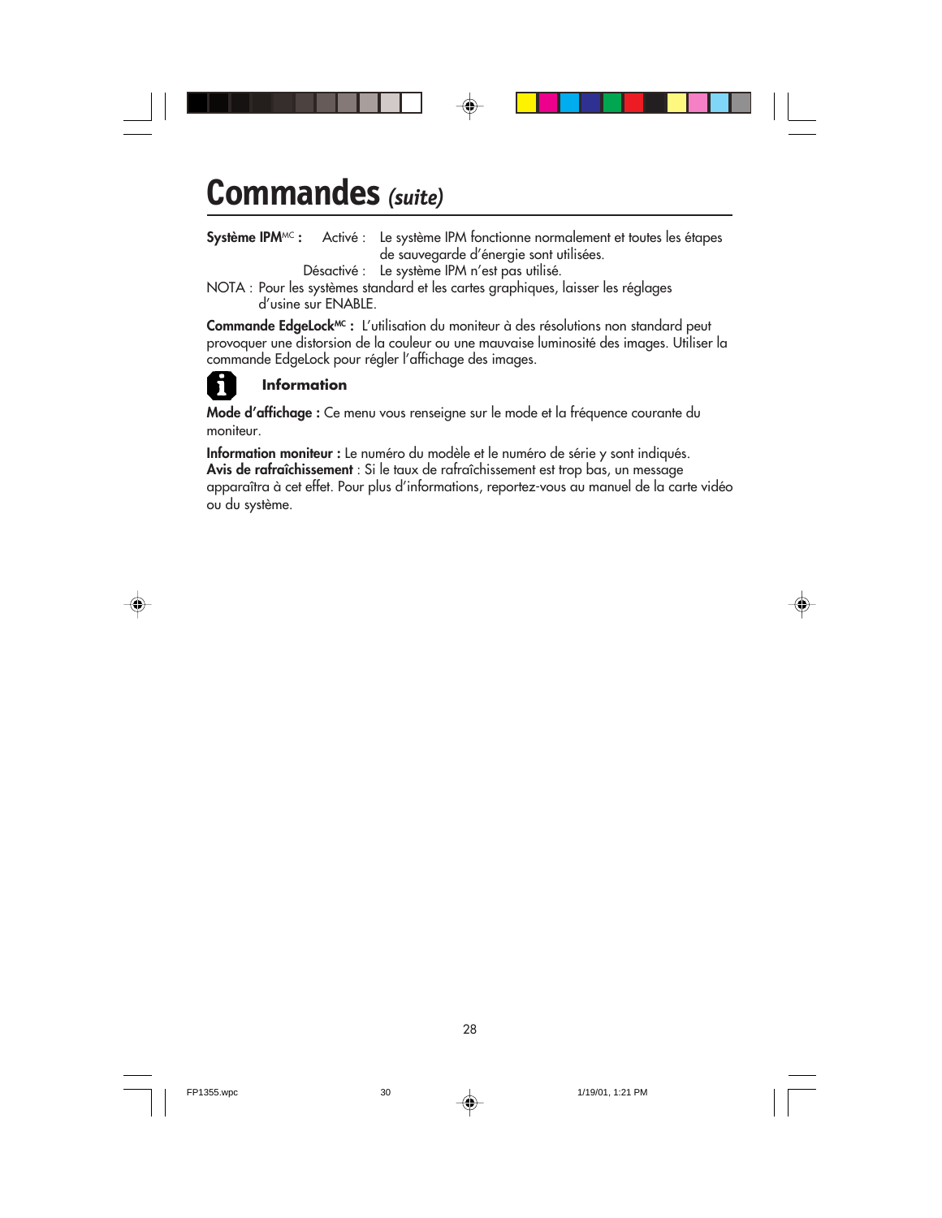# Commandes *(suite)*

**Système IPM**MC **:** Activé : Le système IPM fonctionne normalement et toutes les étapes de sauvegarde d'énergie sont utilisées.

Désactivé : Le système IPM n'est pas utilisé.

NOTA : Pour les systèmes standard et les cartes graphiques, laisser les réglages d'usine sur ENABLE.

**Commande EdgeLock**MC **:** L'utilisation du moniteur à des résolutions non standard peut provoquer une distorsion de la couleur ou une mauvaise luminosité des images. Utiliser la commande EdgeLock pour régler l'affichage des images.

### Information

**Mode d'affichage :** Ce menu vous renseigne sur le mode et la fréquence courante du moniteur.

**Information moniteur :** Le numéro du modèle et le numéro de série y sont indiqués.
**Avis de rafraîchissement** : Si le taux de rafraîchissement est trop bas, un message apparaîtra à cet effet. Pour plus d'informations, reportez-vous au manuel de la carte vidéo ou du système.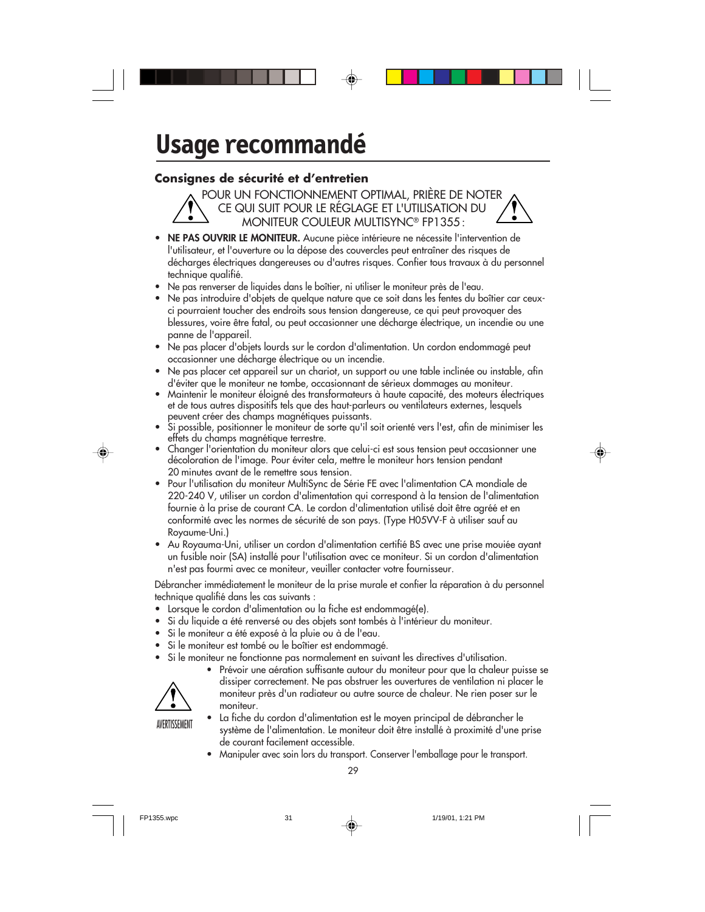# Usage recommandé

## Consignes de sécurité et d'entretien

POUR UN FONCTIONNEMENT OPTIMAL, PRIÈRE DE NOTER CE QUI SUIT POUR LE RÉGLAGE ET L'UTILISATION DU MONITEUR COULEUR MULTISYNC® FP1355 :

- **NE PAS OUVRIR LE MONITEUR.** Aucune pièce intérieure ne nécessite l'intervention de l'utilisateur, et l'ouverture ou la dépose des couvercles peut entraîner des risques de décharges électriques dangereuses ou d'autres risques. Confier tous travaux à du personnel technique qualifié.
- Ne pas renverser de liquides dans le boîtier, ni utiliser le moniteur près de l'eau.
- Ne pas introduire d'objets de quelque nature que ce soit dans les fentes du boîtier car ceux-ci pourraient toucher des endroits sous tension dangereuse, ce qui peut provoquer des blessures, voire être fatal, ou peut occasionner une décharge électrique, un incendie ou une panne de l'appareil.
- Ne pas placer d'objets lourds sur le cordon d'alimentation. Un cordon endommagé peut occasionner une décharge électrique ou un incendie.
- Ne pas placer cet appareil sur un chariot, un support ou une table inclinée ou instable, afin d'éviter que le moniteur ne tombe, occasionnant de sérieux dommages au moniteur.
- Maintenir le moniteur éloigné des transformateurs à haute capacité, des moteurs électriques et de tous autres dispositifs tels que des haut-parleurs ou ventilateurs externes, lesquels peuvent créer des champs magnétiques puissants.
- Si possible, positionner le moniteur de sorte qu'il soit orienté vers l'est, afin de minimiser les effets du champs magnétique terrestre.
- Changer l'orientation du moniteur alors que celui-ci est sous tension peut occasionner une décoloration de l'image. Pour éviter cela, mettre le moniteur hors tension pendant 20 minutes avant de le remettre sous tension.
- Pour l'utilisation du moniteur MultiSync de Série FE avec l'alimentation CA mondiale de 220-240 V, utiliser un cordon d'alimentation qui correspond à la tension de l'alimentation fournie à la prise de courant CA. Le cordon d'alimentation utilisé doit être agréé et en conformité avec les normes de sécurité de son pays. (Type H05VV-F à utiliser sauf au Royaume-Uni.)
- Au Royauma-Uni, utiliser un cordon d'alimentation certifié BS avec une prise mouiée ayant un fusible noir (5A) installé pour l'utilisation avec ce moniteur. Si un cordon d'alimentation n'est pas fourmi avec ce moniteur, veuiller contacter votre fournisseur.

Débrancher immédiatement le moniteur de la prise murale et confier la réparation à du personnel technique qualifié dans les cas suivants :

- Lorsque le cordon d'alimentation ou la fiche est endommagé(e).
- Si du liquide a été renversé ou des objets sont tombés à l'intérieur du moniteur.
- Si le moniteur a été exposé à la pluie ou à de l'eau.
- Si le moniteur est tombé ou le boîtier est endommagé.
- Si le moniteur ne fonctionne pas normalement en suivant les directives d'utilisation.

AVERTISSEMENT

- Prévoir une aération suffisante autour du moniteur pour que la chaleur puisse se dissiper correctement. Ne pas obstruer les ouvertures de ventilation ni placer le moniteur près d'un radiateur ou autre source de chaleur. Ne rien poser sur le moniteur.
- La fiche du cordon d'alimentation est le moyen principal de débrancher le système de l'alimentation. Le moniteur doit être installé à proximité d'une prise de courant facilement accessible.
- Manipuler avec soin lors du transport. Conserver l'emballage pour le transport.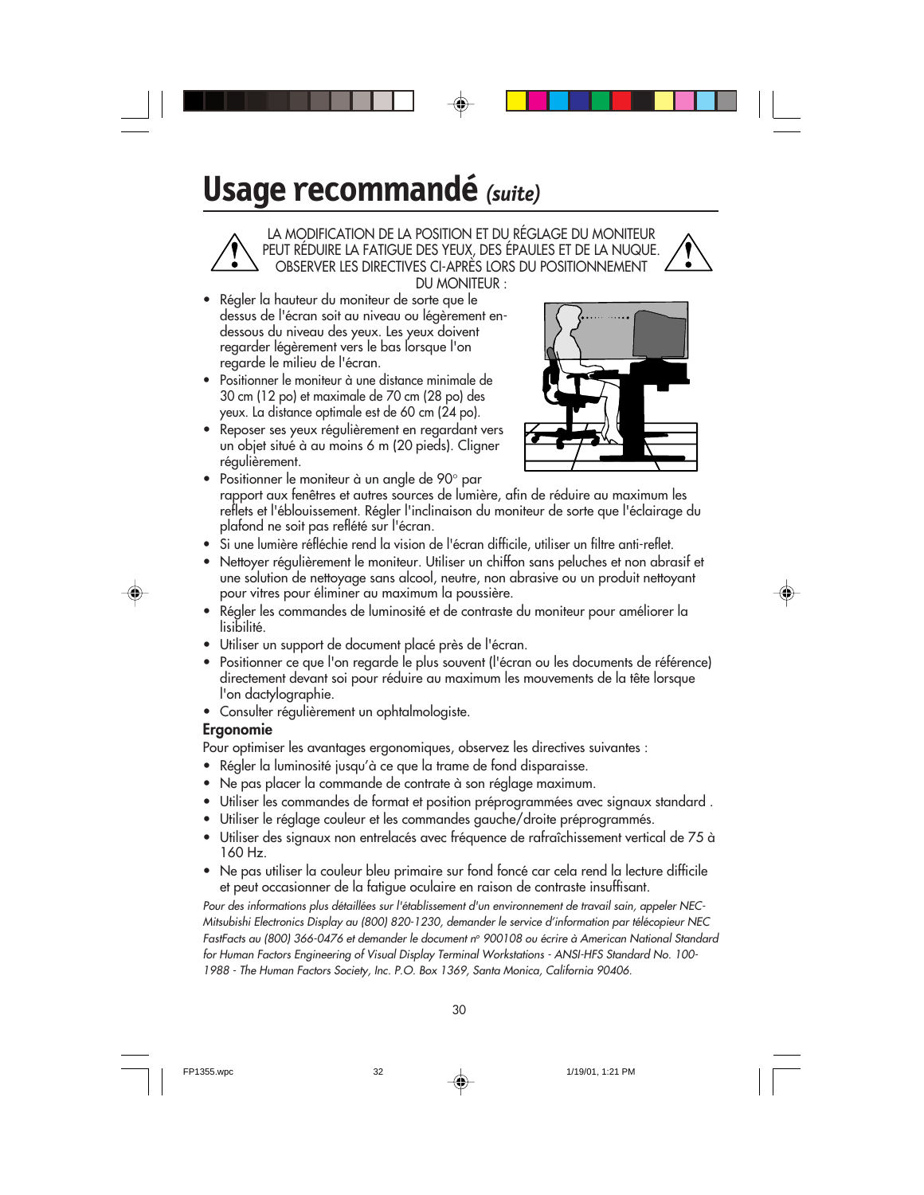# Usage recommandé *(suite)*

LA MODIFICATION DE LA POSITION ET DU RÉGLAGE DU MONITEUR PEUT RÉDUIRE LA FATIGUE DES YEUX, DES ÉPAULES ET DE LA NUQUE. OBSERVER LES DIRECTIVES CI-APRÈS LORS DU POSITIONNEMENT DU MONITEUR :

- Régler la hauteur du moniteur de sorte que le dessus de l'écran soit au niveau ou légèrement en-dessous du niveau des yeux. Les yeux doivent regarder légèrement vers le bas lorsque l'on regarde le milieu de l'écran.
- Positionner le moniteur à une distance minimale de 30 cm (12 po) et maximale de 70 cm (28 po) des yeux. La distance optimale est de 60 cm (24 po).
- Reposer ses yeux régulièrement en regardant vers un objet situé à au moins 6 m (20 pieds). Cligner régulièrement.
- Positionner le moniteur à un angle de 90° par rapport aux fenêtres et autres sources de lumière, afin de réduire au maximum les reflets et l'éblouissement. Régler l'inclinaison du moniteur de sorte que l'éclairage du plafond ne soit pas reflété sur l'écran.
- Si une lumière réfléchie rend la vision de l'écran difficile, utiliser un filtre anti-reflet.
- Nettoyer régulièrement le moniteur. Utiliser un chiffon sans peluches et non abrasif et une solution de nettoyage sans alcool, neutre, non abrasive ou un produit nettoyant pour vitres pour éliminer au maximum la poussière.
- Régler les commandes de luminosité et de contraste du moniteur pour améliorer la lisibilité.
- Utiliser un support de document placé près de l'écran.
- Positionner ce que l'on regarde le plus souvent (l'écran ou les documents de référence) directement devant soi pour réduire au maximum les mouvements de la tête lorsque l'on dactylographie.
- Consulter régulièrement un ophtalmologiste.

**Ergonomie**

Pour optimiser les avantages ergonomiques, observez les directives suivantes :

- Régler la luminosité jusqu'à ce que la trame de fond disparaisse.
- Ne pas placer la commande de contrate à son réglage maximum.
- Utiliser les commandes de format et position préprogrammées avec signaux standard .
- Utiliser le réglage couleur et les commandes gauche/droite préprogrammés.
- Utiliser des signaux non entrelacés avec fréquence de rafraîchissement vertical de 75 à 160 Hz.
- Ne pas utiliser la couleur bleu primaire sur fond foncé car cela rend la lecture difficile et peut occasionner de la fatigue oculaire en raison de contraste insuffisant.

*Pour des informations plus détaillées sur l'établissement d'un environnement de travail sain, appeler NEC-Mitsubishi Electronics Display au (800) 820-1230, demander le service d'information par télécopieur NEC FastFacts au (800) 366-0476 et demander le document n° 900108 ou écrire à American National Standard for Human Factors Engineering of Visual Display Terminal Workstations - ANSI-HFS Standard No. 100-1988 - The Human Factors Society, Inc. P.O. Box 1369, Santa Monica, California 90406.*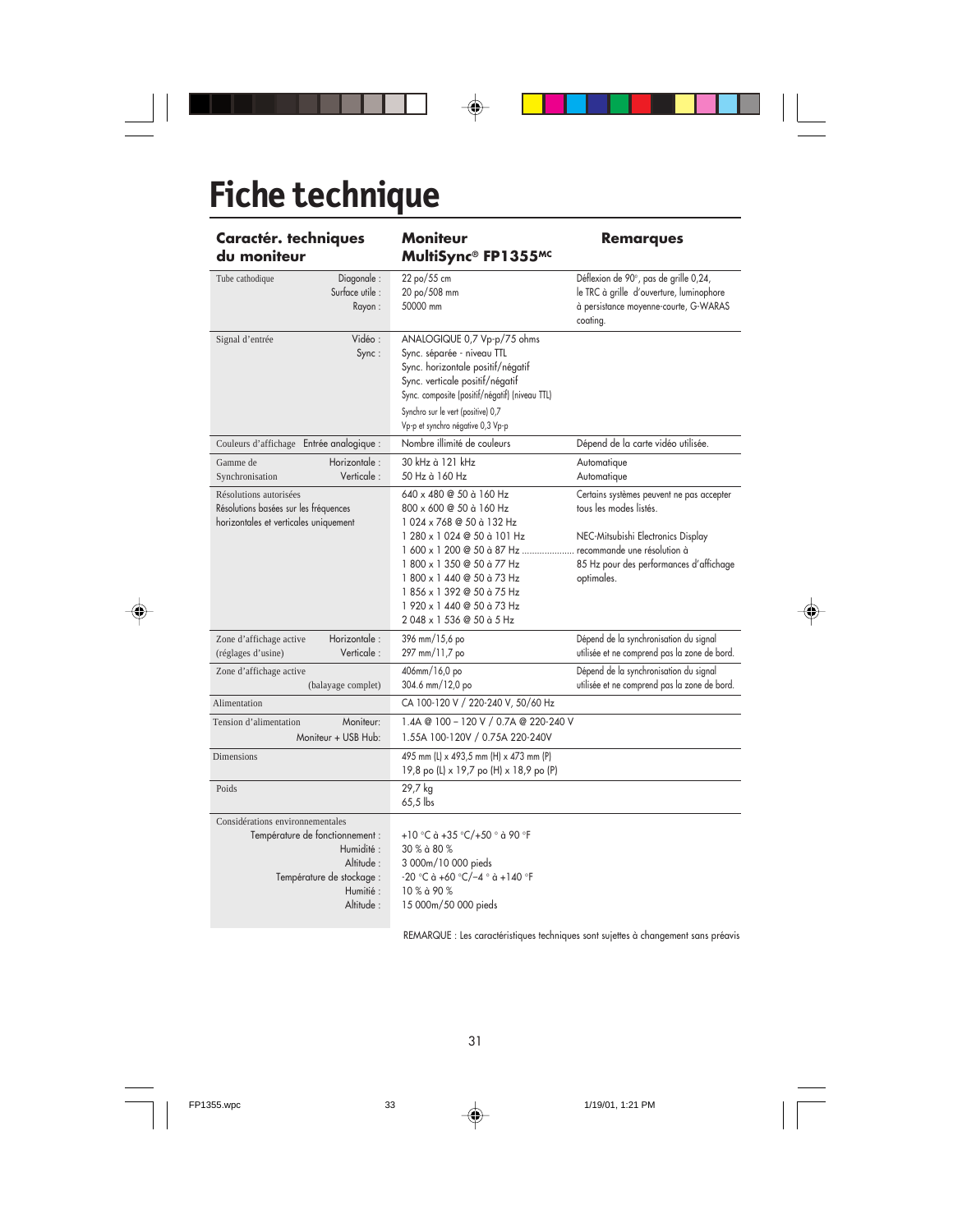# Fiche technique

| Caractér. techniques du moniteur | | Moniteur MultiSync® FP1355MC | Remarques |
|---|---|---|---|
| Tube cathodique | Diagonale :<br>Surface utile :<br>Rayon : | 22 po/55 cm<br>20 po/508 mm<br>50000 mm | Déflexion de 90°, pas de grille 0,24, le TRC à grille d'ouverture, luminophore à persistance moyenne-courte, G-WARAS coating. |
| Signal d'entrée | Vidéo :<br>Sync : | ANALOGIQUE 0,7 Vp-p/75 ohms<br>Sync. séparée - niveau TTL<br>Sync. horizontale positif/négatif<br>Sync. verticale positif/négatif<br>Sync. composite (positif/négatif) (niveau TTL)<br>Synchro sur le vert (positive) 0,7 Vp-p et synchro négative 0,3 Vp-p | |
| Couleurs d'affichage | Entrée analogique : | Nombre illimité de couleurs | Dépend de la carte vidéo utilisée. |
| Gamme de Synchronisation | Horizontale :<br>Verticale : | 30 kHz à 121 kHz<br>50 Hz à 160 Hz | Automatique<br>Automatique |
| Résolutions autorisées<br>Résolutions basées sur les fréquences horizontales et verticales uniquement | | 640 x 480 @ 50 à 160 Hz<br>800 x 600 @ 50 à 160 Hz<br>1 024 x 768 @ 50 à 132 Hz<br>1 280 x 1 024 @ 50 à 101 Hz<br>1 600 x 1 200 @ 50 à 87 Hz ....................<br>1 800 x 1 350 @ 50 à 77 Hz<br>1 800 x 1 440 @ 50 à 73 Hz<br>1 856 x 1 392 @ 50 à 75 Hz<br>1 920 x 1 440 @ 50 à 73 Hz<br>2 048 x 1 536 @ 50 à 5 Hz | Certains systèmes peuvent ne pas accepter tous les modes listés.<br><br>NEC-Mitsubishi Electronics Display recommande une résolution à 85 Hz pour des performances d'affichage optimales. |
| Zone d'affichage active (réglages d'usine) | Horizontale :<br>Verticale : | 396 mm/15,6 po<br>297 mm/11,7 po | Dépend de la synchronisation du signal utilisée et ne comprend pas la zone de bord. |
| Zone d'affichage active | (balayage complet) | 406mm/16,0 po<br>304.6 mm/12,0 po | Dépend de la synchronisation du signal utilisée et ne comprend pas la zone de bord. |
| Alimentation | | CA 100-120 V / 220-240 V, 50/60 Hz | |
| Tension d'alimentation | Moniteur:<br>Moniteur + USB Hub: | 1.4A @ 100 – 120 V / 0.7A @ 220-240 V<br>1.55A 100-120V / 0.75A 220-240V | |
| Dimensions | | 495 mm (L) x 493,5 mm (H) x 473 mm (P)<br>19,8 po (L) x 19,7 po (H) x 18,9 po (P) | |
| Poids | | 29,7 kg<br>65,5 lbs | |
| Considérations environnementales | Température de fonctionnement :<br>Humidité :<br>Altitude :<br>Température de stockage :<br>Humité :<br>Altitude : | +10 °C à +35 °C/+50 ° à 90 °F<br>30 % à 80 %<br>3 000m/10 000 pieds<br>-20 °C à +60 °C/–4 ° à +140 °F<br>10 % à 90 %<br>15 000m/50 000 pieds | |

REMARQUE : Les caractéristiques techniques sont sujettes à changement sans préavis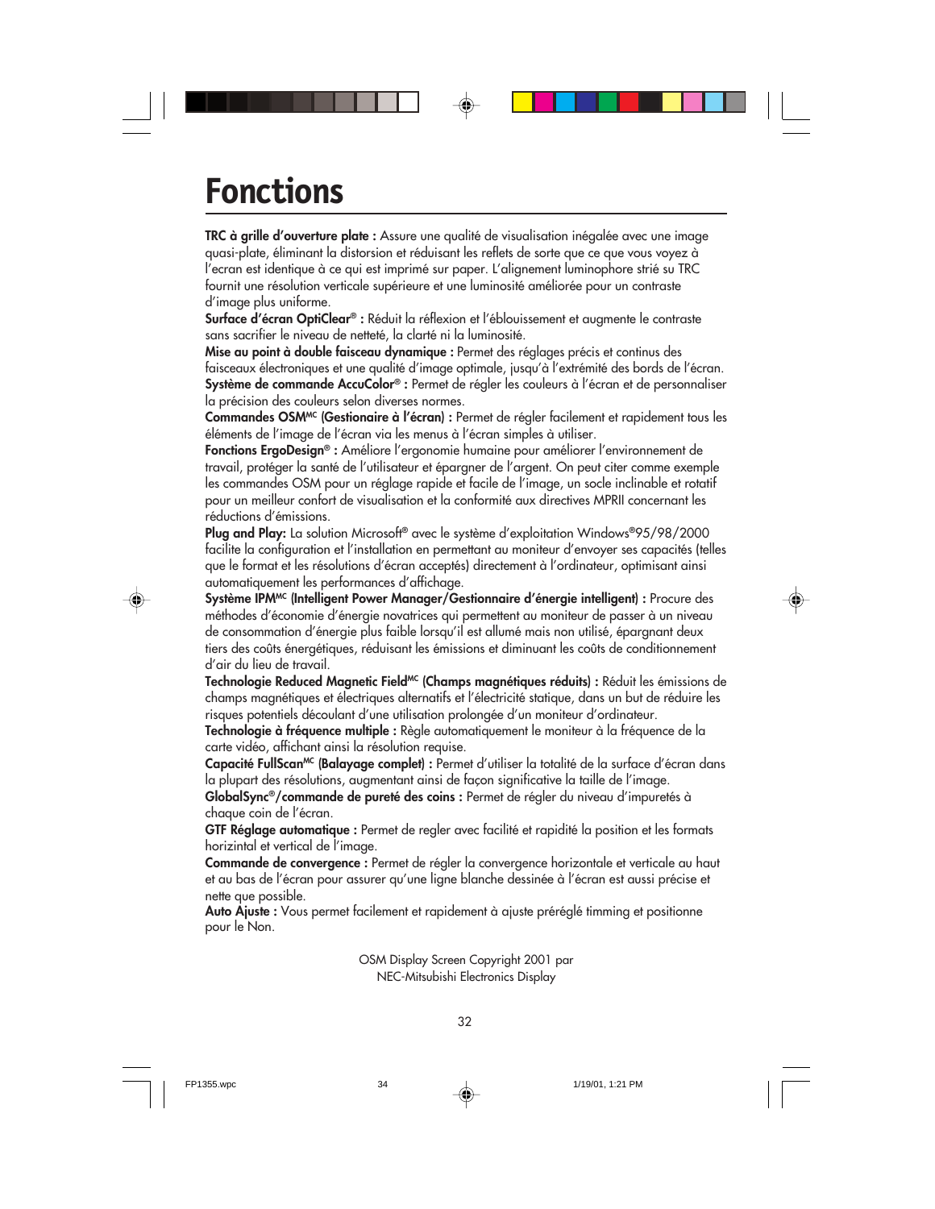# Fonctions

**TRC à grille d'ouverture plate :** Assure une qualité de visualisation inégalée avec une image quasi-plate, éliminant la distorsion et réduisant les reflets de sorte que ce que vous voyez à l'ecran est identique à ce qui est imprimé sur paper. L'alignement luminophore strié su TRC fournit une résolution verticale supérieure et une luminosité améliorée pour un contraste d'image plus uniforme.

**Surface d'écran OptiClear® :** Réduit la réflexion et l'éblouissement et augmente le contraste sans sacrifier le niveau de netteté, la clarté ni la luminosité.

**Mise au point à double faisceau dynamique :** Permet des réglages précis et continus des faisceaux électroniques et une qualité d'image optimale, jusqu'à l'extrémité des bords de l'écran.

**Système de commande AccuColor® :** Permet de régler les couleurs à l'écran et de personnaliser la précision des couleurs selon diverses normes.

**Commandes OSM^MC (Gestionaire à l'écran) :** Permet de régler facilement et rapidement tous les éléments de l'image de l'écran via les menus à l'écran simples à utiliser.

**Fonctions ErgoDesign® :** Améliore l'ergonomie humaine pour améliorer l'environnement de travail, protéger la santé de l'utilisateur et épargner de l'argent. On peut citer comme exemple les commandes OSM pour un réglage rapide et facile de l'image, un socle inclinable et rotatif pour un meilleur confort de visualisation et la conformité aux directives MPRII concernant les réductions d'émissions.

**Plug and Play:** La solution Microsoft® avec le système d'exploitation Windows®95/98/2000 facilite la configuration et l'installation en permettant au moniteur d'envoyer ses capacités (telles que le format et les résolutions d'écran acceptés) directement à l'ordinateur, optimisant ainsi automatiquement les performances d'affichage.

**Système IPM^MC (Intelligent Power Manager/Gestionnaire d'énergie intelligent) :** Procure des méthodes d'économie d'énergie novatrices qui permettent au moniteur de passer à un niveau de consommation d'énergie plus faible lorsqu'il est allumé mais non utilisé, épargnant deux tiers des coûts énergétiques, réduisant les émissions et diminuant les coûts de conditionnement d'air du lieu de travail.

**Technologie Reduced Magnetic Field^MC (Champs magnétiques réduits) :** Réduit les émissions de champs magnétiques et électriques alternatifs et l'électricité statique, dans un but de réduire les risques potentiels découlant d'une utilisation prolongée d'un moniteur d'ordinateur.

**Technologie à fréquence multiple :** Règle automatiquement le moniteur à la fréquence de la carte vidéo, affichant ainsi la résolution requise.

**Capacité FullScan^MC (Balayage complet) :** Permet d'utiliser la totalité de la surface d'écran dans la plupart des résolutions, augmentant ainsi de façon significative la taille de l'image.

**GlobalSync®/commande de pureté des coins :** Permet de régler du niveau d'impuretés à chaque coin de l'écran.

**GTF Réglage automatique :** Permet de regler avec facilité et rapidité la position et les formats horizintal et vertical de l'image.

**Commande de convergence :** Permet de régler la convergence horizontale et verticale au haut et au bas de l'écran pour assurer qu'une ligne blanche dessinée à l'écran est aussi précise et nette que possible.

**Auto Ajuste :** Vous permet facilement et rapidement à ajuste préréglé timming et positionne pour le Non.

OSM Display Screen Copyright 2001 par
NEC-Mitsubishi Electronics Display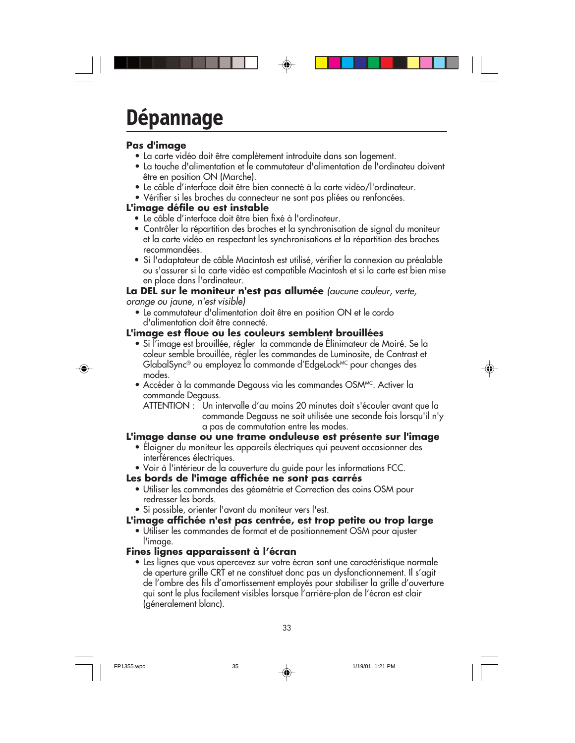# Dépannage

**Pas d'image**

- La carte vidéo doit être complètement introduite dans son logement.
- La touche d'alimentation et le commutateur d'alimentation de l'ordinateu doivent être en position ON (Marche).
- Le câble d'interface doit être bien connecté à la carte vidéo/l'ordinateur.
- Vérifier si les broches du connecteur ne sont pas pliées ou renfoncées.

**L'image défile ou est instable**

- Le câble d'interface doit être bien fixé à l'ordinateur.
- Contrôler la répartition des broches et la synchronisation de signal du moniteur et la carte vidéo en respectant les synchronisations et la répartition des broches recommandées.
- Si l'adaptateur de câble Macintosh est utilisé, vérifier la connexion au préalable ou s'assurer si la carte vidéo est compatible Macintosh et si la carte est bien mise en place dans l'ordinateur.

**La DEL sur le moniteur n'est pas allumée** *(aucune couleur, verte, orange ou jaune, n'est visible)*

- Le commutateur d'alimentation doit être en position ON et le cordo d'alimentation doit être connecté.

**L'image est floue ou les couleurs semblent brouillées**

- Si l'image est brouillée, régler la commande de Élinimateur de Moiré. Se la coleur semble brouillée, régler les commandes de Luminosite, de Contrast et GlobalSync® ou employez la commande d'EdgeLock^MC pour changes des modes.
- Accéder à la commande Degauss via les commandes OSM^MC. Activer la commande Degauss.

  ATTENTION : Un intervalle d'au moins 20 minutes doit s'écouler avant que la commande Degauss ne soit utilisée une seconde fois lorsqu'il n'y a pas de commutation entre les modes.

**L'image danse ou une trame onduleuse est présente sur l'image**

- Éloigner du moniteur les appareils électriques qui peuvent occasionner des interférences électriques.
- Voir à l'intérieur de la couverture du guide pour les informations FCC.

**Les bords de l'image affichée ne sont pas carrés**

- Utiliser les commandes des géométrie et Correction des coins OSM pour redresser les bords.
- Si possible, orienter l'avant du moniteur vers l'est.

**L'image affichée n'est pas centrée, est trop petite ou trop large**

- Utiliser les commandes de format et de positionnement OSM pour ajuster l'image.

**Fines lignes apparaissent à l'écran**

- Les lignes que vous apercevez sur votre écran sont une caractéristique normale de aperture grille CRT et ne constituet donc pas un dysfonctionnement. Il s'agit de l'ombre des fils d'amortissement employés pour stabiliser la grille d'ouverture qui sont le plus facilement visibles lorsque l'arrière-plan de l'écran est clair (géneralement blanc).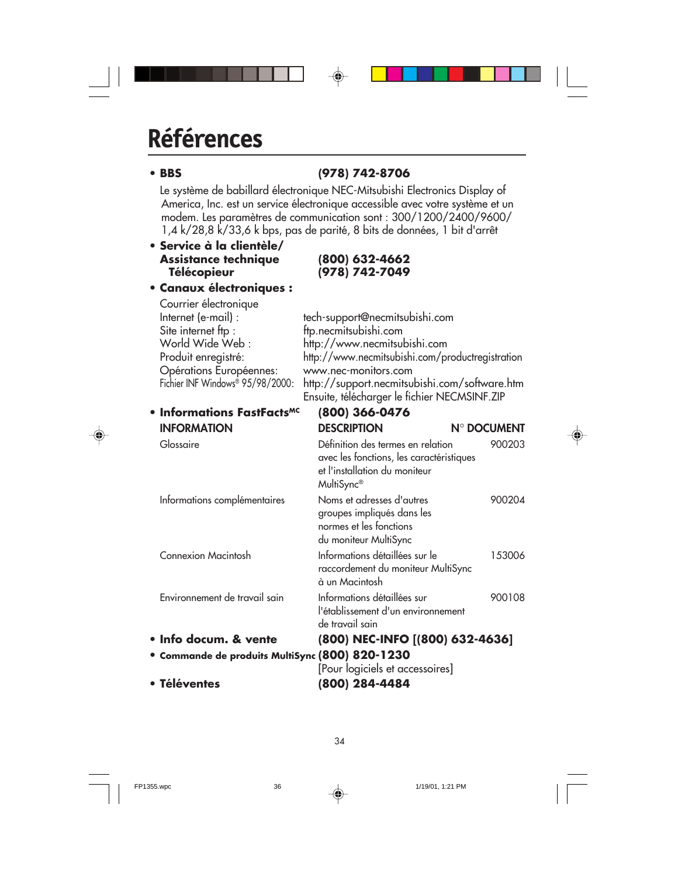# Références

- **BBS** **(978) 742-8706**

  Le système de babillard électronique NEC-Mitsubishi Electronics Display of America, Inc. est un service électronique accessible avec votre système et un modem. Les paramètres de communication sont : 300/1200/2400/9600/ 1,4 k/28,8 k/33,6 k bps, pas de parité, 8 bits de données, 1 bit d'arrêt

- **Service à la clientèle/ Assistance technique** **(800) 632-4662**
  **Télécopieur** **(978) 742-7049**

- **Canaux électroniques :**

  Courrier électronique
  Internet (e-mail) : tech-support@necmitsubishi.com
  Site internet ftp : ftp.necmitsubishi.com
  World Wide Web : http://www.necmitsubishi.com
  Produit enregistré: http://www.necmitsubishi.com/productregistration
  Opérations Européennes: www.nec-monitors.com
  Fichier INF Windows® 95/98/2000: http://support.necmitsubishi.com/software.htm
  Ensuite, télécharger le fichier NECMSINF.ZIP

- **Informations FastFacts[MC]** **(800) 366-0476**

| INFORMATION | DESCRIPTION | N° DOCUMENT |
|---|---|---|
| Glossaire | Définition des termes en relation avec les fonctions, les caractéristiques et l'installation du moniteur MultiSync® | 900203 |
| Informations complémentaires | Noms et adresses d'autres groupes impliqués dans les normes et les fonctions du moniteur MultiSync | 900204 |
| Connexion Macintosh | Informations détaillées sur le raccordement du moniteur MultiSync à un Macintosh | 153006 |
| Environnement de travail sain | Informations détaillées sur l'établissement d'un environnement de travail sain | 900108 |

- **Info docum. & vente** **(800) NEC-INFO [(800) 632-4636]**
- **Commande de produits MultiSync** **(800) 820-1230**
  [Pour logiciels et accessoires]
- **Téléventes** **(800) 284-4484**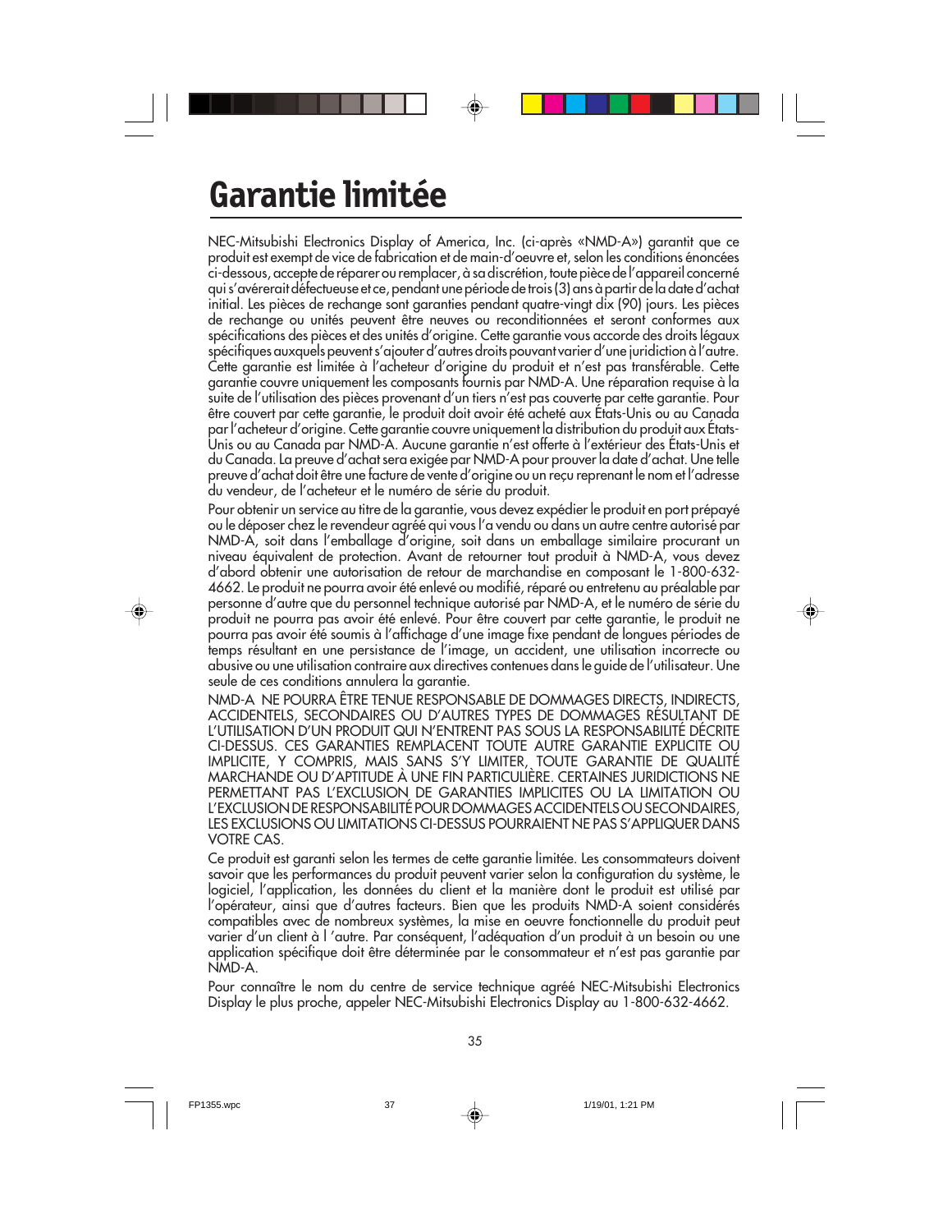# Garantie limitée

NEC-Mitsubishi Electronics Display of America, Inc. (ci-après «NMD-A») garantit que ce produit est exempt de vice de fabrication et de main-d'oeuvre et, selon les conditions énoncées ci-dessous, accepte de réparer ou remplacer, à sa discrétion, toute pièce de l'appareil concerné qui s'avérerait défectueuse et ce, pendant une période de trois (3) ans à partir de la date d'achat initial. Les pièces de rechange sont garanties pendant quatre-vingt dix (90) jours. Les pièces de rechange ou unités peuvent être neuves ou reconditionnées et seront conformes aux spécifications des pièces et des unités d'origine. Cette garantie vous accorde des droits légaux spécifiques auxquels peuvent s'ajouter d'autres droits pouvant varier d'une juridiction à l'autre. Cette garantie est limitée à l'acheteur d'origine du produit et n'est pas transférable. Cette garantie couvre uniquement les composants fournis par NMD-A. Une réparation requise à la suite de l'utilisation des pièces provenant d'un tiers n'est pas couverte par cette garantie. Pour être couvert par cette garantie, le produit doit avoir été acheté aux États-Unis ou au Canada par l'acheteur d'origine. Cette garantie couvre uniquement la distribution du produit aux États-Unis ou au Canada par NMD-A. Aucune garantie n'est offerte à l'extérieur des États-Unis et du Canada. La preuve d'achat sera exigée par NMD-A pour prouver la date d'achat. Une telle preuve d'achat doit être une facture de vente d'origine ou un reçu reprenant le nom et l'adresse du vendeur, de l'acheteur et le numéro de série du produit.

Pour obtenir un service au titre de la garantie, vous devez expédier le produit en port prépayé ou le déposer chez le revendeur agréé qui vous l'a vendu ou dans un autre centre autorisé par NMD-A, soit dans l'emballage d'origine, soit dans un emballage similaire procurant un niveau équivalent de protection. Avant de retourner tout produit à NMD-A, vous devez d'abord obtenir une autorisation de retour de marchandise en composant le 1-800-632-4662. Le produit ne pourra avoir été enlevé ou modifié, réparé ou entretenu au préalable par personne d'autre que du personnel technique autorisé par NMD-A, et le numéro de série du produit ne pourra pas avoir été enlevé. Pour être couvert par cette garantie, le produit ne pourra pas avoir été soumis à l'affichage d'une image fixe pendant de longues périodes de temps résultant en une persistance de l'image, un accident, une utilisation incorrecte ou abusive ou une utilisation contraire aux directives contenues dans le guide de l'utilisateur. Une seule de ces conditions annulera la garantie.

NMD-A NE POURRA ÊTRE TENUE RESPONSABLE DE DOMMAGES DIRECTS, INDIRECTS, ACCIDENTELS, SECONDAIRES OU D'AUTRES TYPES DE DOMMAGES RÉSULTANT DE L'UTILISATION D'UN PRODUIT QUI N'ENTRENT PAS SOUS LA RESPONSABILITÉ DÉCRITE CI-DESSUS. CES GARANTIES REMPLACENT TOUTE AUTRE GARANTIE EXPLICITE OU IMPLICITE, Y COMPRIS, MAIS SANS S'Y LIMITER, TOUTE GARANTIE DE QUALITÉ MARCHANDE OU D'APTITUDE À UNE FIN PARTICULIÈRE. CERTAINES JURIDICTIONS NE PERMETTANT PAS L'EXCLUSION DE GARANTIES IMPLICITES OU LA LIMITATION OU L'EXCLUSION DE RESPONSABILITÉ POUR DOMMAGES ACCIDENTELS OU SECONDAIRES, LES EXCLUSIONS OU LIMITATIONS CI-DESSUS POURRAIENT NE PAS S'APPLIQUER DANS VOTRE CAS.

Ce produit est garanti selon les termes de cette garantie limitée. Les consommateurs doivent savoir que les performances du produit peuvent varier selon la configuration du système, le logiciel, l'application, les données du client et la manière dont le produit est utilisé par l'opérateur, ainsi que d'autres facteurs. Bien que les produits NMD-A soient considérés compatibles avec de nombreux systèmes, la mise en oeuvre fonctionnelle du produit peut varier d'un client à l 'autre. Par conséquent, l'adéquation d'un produit à un besoin ou une application spécifique doit être déterminée par le consommateur et n'est pas garantie par NMD-A.

Pour connaître le nom du centre de service technique agréé NEC-Mitsubishi Electronics Display le plus proche, appeler NEC-Mitsubishi Electronics Display au 1-800-632-4662.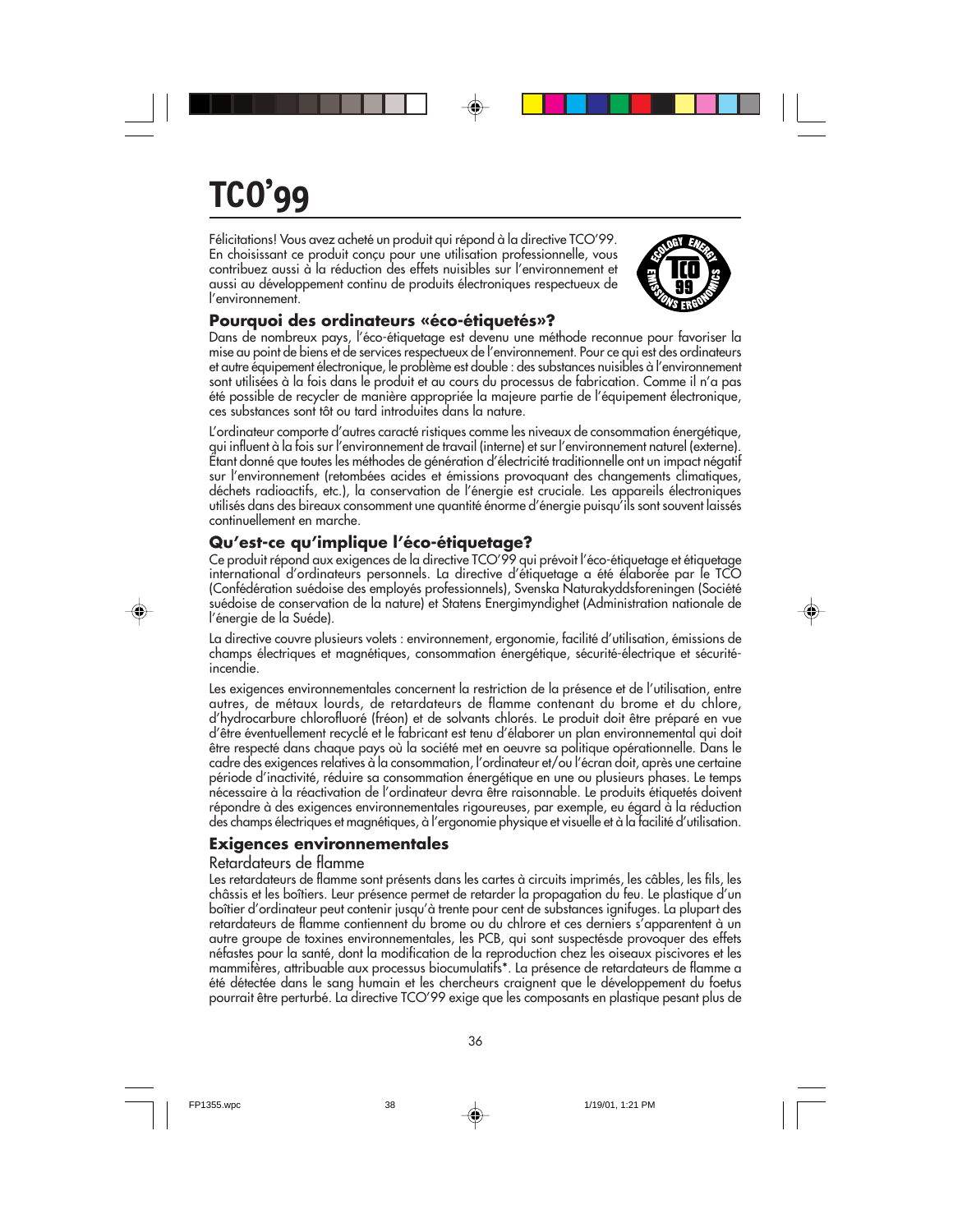# TCO'99

Félicitations! Vous avez acheté un produit qui répond à la directive TCO'99. En choisissant ce produit conçu pour une utilisation professionnelle, vous contribuez aussi à la réduction des effets nuisibles sur l'environnement et aussi au développement continu de produits électroniques respectueux de l'environnement.

### Pourquoi des ordinateurs «éco-étiquetés»?

Dans de nombreux pays, l'éco-étiquetage est devenu une méthode reconnue pour favoriser la mise au point de biens et de services respectueux de l'environnement. Pour ce qui est des ordinateurs et autre équipement électronique, le problème est double : des substances nuisibles à l'environnement sont utilisées à la fois dans le produit et au cours du processus de fabrication. Comme il n'a pas été possible de recycler de manière appropriée la majeure partie de l'équipement électronique, ces substances sont tôt ou tard introduites dans la nature.

L'ordinateur comporte d'autres caracté ristiques comme les niveaux de consommation énergétique, qui influent à la fois sur l'environnement de travail (interne) et sur l'environnement naturel (externe). Étant donné que toutes les méthodes de génération d'électricité traditionnelle ont un impact négatif sur l'environnement (retombées acides et émissions provoquant des changements climatiques, déchets radioactifs, etc.), la conservation de l'énergie est cruciale. Les appareils électroniques utilisés dans des bireaux consomment une quantité énorme d'énergie puisqu'ils sont souvent laissés continuellement en marche.

### Qu'est-ce qu'implique l'éco-étiquetage?

Ce produit répond aux exigences de la directive TCO'99 qui prévoit l'éco-étiquetage et étiquetage international d'ordinateurs personnels. La directive d'étiquetage a été élaborée par le TCO (Confédération suédoise des employés professionnels), Svenska Naturakyddsforeningen (Société suédoise de conservation de la nature) et Statens Energimyndighet (Administration nationale de l'énergie de la Suéde).

La directive couvre plusieurs volets : environnement, ergonomie, facilité d'utilisation, émissions de champs électriques et magnétiques, consommation énergétique, sécurité-électrique et sécurité-incendie.

Les exigences environnementales concernent la restriction de la présence et de l'utilisation, entre autres, de métaux lourds, de retardateurs de flamme contenant du brome et du chlore, d'hydrocarbure chlorofluoré (fréon) et de solvants chlorés. Le produit doit être préparé en vue d'être éventuellement recyclé et le fabricant est tenu d'élaborer un plan environnemental qui doit être respecté dans chaque pays où la société met en oeuvre sa politique opérationnelle. Dans le cadre des exigences relatives à la consommation, l'ordinateur et/ou l'écran doit, après une certaine période d'inactivité, réduire sa consommation énergétique en une ou plusieurs phases. Le temps nécessaire à la réactivation de l'ordinateur devra être raisonnable. Le produits étiquetés doivent répondre à des exigences environnementales rigoureuses, par exemple, eu égard à la réduction des champs électriques et magnétiques, à l'ergonomie physique et visuelle et à la facilité d'utilisation.

### Exigences environnementales

#### Retardateurs de flamme

Les retardateurs de flamme sont présents dans les cartes à circuits imprimés, les câbles, les fils, les châssis et les boîtiers. Leur présence permet de retarder la propagation du feu. Le plastique d'un boîtier d'ordinateur peut contenir jusqu'à trente pour cent de substances ignifuges. La plupart des retardateurs de flamme contiennent du brome ou du chlrore et ces derniers s'apparentent à un autre groupe de toxines environnementales, les PCB, qui sont suspectésde provoquer des effets néfastes pour la santé, dont la modification de la reproduction chez les oiseaux piscivores et les mammifères, attribuable aux processus biocumulatifs*. La présence de retardateurs de flamme a été détectée dans le sang humain et les chercheurs craignent que le développement du foetus pourrait être perturbé. La directive TCO'99 exige que les composants en plastique pesant plus de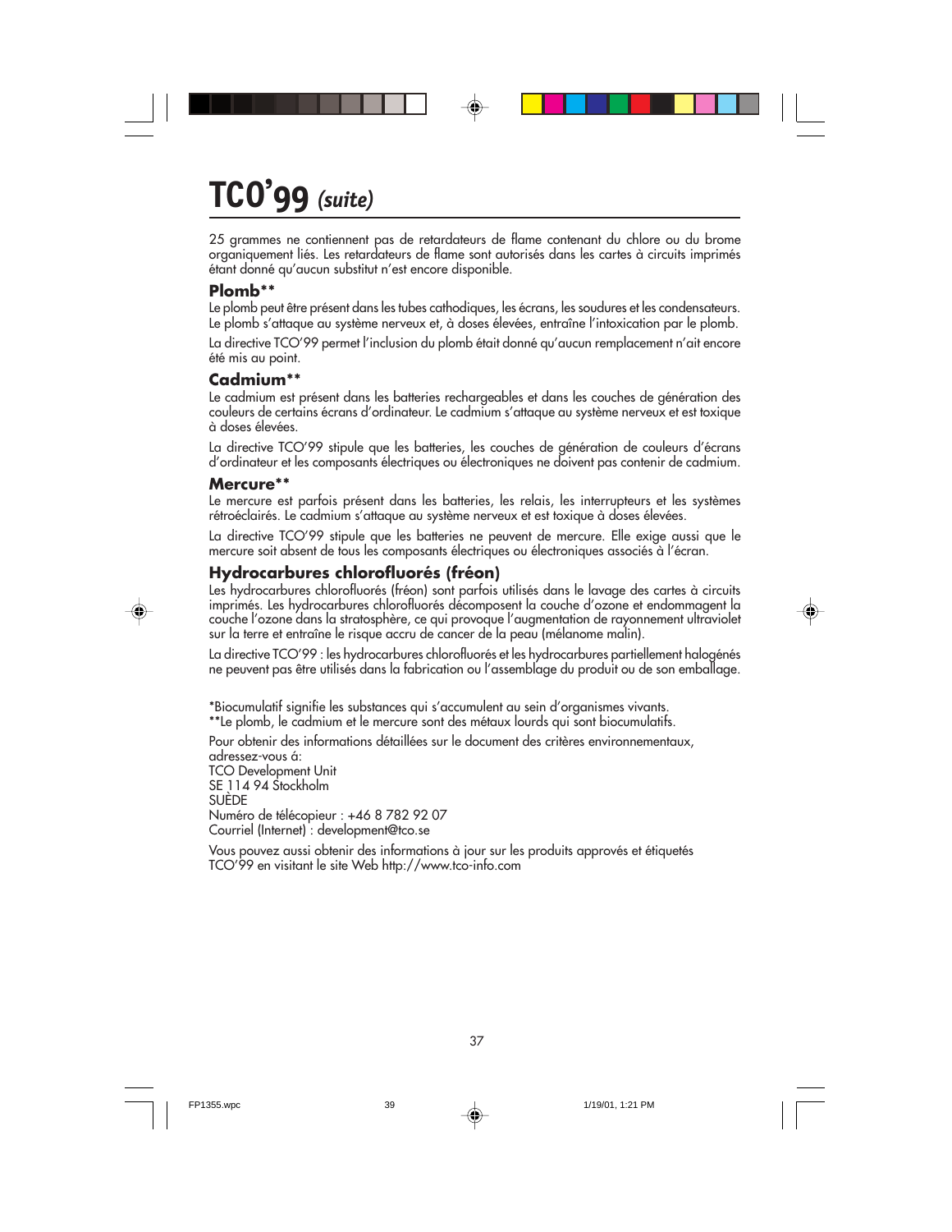# TCO'99 *(suite)*

25 grammes ne contiennent pas de retardateurs de flame contenant du chlore ou du brome organiquement liés. Les retardateurs de flame sont autorisés dans les cartes à circuits imprimés étant donné qu'aucun substitut n'est encore disponible.

### Plomb**

Le plomb peut être présent dans les tubes cathodiques, les écrans, les soudures et les condensateurs. Le plomb s'attaque au système nerveux et, à doses élevées, entraîne l'intoxication par le plomb.

La directive TCO'99 permet l'inclusion du plomb était donné qu'aucun remplacement n'ait encore été mis au point.

### Cadmium**

Le cadmium est présent dans les batteries rechargeables et dans les couches de génération des couleurs de certains écrans d'ordinateur. Le cadmium s'attaque au système nerveux et est toxique à doses élevées.

La directive TCO'99 stipule que les batteries, les couches de génération de couleurs d'écrans d'ordinateur et les composants électriques ou électroniques ne doivent pas contenir de cadmium.

### Mercure**

Le mercure est parfois présent dans les batteries, les relais, les interrupteurs et les systèmes rétroéclairés. Le cadmium s'attaque au système nerveux et est toxique à doses élevées.

La directive TCO'99 stipule que les batteries ne peuvent de mercure. Elle exige aussi que le mercure soit absent de tous les composants électriques ou électroniques associés à l'écran.

### Hydrocarbures chlorofluorés (fréon)

Les hydrocarbures chlorofluorés (fréon) sont parfois utilisés dans le lavage des cartes à circuits imprimés. Les hydrocarbures chlorofluorés décomposent la couche d'ozone et endommagent la couche l'ozone dans la stratosphère, ce qui provoque l'augmentation de rayonnement ultraviolet sur la terre et entraîne le risque accru de cancer de la peau (mélanome malin).

La directive TCO'99 : les hydrocarbures chlorofluorés et les hydrocarbures partiellement halogénés ne peuvent pas être utilisés dans la fabrication ou l'assemblage du produit ou de son emballage.

*Biocumulatif signifie les substances qui s'accumulent au sein d'organismes vivants.
**Le plomb, le cadmium et le mercure sont des métaux lourds qui sont biocumulatifs.

Pour obtenir des informations détaillées sur le document des critères environnementaux, adressez-vous á:
TCO Development Unit
SE 114 94 Stockholm
SUÈDE
Numéro de télécopieur : +46 8 782 92 07
Courriel (Internet) : development@tco.se

Vous pouvez aussi obtenir des informations à jour sur les produits approvés et étiquetés TCO'99 en visitant le site Web http://www.tco-info.com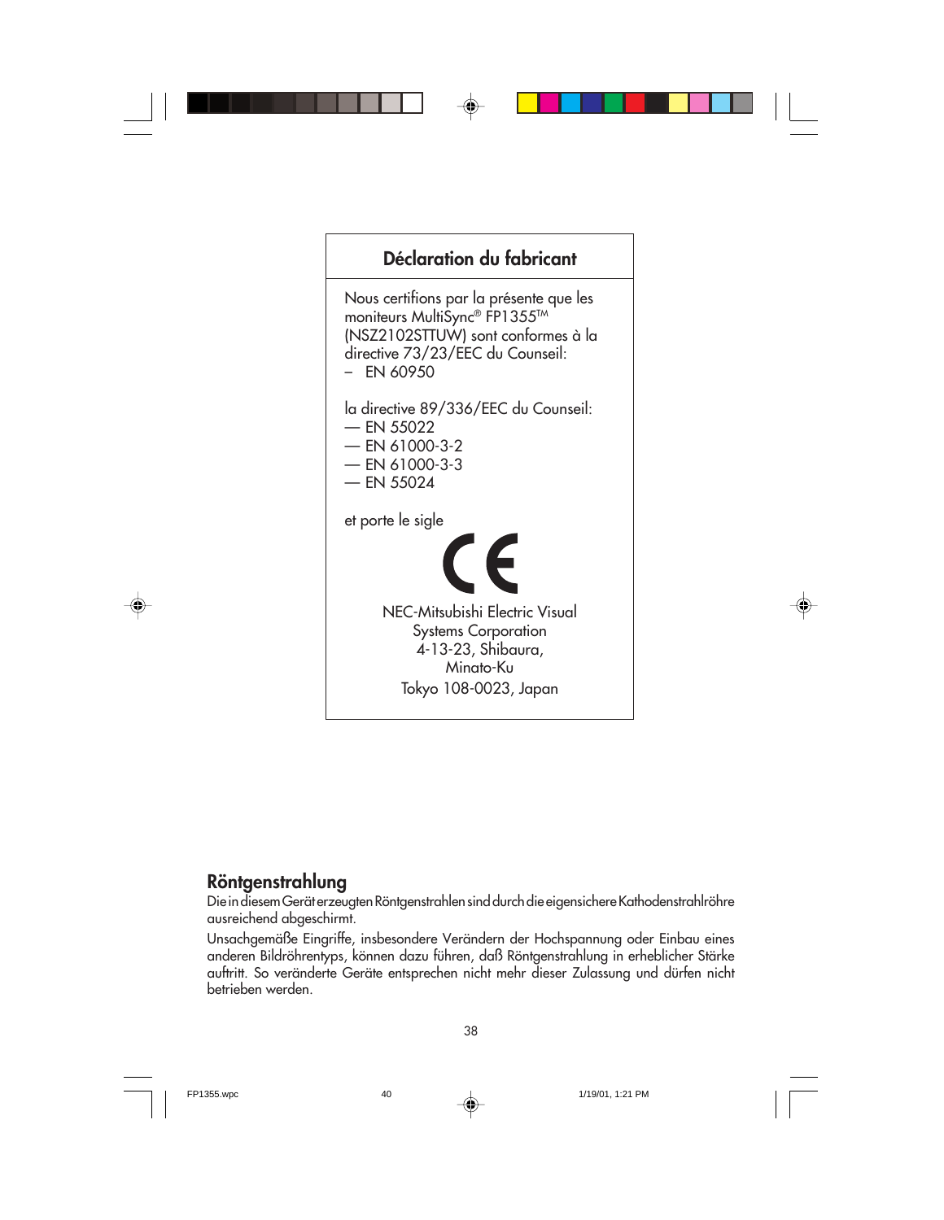## Déclaration du fabricant

Nous certifions par la présente que les moniteurs MultiSync® FP1355™ (NSZ2102STTUW) sont conformes à la directive 73/23/EEC du Counseil:
– EN 60950

la directive 89/336/EEC du Counseil:
— EN 55022
— EN 61000-3-2
— EN 61000-3-3
— EN 55024

et porte le sigle

CE

NEC-Mitsubishi Electric Visual
Systems Corporation
4-13-23, Shibaura,
Minato-Ku
Tokyo 108-0023, Japan

## Röntgenstrahlung

Die in diesem Gerät erzeugten Röntgenstrahlen sind durch die eigensichere Kathodenstrahlröhre ausreichend abgeschirmt.

Unsachgemäße Eingriffe, insbesondere Verändern der Hochspannung oder Einbau eines anderen Bildröhrentyps, können dazu führen, daß Röntgenstrahlung in erheblicher Stärke auftritt. So veränderte Geräte entsprechen nicht mehr dieser Zulassung und dürfen nicht betrieben werden.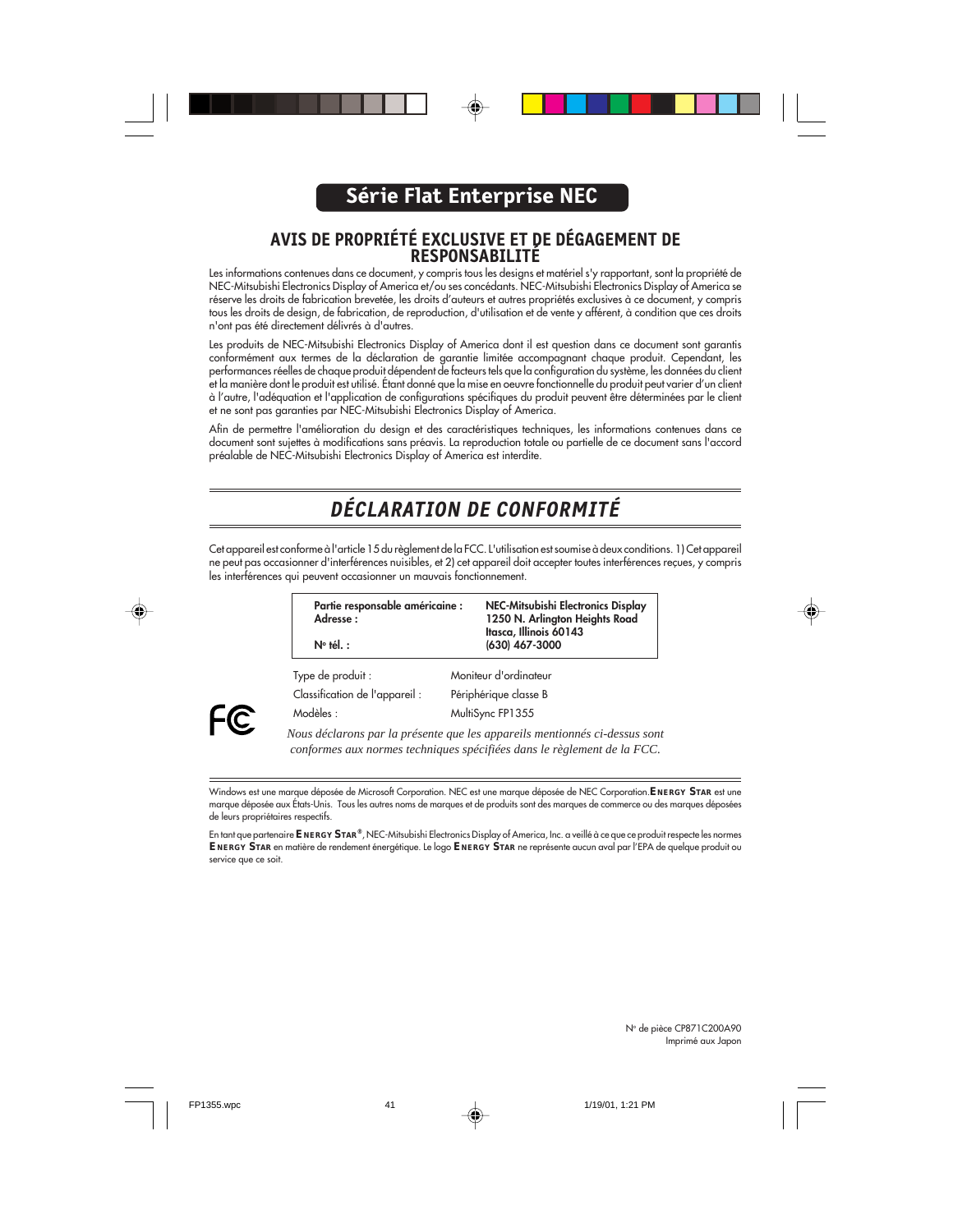# Série Flat Enterprise NEC

## AVIS DE PROPRIÉTÉ EXCLUSIVE ET DE DÉGAGEMENT DE RESPONSABILITÉ

Les informations contenues dans ce document, y compris tous les designs et matériel s'y rapportant, sont la propriété de NEC-Mitsubishi Electronics Display of America et/ou ses concédants. NEC-Mitsubishi Electronics Display of America se réserve les droits de fabrication brevetée, les droits d'auteurs et autres propriétés exclusives à ce document, y compris tous les droits de design, de fabrication, de reproduction, d'utilisation et de vente y afférent, à condition que ces droits n'ont pas été directement délivrés à d'autres.

Les produits de NEC-Mitsubishi Electronics Display of America dont il est question dans ce document sont garantis conformément aux termes de la déclaration de garantie limitée accompagnant chaque produit. Cependant, les performances réelles de chaque produit dépendent de facteurs tels que la configuration du système, les données du client et la manière dont le produit est utilisé. Étant donné que la mise en oeuvre fonctionnelle du produit peut varier d'un client à l'autre, l'adéquation et l'application de configurations spécifiques du produit peuvent être déterminées par le client et ne sont pas garanties par NEC-Mitsubishi Electronics Display of America.

Afin de permettre l'amélioration du design et des caractéristiques techniques, les informations contenues dans ce document sont sujettes à modifications sans préavis. La reproduction totale ou partielle de ce document sans l'accord préalable de NEC-Mitsubishi Electronics Display of America est interdite.

## *DÉCLARATION DE CONFORMITÉ*

Cet appareil est conforme à l'article 15 du règlement de la FCC. L'utilisation est soumise à deux conditions. 1) Cet appareil ne peut pas occasionner d'interférences nuisibles, et 2) cet appareil doit accepter toutes interférences reçues, y compris les interférences qui peuvent occasionner un mauvais fonctionnement.

| | |
|---|---|
| **Partie responsable américaine :** | **NEC-Mitsubishi Electronics Display** |
| **Adresse :** | **1250 N. Arlington Heights Road Itasca, Illinois 60143** |
| **N° tél. :** | **(630) 467-3000** |

| | |
|---|---|
| Type de produit : | Moniteur d'ordinateur |
| Classification de l'appareil : | Périphérique classe B |
| Modèles : | MultiSync FP1355 |

FC

*Nous déclarons par la présente que les appareils mentionnés ci-dessus sont conformes aux normes techniques spécifiées dans le règlement de la FCC.*

Windows est une marque déposée de Microsoft Corporation. NEC est une marque déposée de NEC Corporation. **ENERGY STAR** est une marque déposée aux États-Unis. Tous les autres noms de marques et de produits sont des marques de commerce ou des marques déposées de leurs propriétaires respectifs.

En tant que partenaire **ENERGY STAR®**, NEC-Mitsubishi Electronics Display of America, Inc. a veillé à ce que ce produit respecte les normes **ENERGY STAR** en matière de rendement énergétique. Le logo **ENERGY STAR** ne représente aucun aval par l'EPA de quelque produit ou service que ce soit.

N° de pièce CP871C200A90
Imprimé aux Japon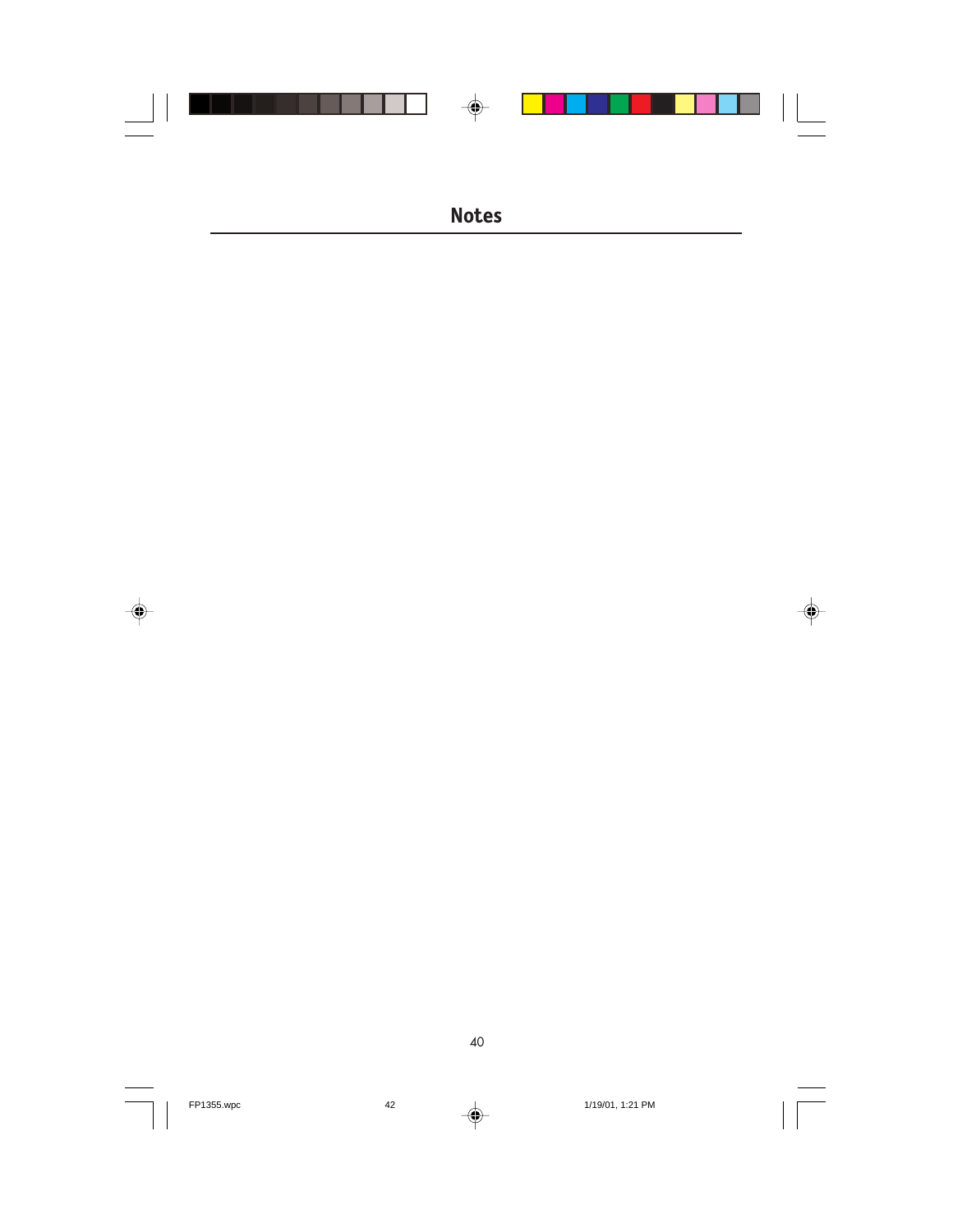# Notes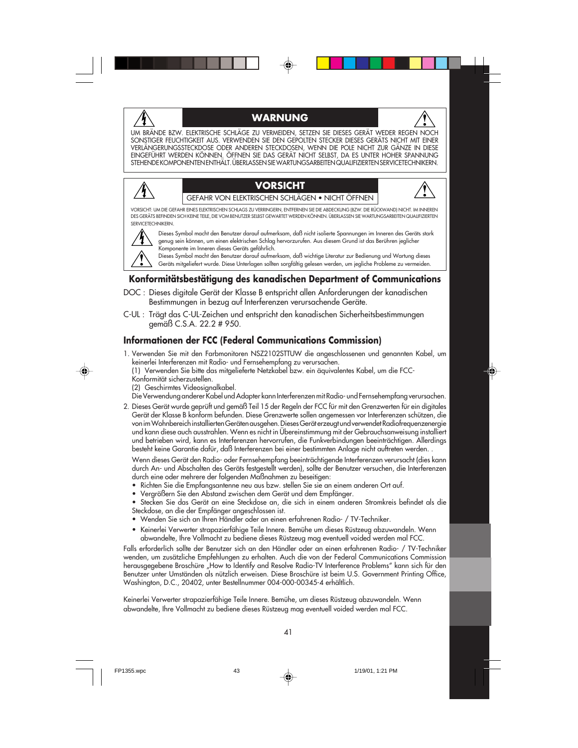## WARNUNG

UM BRÄNDE BZW. ELEKTRISCHE SCHLÄGE ZU VERMEIDEN, SETZEN SIE DIESES GERÄT WEDER REGEN NOCH SONSTIGER FEUCHTIGKEIT AUS. VERWENDEN SIE DEN GEPOLTEN STECKER DIESES GERÄTS NICHT MIT EINER VERLÄNGERUNGSSTECKDOSE ODER ANDEREN STECKDOSEN, WENN DIE POLE NICHT ZUR GÄNZE IN DIESE EINGEFÜHRT WERDEN KÖNNEN. ÖFFNEN SIE DAS GERÄT NICHT SELBST, DA ES UNTER HOHER SPANNUNG STEHENDE KOMPONENTEN ENTHÄLT. ÜBERLASSEN SIE WARTUNGSARBEITEN QUALIFIZIERTEN SERVICETECHNIKERN.

## VORSICHT

GEFAHR VON ELEKTRISCHEN SCHLÄGEN • NICHT ÖFFNEN

VORSICHT: UM DIE GEFAHR EINES ELEKTRISCHEN SCHLAGS ZU VERRINGERN, ENTFERNEN SIE DIE ABDECKUNG (BZW. DIE RÜCKWAND) NICHT. IM INNEREN DES GERÄTS BEFINDEN SICH KEINE TEILE, DIE VOM BENUTZER SELBST GEWARTET WERDEN KÖNNEN. ÜBERLASSEN SIE WARTUNGSARBEITEN QUALIFIZIERTEN SERVICETECHNIKERN.

Dieses Symbol macht den Benutzer darauf aufmerksam, daß nicht isolierte Spannungen im Inneren des Geräts stark genug sein können, um einen elektrischen Schlag hervorzurufen. Aus diesem Grund ist das Berühren jeglicher Komponente im Inneren dieses Geräts gefährlich.

Dieses Symbol macht den Benutzer darauf aufmerksam, daß wichtige Literatur zur Bedienung und Wartung dieses Geräts mitgeliefert wurde. Diese Unterlagen sollten sorgfältig gelesen werden, um jegliche Probleme zu vermeiden.

## Konformitätsbestätigung des kanadischen Department of Communications

DOC : Dieses digitale Gerät der Klasse B entspricht allen Anforderungen der kanadischen Bestimmungen in bezug auf Interferenzen verursachende Geräte.

C-UL : Trägt das C-UL-Zeichen und entspricht den kanadischen Sicherheitsbestimmungen gemäß C.S.A. 22.2 # 950.

## Informationen der FCC (Federal Communications Commission)

1. Verwenden Sie mit den Farbmonitoren NSZ2102STTUW die angeschlossenen und genannten Kabel, um keinerlei Interferenzen mit Radio- und Fernsehempfang zu verursachen.
   (1) Verwenden Sie bitte das mitgelieferte Netzkabel bzw. ein äquivalentes Kabel, um die FCC-Konformität sicherzustellen.
   (2) Geschirmtes Videosignalkabel.
   Die Verwendung anderer Kabel und Adapter kann Interferenzen mit Radio- und Fernsehempfang verursachen.
2. Dieses Gerät wurde geprüft und gemäß Teil 15 der Regeln der FCC für mit den Grenzwerten für ein digitales Gerät der Klasse B konform befunden. Diese Grenzwerte sollen angemessen vor Interferenzen schützen, die von im Wohnbereich installierten Geräten ausgehen. Dieses Gerät erzeugt und verwendet Radiofrequenzenergie und kann diese auch ausstrahlen. Wenn es nicht in Übereinstimmung mit der Gebrauchsanweisung installiert und betrieben wird, kann es Interferenzen hervorrufen, die Funkverbindungen beeinträchtigen. Allerdings besteht keine Garantie dafür, daß Interferenzen bei einer bestimmten Anlage nicht auftreten werden. .

   Wenn dieses Gerät den Radio- oder Fernsehempfang beeinträchtigende Interferenzen verursacht (dies kann durch An- und Abschalten des Geräts festgestellt werden), sollte der Benutzer versuchen, die Interferenzen durch eine oder mehrere der folgenden Maßnahmen zu beseitigen:
   - Richten Sie die Empfangsantenne neu aus bzw. stellen Sie sie an einem anderen Ort auf.
   - Vergrößern Sie den Abstand zwischen dem Gerät und dem Empfänger.
   - Stecken Sie das Gerät an eine Steckdose an, die sich in einem anderen Stromkreis befindet als die Steckdose, an die der Empfänger angeschlossen ist.
   - Wenden Sie sich an Ihren Händler oder an einen erfahrenen Radio- / TV-Techniker.
   - Keinerlei Verwerter strapazierfähige Teile Innere. Bemühe um dieses Rüstzeug abzuwandeln. Wenn abwandelte, Ihre Vollmacht zu bediene dieses Rüstzeug mag eventuell voided werden mal FCC.

Falls erforderlich sollte der Benutzer sich an den Händler oder an einen erfahrenen Radio- / TV-Techniker wenden, um zusätzliche Empfehlungen zu erhalten. Auch die von der Federal Communications Commission herausgegebene Broschüre „How to Identify and Resolve Radio-TV Interference Problems" kann sich für den Benutzer unter Umständen als nützlich erweisen. Diese Broschüre ist beim U.S. Government Printing Office, Washington, D.C., 20402, unter Bestellnummer 004-000-00345-4 erhältlich.

Keinerlei Verwerter strapazierfähige Teile Innere. Bemühe, um dieses Rüstzeug abzuwandeln. Wenn abwandelte, Ihre Vollmacht zu bediene dieses Rüstzeug mag eventuell voided werden mal FCC.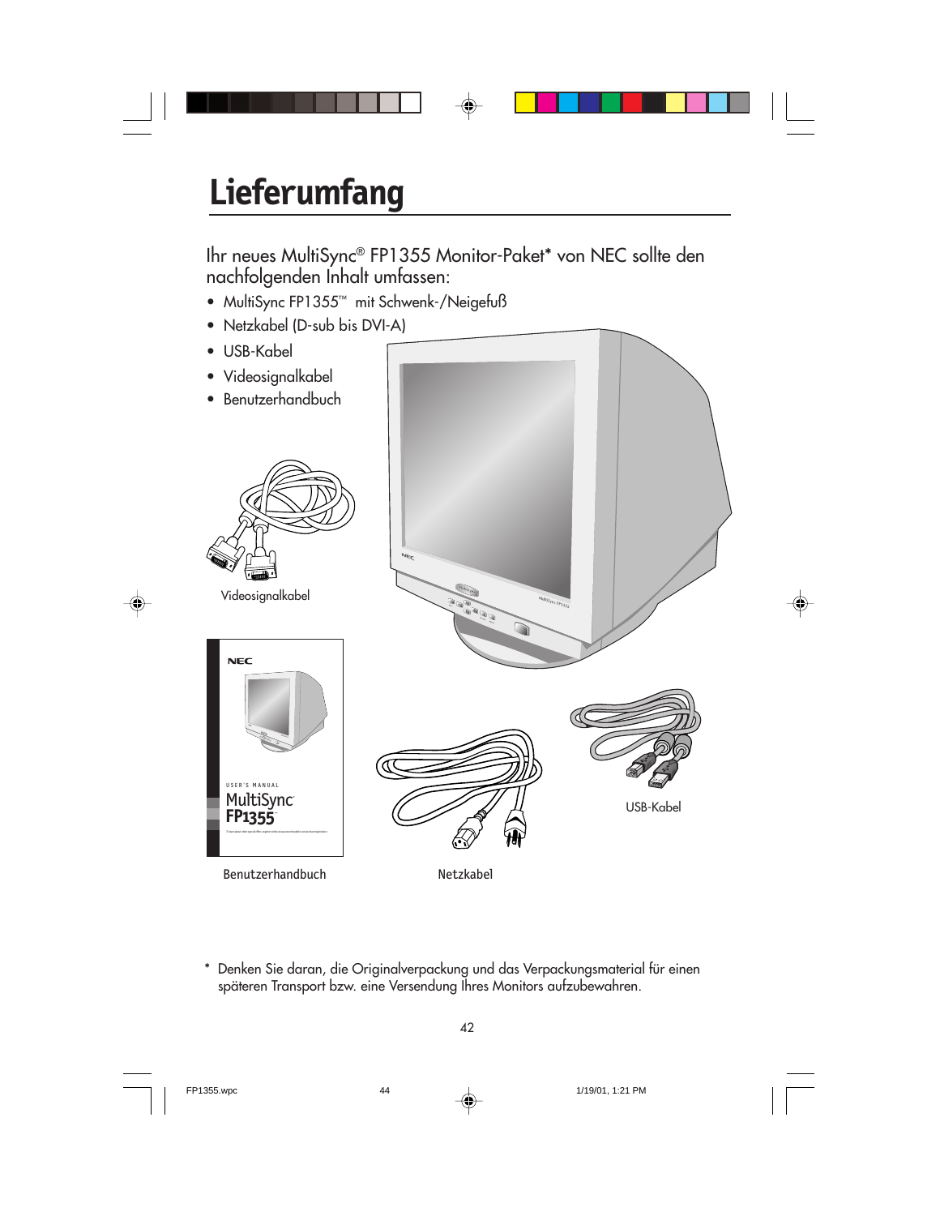# Lieferumfang

Ihr neues MultiSync® FP1355 Monitor-Paket* von NEC sollte den nachfolgenden Inhalt umfassen:

- MultiSync FP1355™ mit Schwenk-/Neigefuß
- Netzkabel (D-sub bis DVI-A)
- USB-Kabel
- Videosignalkabel
- Benutzerhandbuch

Videosignalkabel

Benutzerhandbuch

Netzkabel

USB-Kabel

\* Denken Sie daran, die Originalverpackung und das Verpackungsmaterial für einen späteren Transport bzw. eine Versendung Ihres Monitors aufzubewahren.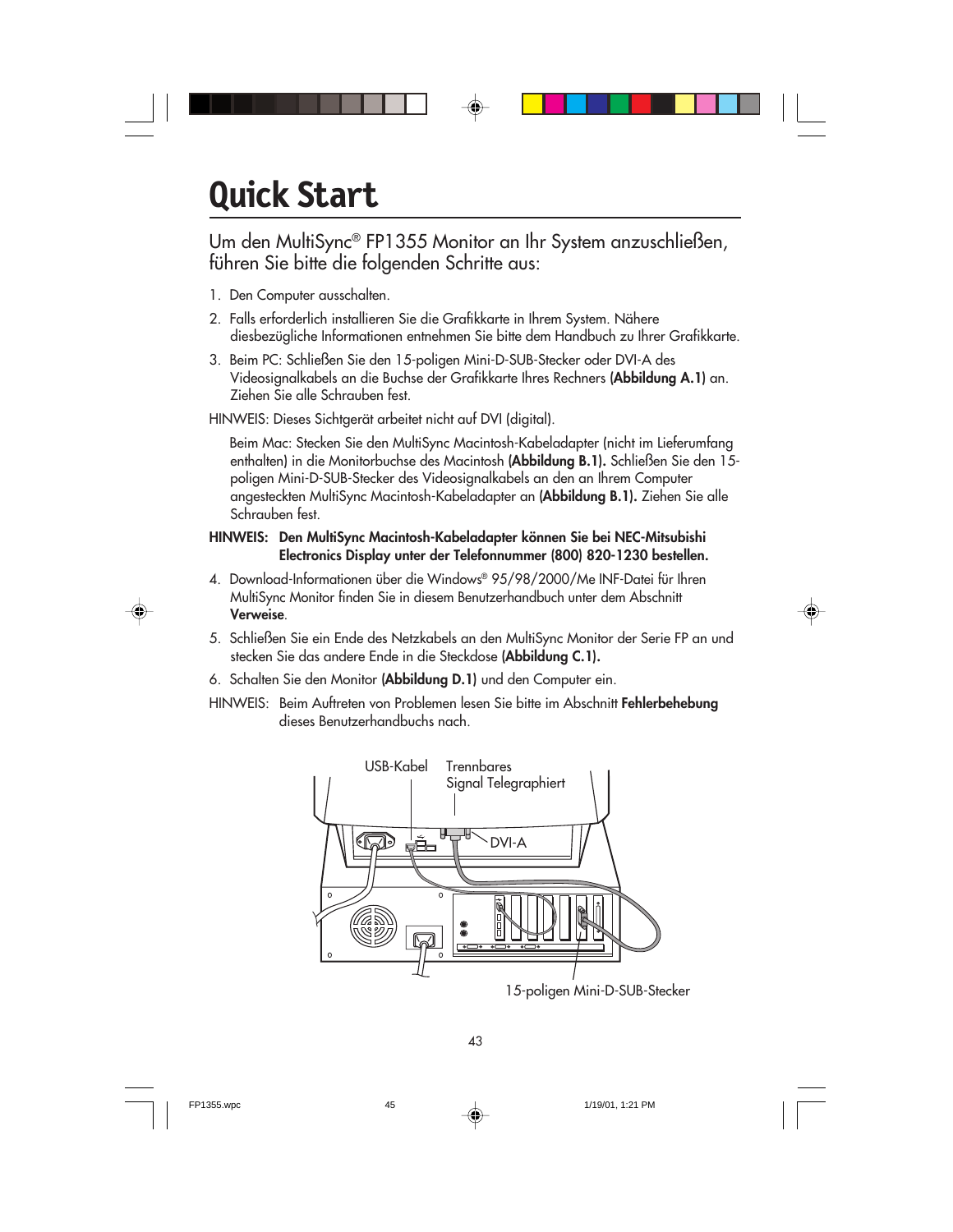# Quick Start

## Um den MultiSync® FP1355 Monitor an Ihr System anzuschließen, führen Sie bitte die folgenden Schritte aus:

1. Den Computer ausschalten.
2. Falls erforderlich installieren Sie die Grafikkarte in Ihrem System. Nähere diesbezügliche Informationen entnehmen Sie bitte dem Handbuch zu Ihrer Grafikkarte.
3. Beim PC: Schließen Sie den 15-poligen Mini-D-SUB-Stecker oder DVI-A des Videosignalkabels an die Buchse der Grafikkarte Ihres Rechners **(Abbildung A.1)** an. Ziehen Sie alle Schrauben fest.

HINWEIS: Dieses Sichtgerät arbeitet nicht auf DVI (digital).

Beim Mac: Stecken Sie den MultiSync Macintosh-Kabeladapter (nicht im Lieferumfang enthalten) in die Monitorbuchse des Macintosh **(Abbildung B.1).** Schließen Sie den 15-poligen Mini-D-SUB-Stecker des Videosignalkabels an den an Ihrem Computer angesteckten MultiSync Macintosh-Kabeladapter an **(Abbildung B.1).** Ziehen Sie alle Schrauben fest.

**HINWEIS: Den MultiSync Macintosh-Kabeladapter können Sie bei NEC-Mitsubishi Electronics Display unter der Telefonnummer (800) 820-1230 bestellen.**

4. Download-Informationen über die Windows® 95/98/2000/Me INF-Datei für Ihren MultiSync Monitor finden Sie in diesem Benutzerhandbuch unter dem Abschnitt **Verweise**.
5. Schließen Sie ein Ende des Netzkabels an den MultiSync Monitor der Serie FP an und stecken Sie das andere Ende in die Steckdose **(Abbildung C.1).**
6. Schalten Sie den Monitor **(Abbildung D.1)** und den Computer ein.

HINWEIS: Beim Auftreten von Problemen lesen Sie bitte im Abschnitt **Fehlerbehebung** dieses Benutzerhandbuchs nach.

USB-Kabel

Trennbares Signal Telegraphiert

DVI-A

15-poligen Mini-D-SUB-Stecker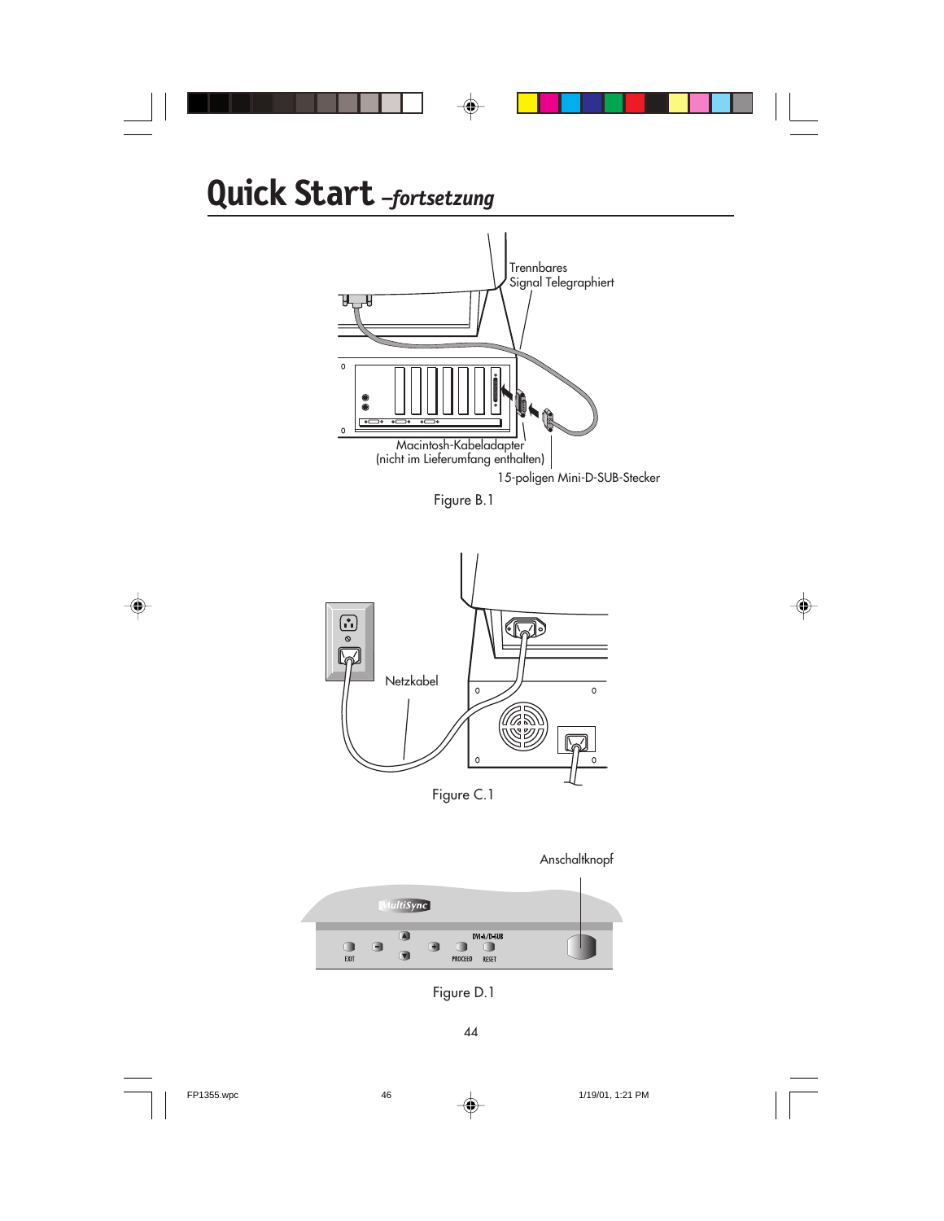# Quick Start *–fortsetzung*

Trennbares Signal Telegraphiert

Macintosh-Kabeladapter (nicht im Lieferumfang enthalten)

15-poligen Mini-D-SUB-Stecker

Figure B.1

Netzkabel

Figure C.1

Anschaltknopf

Figure D.1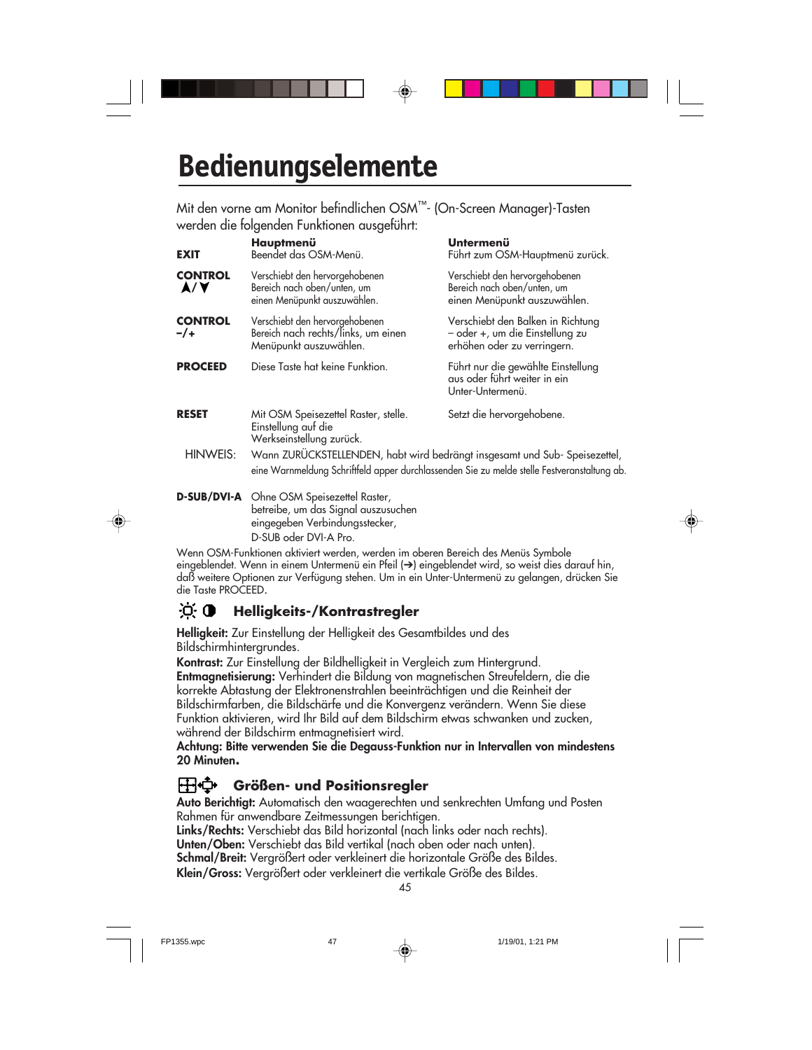# Bedienungselemente

Mit den vorne am Monitor befindlichen OSM™- (On-Screen Manager)-Tasten werden die folgenden Funktionen ausgeführt:

| | **Hauptmenü** | **Untermenü** |
|---|---|---|
| **EXIT** | Beendet das OSM-Menü. | Führt zum OSM-Hauptmenü zurück. |
| **CONTROL ▲/▼** | Verschiebt den hervorgehobenen Bereich nach oben/unten, um einen Menüpunkt auszuwählen. | Verschiebt den hervorgehobenen Bereich nach oben/unten, um einen Menüpunkt auszuwählen. |
| **CONTROL –/+** | Verschiebt den hervorgehobenen Bereich nach rechts/links, um einen Menüpunkt auszuwählen. | Verschiebt den Balken in Richtung – oder +, um die Einstellung zu erhöhen oder zu verringern. |
| **PROCEED** | Diese Taste hat keine Funktion. | Führt nur die gewählte Einstellung aus oder führt weiter in ein Unter-Untermenü. |
| **RESET** | Mit OSM Speisezettel Raster, stelle. Einstellung auf die Werkseinstellung zurück. | Setzt die hervorgehobene. |

HINWEIS: Wann ZURÜCKSTELLENDEN, habt wird bedrängt insgesamt und Sub- Speisezettel, eine Warnmeldung Schriftfeld apper durchlassenden Sie zu melde stelle Festveranstaltung ab.

**D-SUB/DVI-A** Ohne OSM Speisezettel Raster, betreibe, um das Signal auszusuchen eingegeben Verbindungsstecker, D-SUB oder DVI-A Pro.

Wenn OSM-Funktionen aktiviert werden, werden im oberen Bereich des Menüs Symbole eingeblendet. Wenn in einem Untermenü ein Pfeil (➔) eingeblendet wird, so weist dies darauf hin, daß weitere Optionen zur Verfügung stehen. Um in ein Unter-Untermenü zu gelangen, drücken Sie die Taste PROCEED.

## Helligkeits-/Kontrastregler

**Helligkeit:** Zur Einstellung der Helligkeit des Gesamtbildes und des Bildschirmhintergrundes.

**Kontrast:** Zur Einstellung der Bildhelligkeit in Vergleich zum Hintergrund.

**Entmagnetisierung:** Verhindert die Bildung von magnetischen Streufeldern, die die korrekte Abtastung der Elektronenstrahlen beeinträchtigen und die Reinheit der Bildschirmfarben, die Bildschärfe und die Konvergenz verändern. Wenn Sie diese Funktion aktivieren, wird Ihr Bild auf dem Bildschirm etwas schwanken und zucken, während der Bildschirm entmagnetisiert wird.

**Achtung: Bitte verwenden Sie die Degauss-Funktion nur in Intervallen von mindestens 20 Minuten.**

## Größen- und Positionsregler

**Auto Berichtigt:** Automatisch den waagerechten und senkrechten Umfang und Posten Rahmen für anwendbare Zeitmessungen berichtigen.

**Links/Rechts:** Verschiebt das Bild horizontal (nach links oder nach rechts).

**Unten/Oben:** Verschiebt das Bild vertikal (nach oben oder nach unten).

**Schmal/Breit:** Vergrößert oder verkleinert die horizontale Größe des Bildes.

**Klein/Gross:** Vergrößert oder verkleinert die vertikale Größe des Bildes.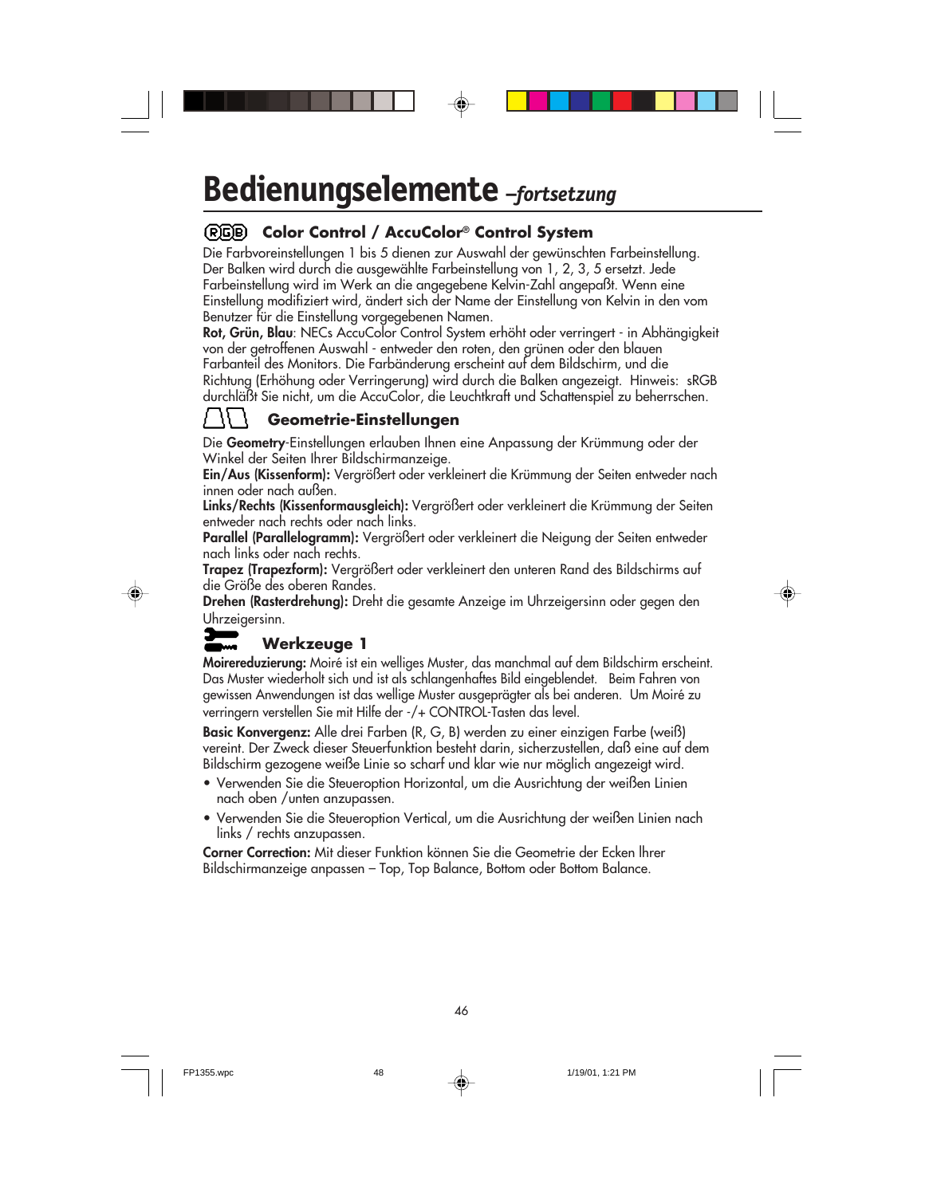# Bedienungselemente *–fortsetzung*

## Color Control / AccuColor® Control System

Die Farbvoreinstellungen 1 bis 5 dienen zur Auswahl der gewünschten Farbeinstellung. Der Balken wird durch die ausgewählte Farbeinstellung von 1, 2, 3, 5 ersetzt. Jede Farbeinstellung wird im Werk an die angegebene Kelvin-Zahl angepaßt. Wenn eine Einstellung modifiziert wird, ändert sich der Name der Einstellung von Kelvin in den vom Benutzer für die Einstellung vorgegebenen Namen.

**Rot, Grün, Blau**: NECs AccuColor Control System erhöht oder verringert - in Abhängigkeit von der getroffenen Auswahl - entweder den roten, den grünen oder den blauen Farbanteil des Monitors. Die Farbänderung erscheint auf dem Bildschirm, und die Richtung (Erhöhung oder Verringerung) wird durch die Balken angezeigt. Hinweis: sRGB durchläßt Sie nicht, um die AccuColor, die Leuchtkraft und Schattenspiel zu beherrschen.

## Geometrie-Einstellungen

Die **Geometry**-Einstellungen erlauben Ihnen eine Anpassung der Krümmung oder der Winkel der Seiten Ihrer Bildschirmanzeige.

**Ein/Aus (Kissenform):** Vergrößert oder verkleinert die Krümmung der Seiten entweder nach innen oder nach außen.

**Links/Rechts (Kissenformausgleich):** Vergrößert oder verkleinert die Krümmung der Seiten entweder nach rechts oder nach links.

**Parallel (Parallelogramm):** Vergrößert oder verkleinert die Neigung der Seiten entweder nach links oder nach rechts.

**Trapez (Trapezform):** Vergrößert oder verkleinert den unteren Rand des Bildschirms auf die Größe des oberen Randes.

**Drehen (Rasterdrehung):** Dreht die gesamte Anzeige im Uhrzeigersinn oder gegen den Uhrzeigersinn.

## Werkzeuge 1

**Moirereduzierung:** Moiré ist ein welliges Muster, das manchmal auf dem Bildschirm erscheint. Das Muster wiederholt sich und ist als schlangenhaftes Bild eingeblendet. Beim Fahren von gewissen Anwendungen ist das wellige Muster ausgeprägter als bei anderen. Um Moiré zu verringern verstellen Sie mit Hilfe der -/+ CONTROL-Tasten das level.

**Basic Konvergenz:** Alle drei Farben (R, G, B) werden zu einer einzigen Farbe (weiß) vereint. Der Zweck dieser Steuerfunktion besteht darin, sicherzustellen, daß eine auf dem Bildschirm gezogene weiße Linie so scharf und klar wie nur möglich angezeigt wird.

- Verwenden Sie die Steueroption Horizontal, um die Ausrichtung der weißen Linien nach oben /unten anzupassen.
- Verwenden Sie die Steueroption Vertical, um die Ausrichtung der weißen Linien nach links / rechts anzupassen.

**Corner Correction:** Mit dieser Funktion können Sie die Geometrie der Ecken Ihrer Bildschirmanzeige anpassen – Top, Top Balance, Bottom oder Bottom Balance.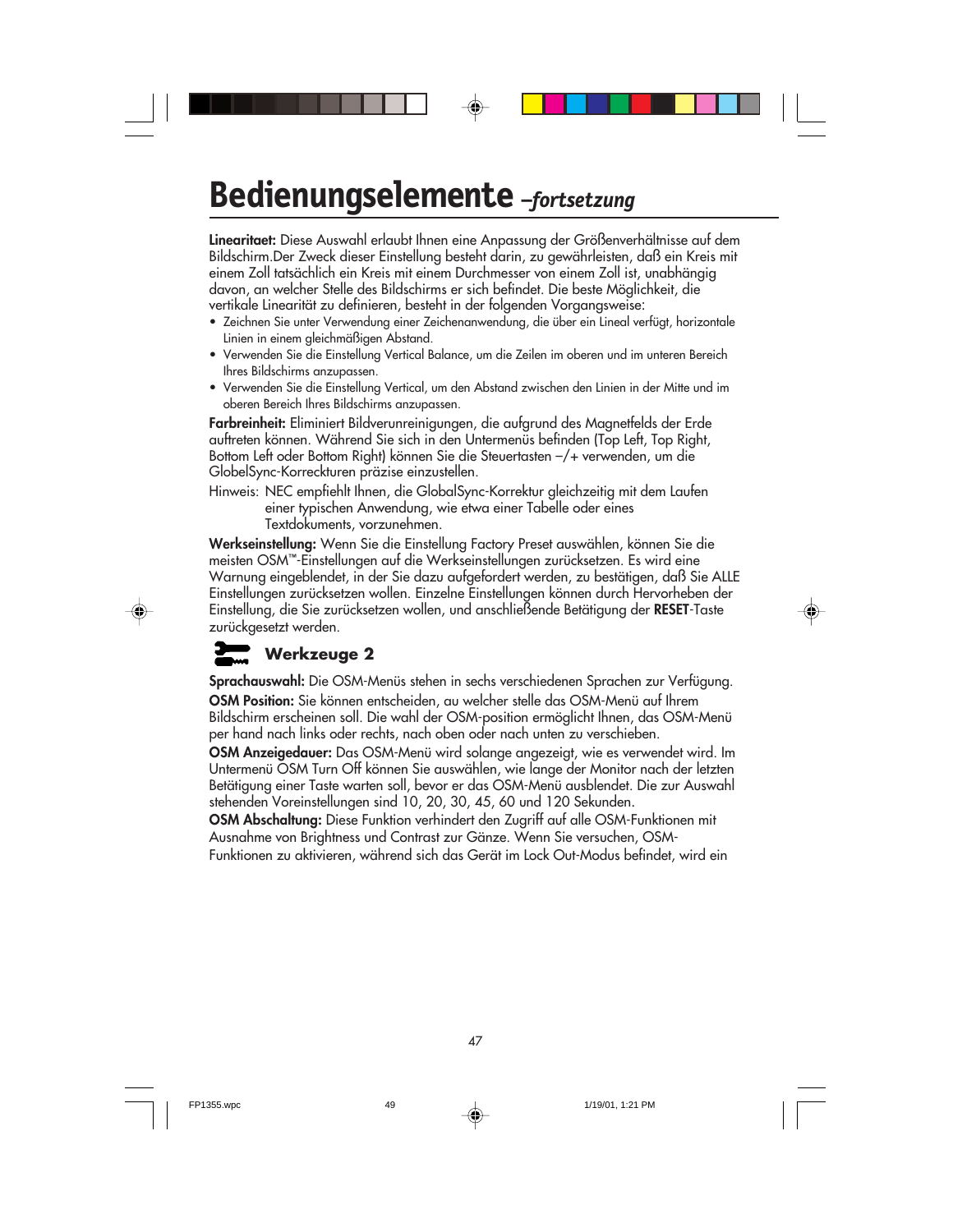# Bedienungselemente *–fortsetzung*

**Linearitaet:** Diese Auswahl erlaubt Ihnen eine Anpassung der Größenverhältnisse auf dem Bildschirm.Der Zweck dieser Einstellung besteht darin, zu gewährleisten, daß ein Kreis mit einem Zoll tatsächlich ein Kreis mit einem Durchmesser von einem Zoll ist, unabhängig davon, an welcher Stelle des Bildschirms er sich befindet. Die beste Möglichkeit, die vertikale Linearität zu definieren, besteht in der folgenden Vorgangsweise:

- Zeichnen Sie unter Verwendung einer Zeichenanwendung, die über ein Lineal verfügt, horizontale Linien in einem gleichmäßigen Abstand.
- Verwenden Sie die Einstellung Vertical Balance, um die Zeilen im oberen und im unteren Bereich Ihres Bildschirms anzupassen.
- Verwenden Sie die Einstellung Vertical, um den Abstand zwischen den Linien in der Mitte und im oberen Bereich Ihres Bildschirms anzupassen.

**Farbreinheit:** Eliminiert Bildverunreinigungen, die aufgrund des Magnetfelds der Erde auftreten können. Während Sie sich in den Untermenüs befinden (Top Left, Top Right, Bottom Left oder Bottom Right) können Sie die Steuertasten –/+ verwenden, um die GlobelSync-Korreckturen präzise einzustellen.

Hinweis: NEC empfiehlt Ihnen, die GlobalSync-Korrektur gleichzeitig mit dem Laufen einer typischen Anwendung, wie etwa einer Tabelle oder eines Textdokuments, vorzunehmen.

**Werkseinstellung:** Wenn Sie die Einstellung Factory Preset auswählen, können Sie die meisten OSM™-Einstellungen auf die Werkseinstellungen zurücksetzen. Es wird eine Warnung eingeblendet, in der Sie dazu aufgefordert werden, zu bestätigen, daß Sie ALLE Einstellungen zurücksetzen wollen. Einzelne Einstellungen können durch Hervorheben der Einstellung, die Sie zurücksetzen wollen, und anschließende Betätigung der **RESET**-Taste zurückgesetzt werden.

## Werkzeuge 2

**Sprachauswahl:** Die OSM-Menüs stehen in sechs verschiedenen Sprachen zur Verfügung.

**OSM Position:** Sie können entscheiden, au welcher stelle das OSM-Menü auf Ihrem Bildschirm erscheinen soll. Die wahl der OSM-position ermöglicht Ihnen, das OSM-Menü per hand nach links oder rechts, nach oben oder nach unten zu verschieben.

**OSM Anzeigedauer:** Das OSM-Menü wird solange angezeigt, wie es verwendet wird. Im Untermenü OSM Turn Off können Sie auswählen, wie lange der Monitor nach der letzten Betätigung einer Taste warten soll, bevor er das OSM-Menü ausblendet. Die zur Auswahl stehenden Voreinstellungen sind 10, 20, 30, 45, 60 und 120 Sekunden.

**OSM Abschaltung:** Diese Funktion verhindert den Zugriff auf alle OSM-Funktionen mit Ausnahme von Brightness und Contrast zur Gänze. Wenn Sie versuchen, OSM-Funktionen zu aktivieren, während sich das Gerät im Lock Out-Modus befindet, wird ein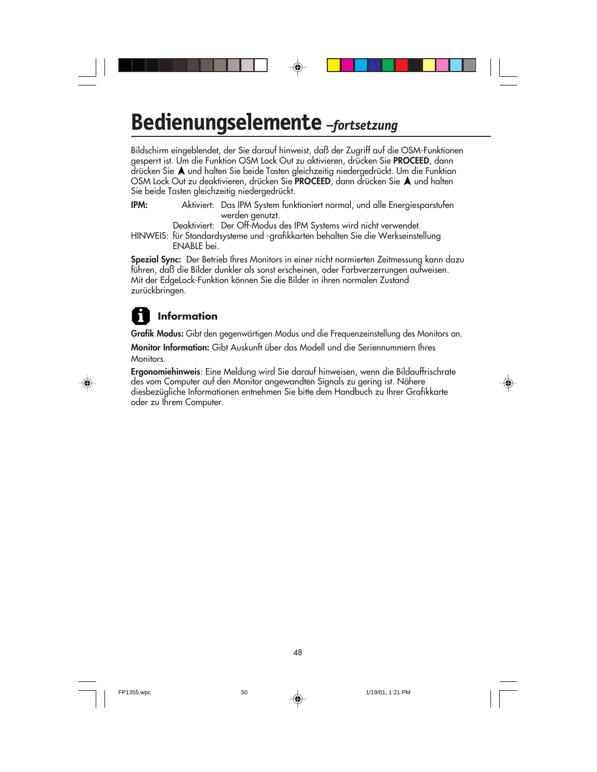# Bedienungselemente *–fortsetzung*

Bildschirm eingeblendet, der Sie darauf hinweist, daß der Zugriff auf die OSM-Funktionen gesperrt ist. Um die Funktion OSM Lock Out zu aktivieren, drücken Sie **PROCEED**, dann drücken Sie ▲ und halten Sie beide Tasten gleichzeitig niedergedrückt. Um die Funktion OSM Lock Out zu deaktivieren, drücken Sie **PROCEED**, dann drücken Sie ▲ und halten Sie beide Tasten gleichzeitig niedergedrückt.

**IPM:** Aktiviert: Das IPM System funktioniert normal, und alle Energiesparstufen werden genutzt.

Deaktiviert: Der Off-Modus des IPM Systems wird nicht verwendet.

HINWEIS: für Standardsysteme und -grafikkarten behalten Sie die Werkseinstellung ENABLE bei.

**Spezial Sync:** Der Betrieb Ihres Monitors in einer nicht normierten Zeitmessung kann dazu führen, daß die Bilder dunkler als sonst erscheinen, oder Farbverzerrungen aufweisen. Mit der EdgeLock-Funktion können Sie die Bilder in ihren normalen Zustand zurückbringen.

## Information

**Grafik Modus:** Gibt den gegenwärtigen Modus und die Frequenzeinstellung des Monitors an.

**Monitor Information:** Gibt Auskunft über das Modell und die Seriennummern Ihres Monitors.

**Ergonomiehinweis**: Eine Meldung wird Sie darauf hinweisen, wenn die Bildauffrischrate des vom Computer auf den Monitor angewandten Signals zu gering ist. Nähere diesbezügliche Informationen entnehmen Sie bitte dem Handbuch zu Ihrer Grafikkarte oder zu Ihrem Computer.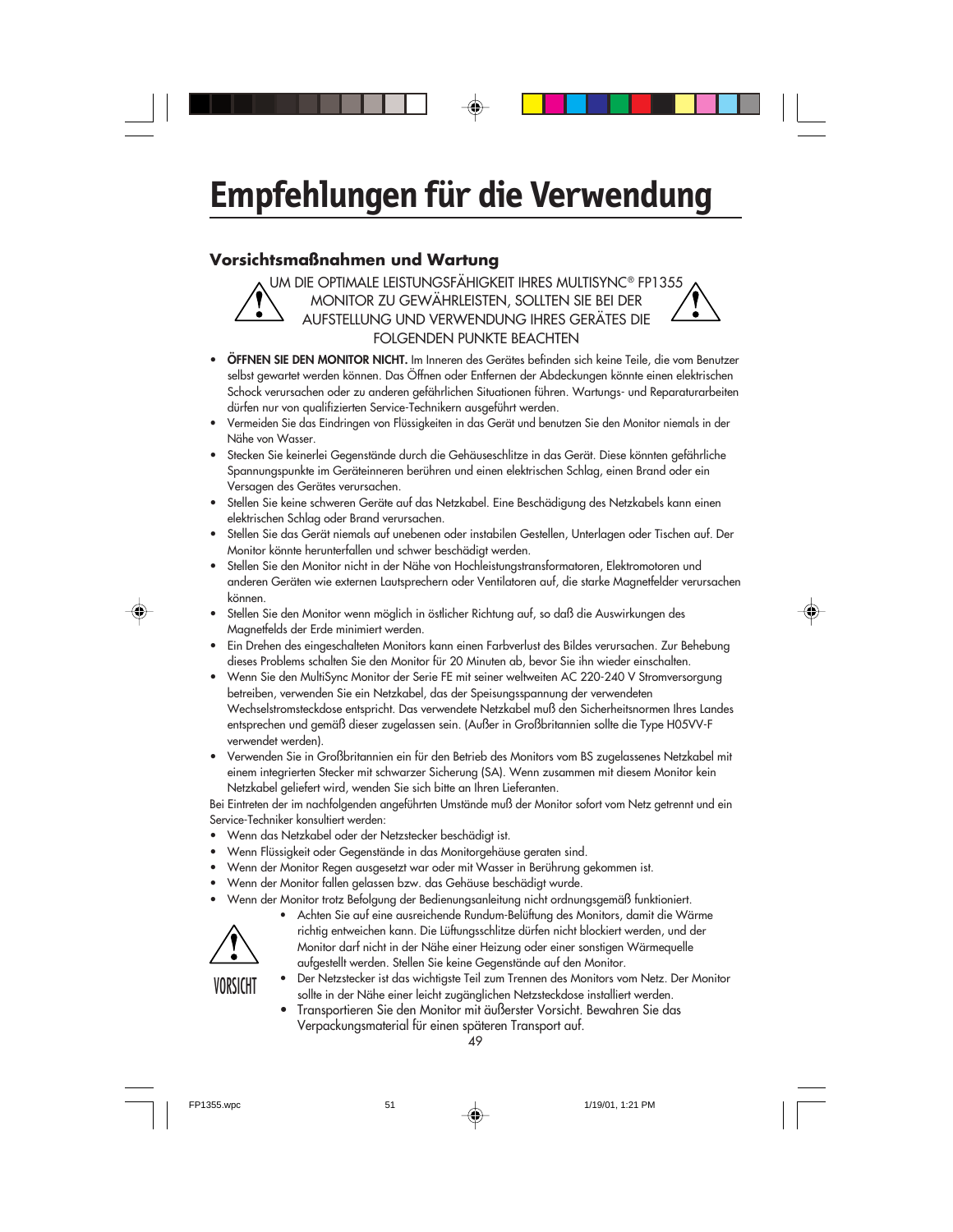# Empfehlungen für die Verwendung

## Vorsichtsmaßnahmen und Wartung

UM DIE OPTIMALE LEISTUNGSFÄHIGKEIT IHRES MULTISYNC® FP1355 MONITOR ZU GEWÄHRLEISTEN, SOLLTEN SIE BEI DER AUFSTELLUNG UND VERWENDUNG IHRES GERÄTES DIE FOLGENDEN PUNKTE BEACHTEN

- **ÖFFNEN SIE DEN MONITOR NICHT.** Im Inneren des Gerätes befinden sich keine Teile, die vom Benutzer selbst gewartet werden können. Das Öffnen oder Entfernen der Abdeckungen könnte einen elektrischen Schock verursachen oder zu anderen gefährlichen Situationen führen. Wartungs- und Reparaturarbeiten dürfen nur von qualifizierten Service-Technikern ausgeführt werden.
- Vermeiden Sie das Eindringen von Flüssigkeiten in das Gerät und benutzen Sie den Monitor niemals in der Nähe von Wasser.
- Stecken Sie keinerlei Gegenstände durch die Gehäuseschlitze in das Gerät. Diese könnten gefährliche Spannungspunkte im Geräteinneren berühren und einen elektrischen Schlag, einen Brand oder ein Versagen des Gerätes verursachen.
- Stellen Sie keine schweren Geräte auf das Netzkabel. Eine Beschädigung des Netzkabels kann einen elektrischen Schlag oder Brand verursachen.
- Stellen Sie das Gerät niemals auf unebenen oder instabilen Gestellen, Unterlagen oder Tischen auf. Der Monitor könnte herunterfallen und schwer beschädigt werden.
- Stellen Sie den Monitor nicht in der Nähe von Hochleistungstransformatoren, Elektromotoren und anderen Geräten wie externen Lautsprechern oder Ventilatoren auf, die starke Magnetfelder verursachen können.
- Stellen Sie den Monitor wenn möglich in östlicher Richtung auf, so daß die Auswirkungen des Magnetfelds der Erde minimiert werden.
- Ein Drehen des eingeschalteten Monitors kann einen Farbverlust des Bildes verursachen. Zur Behebung dieses Problems schalten Sie den Monitor für 20 Minuten ab, bevor Sie ihn wieder einschalten.
- Wenn Sie den MultiSync Monitor der Serie FE mit seiner weltweiten AC 220-240 V Stromversorgung betreiben, verwenden Sie ein Netzkabel, das der Speisungsspannung der verwendeten Wechselstromsteckdose entspricht. Das verwendete Netzkabel muß den Sicherheitsnormen Ihres Landes entsprechen und gemäß dieser zugelassen sein. (Außer in Großbritannien sollte die Type H05VV-F verwendet werden).
- Verwenden Sie in Großbritannien ein für den Betrieb des Monitors vom BS zugelassenes Netzkabel mit einem integrierten Stecker mit schwarzer Sicherung (5A). Wenn zusammen mit diesem Monitor kein Netzkabel geliefert wird, wenden Sie sich bitte an Ihren Lieferanten.

Bei Eintreten der im nachfolgenden angeführten Umstände muß der Monitor sofort vom Netz getrennt und ein Service-Techniker konsultiert werden:

- Wenn das Netzkabel oder der Netzstecker beschädigt ist.
- Wenn Flüssigkeit oder Gegenstände in das Monitorgehäuse geraten sind.
- Wenn der Monitor Regen ausgesetzt war oder mit Wasser in Berührung gekommen ist.
- Wenn der Monitor fallen gelassen bzw. das Gehäuse beschädigt wurde.
- Wenn der Monitor trotz Befolgung der Bedienungsanleitung nicht ordnungsgemäß funktioniert.

VORSICHT

- Achten Sie auf eine ausreichende Rundum-Belüftung des Monitors, damit die Wärme richtig entweichen kann. Die Lüftungsschlitze dürfen nicht blockiert werden, und der Monitor darf nicht in der Nähe einer Heizung oder einer sonstigen Wärmequelle aufgestellt werden. Stellen Sie keine Gegenstände auf den Monitor.
- Der Netzstecker ist das wichtigste Teil zum Trennen des Monitors vom Netz. Der Monitor sollte in der Nähe einer leicht zugänglichen Netzsteckdose installiert werden.
- Transportieren Sie den Monitor mit äußerster Vorsicht. Bewahren Sie das Verpackungsmaterial für einen späteren Transport auf.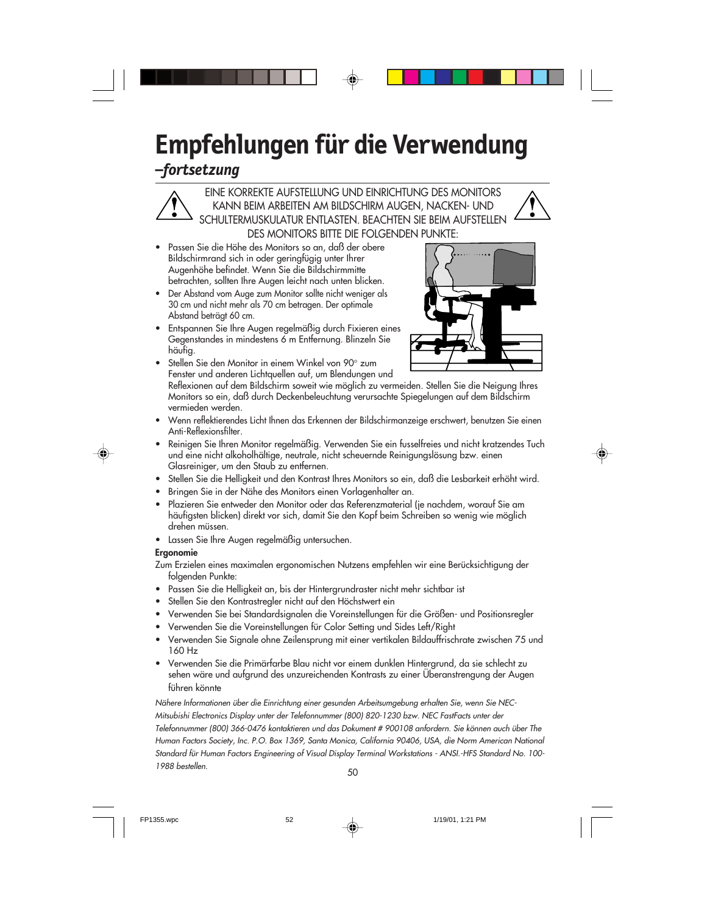# Empfehlungen für die Verwendung

## *–fortsetzung*

EINE KORREKTE AUFSTELLUNG UND EINRICHTUNG DES MONITORS KANN BEIM ARBEITEN AM BILDSCHIRM AUGEN, NACKEN- UND SCHULTERMUSKULATUR ENTLASTEN. BEACHTEN SIE BEIM AUFSTELLEN DES MONITORS BITTE DIE FOLGENDEN PUNKTE:

- Passen Sie die Höhe des Monitors so an, daß der obere Bildschirmrand sich in oder geringfügig unter Ihrer Augenhöhe befindet. Wenn Sie die Bildschirmmitte betrachten, sollten Ihre Augen leicht nach unten blicken.
- Der Abstand vom Auge zum Monitor sollte nicht weniger als 30 cm und nicht mehr als 70 cm betragen. Der optimale Abstand beträgt 60 cm.
- Entspannen Sie Ihre Augen regelmäßig durch Fixieren eines Gegenstandes in mindestens 6 m Entfernung. Blinzeln Sie häufig.
- Stellen Sie den Monitor in einem Winkel von 90° zum Fenster und anderen Lichtquellen auf, um Blendungen und Reflexionen auf dem Bildschirm soweit wie möglich zu vermeiden. Stellen Sie die Neigung Ihres Monitors so ein, daß durch Deckenbeleuchtung verursachte Spiegelungen auf dem Bildschirm vermieden werden.
- Wenn reflektierendes Licht Ihnen das Erkennen der Bildschirmanzeige erschwert, benutzen Sie einen Anti-Reflexionsfilter.
- Reinigen Sie Ihren Monitor regelmäßig. Verwenden Sie ein fusselfreies und nicht kratzendes Tuch und eine nicht alkoholhältige, neutrale, nicht scheuernde Reinigungslösung bzw. einen Glasreiniger, um den Staub zu entfernen.
- Stellen Sie die Helligkeit und den Kontrast Ihres Monitors so ein, daß die Lesbarkeit erhöht wird.
- Bringen Sie in der Nähe des Monitors einen Vorlagenhalter an.
- Plazieren Sie entweder den Monitor oder das Referenzmaterial (je nachdem, worauf Sie am häufigsten blicken) direkt vor sich, damit Sie den Kopf beim Schreiben so wenig wie möglich drehen müssen.
- Lassen Sie Ihre Augen regelmäßig untersuchen.

**Ergonomie**

Zum Erzielen eines maximalen ergonomischen Nutzens empfehlen wir eine Berücksichtigung der folgenden Punkte:

- Passen Sie die Helligkeit an, bis der Hintergrundraster nicht mehr sichtbar ist
- Stellen Sie den Kontrastregler nicht auf den Höchstwert ein
- Verwenden Sie bei Standardsignalen die Voreinstellungen für die Größen- und Positionsregler
- Verwenden Sie die Voreinstellungen für Color Setting und Sides Left/Right
- Verwenden Sie Signale ohne Zeilensprung mit einer vertikalen Bildauffrischrate zwischen 75 und 160 Hz
- Verwenden Sie die Primärfarbe Blau nicht vor einem dunklen Hintergrund, da sie schlecht zu sehen wäre und aufgrund des unzureichenden Kontrasts zu einer Überanstrengung der Augen führen könnte

*Nähere Informationen über die Einrichtung einer gesunden Arbeitsumgebung erhalten Sie, wenn Sie NEC-Mitsubishi Electronics Display unter der Telefonnummer (800) 820-1230 bzw. NEC FastFacts unter der Telefonnummer (800) 366-0476 kontaktieren und das Dokument # 900108 anfordern. Sie können auch über The Human Factors Society, Inc. P.O. Box 1369, Santa Monica, California 90406, USA, die Norm American National Standard für Human Factors Engineering of Visual Display Terminal Workstations - ANSI.-HFS Standard No. 100-1988 bestellen.*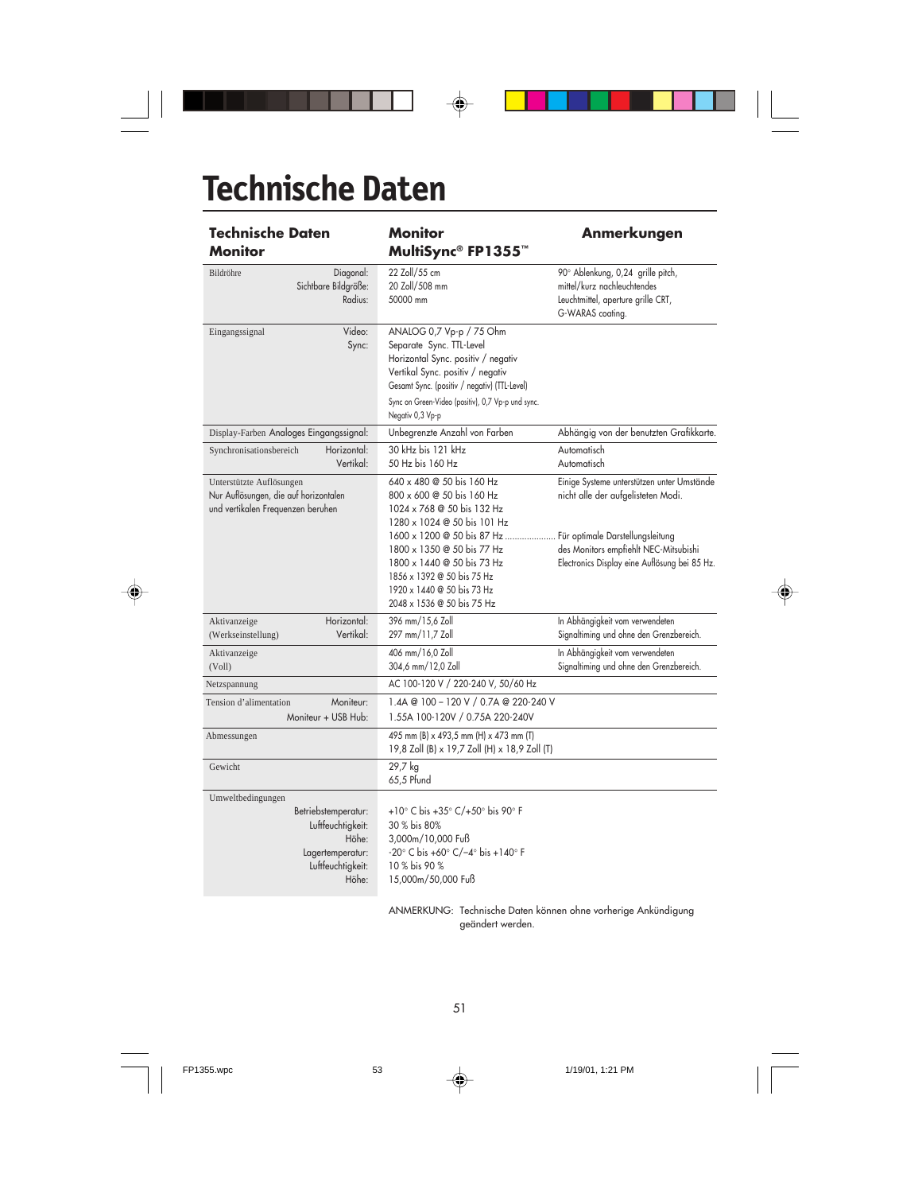# Technische Daten

| Technische Daten Monitor | | Monitor MultiSync® FP1355™ | Anmerkungen |
|---|---|---|---|
| Bildröhre | Diagonal:<br>Sichtbare Bildgröße:<br>Radius: | 22 Zoll/55 cm<br>20 Zoll/508 mm<br>50000 mm | 90° Ablenkung, 0,24 grille pitch, mittel/kurz nachleuchtendes Leuchtmittel, aperture grille CRT, G-WARAS coating. |
| Eingangssignal | Video:<br>Sync: | ANALOG 0,7 Vp-p / 75 Ohm<br>Separate Sync. TTL-Level<br>Horizontal Sync. positiv / negativ<br>Vertikal Sync. positiv / negativ<br>Gesamt Sync. (positiv / negativ) (TTL-Level)<br>Sync on Green-Video (positiv), 0,7 Vp-p und sync. Negativ 0,3 Vp-p | |
| Display-Farben | Analoges Eingangssignal: | Unbegrenzte Anzahl von Farben | Abhängig von der benutzten Grafikkarte. |
| Synchronisationsbereich | Horizontal:<br>Vertikal: | 30 kHz bis 121 kHz<br>50 Hz bis 160 Hz | Automatisch<br>Automatisch |
| Unterstützte Auflösungen<br>Nur Auflösungen, die auf horizontalen und vertikalen Frequenzen beruhen | | 640 x 480 @ 50 bis 160 Hz<br>800 x 600 @ 50 bis 160 Hz<br>1024 x 768 @ 50 bis 132 Hz<br>1280 x 1024 @ 50 bis 101 Hz<br>1600 x 1200 @ 50 bis 87 Hz ......................<br>1800 x 1350 @ 50 bis 77 Hz<br>1800 x 1440 @ 50 bis 73 Hz<br>1856 x 1392 @ 50 bis 75 Hz<br>1920 x 1440 @ 50 bis 73 Hz<br>2048 x 1536 @ 50 bis 75 Hz | Einige Systeme unterstützen unter Umstände nicht alle der aufgelisteten Modi.<br><br>Für optimale Darstellungsleitung des Monitors empfiehlt NEC-Mitsubishi Electronics Display eine Auflösung bei 85 Hz. |
| Aktivanzeige<br>(Werkseinstellung) | Horizontal:<br>Vertikal: | 396 mm/15,6 Zoll<br>297 mm/11,7 Zoll | In Abhängigkeit vom verwendeten Signaltiming und ohne den Grenzbereich. |
| Aktivanzeige<br>(Voll) | | 406 mm/16,0 Zoll<br>304,6 mm/12,0 Zoll | In Abhängigkeit vom verwendeten Signaltiming und ohne den Grenzbereich. |
| Netzspannung | | AC 100-120 V / 220-240 V, 50/60 Hz | |
| Tension d'alimentation | Moniteur:<br>Moniteur + USB Hub: | 1.4A @ 100 – 120 V / 0.7A @ 220-240 V<br>1.55A 100-120V / 0.75A 220-240V | |
| Abmessungen | | 495 mm (B) x 493,5 mm (H) x 473 mm (T)<br>19,8 Zoll (B) x 19,7 Zoll (H) x 18,9 Zoll (T) | |
| Gewicht | | 29,7 kg<br>65,5 Pfund | |
| Umweltbedingungen | Betriebstemperatur:<br>Luftfeuchtigkeit:<br>Höhe:<br>Lagertemperatur:<br>Luftfeuchtigkeit:<br>Höhe: | +10° C bis +35° C/+50° bis 90° F<br>30 % bis 80%<br>3,000m/10,000 Fuß<br>-20° C bis +60° C/–4° bis +140° F<br>10 % bis 90 %<br>15,000m/50,000 Fuß | |

ANMERKUNG: Technische Daten können ohne vorherige Ankündigung geändert werden.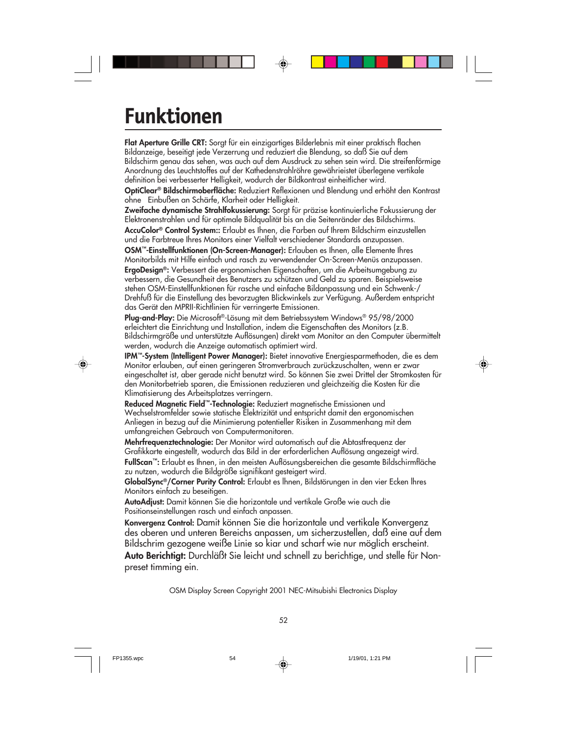# Funktionen

**Flat Aperture Grille CRT:** Sorgt für ein einzigartiges Bilderlebnis mit einer praktisch flachen Bildanzeige, beseitigt jede Verzerrung und reduziert die Blendung, so daß Sie auf dem Bildschirm genau das sehen, was auch auf dem Ausdruck zu sehen sein wird. Die streifenförmige Anordnung des Leuchtstoffes auf der Kathedenstrahlröhre gewährieistet überlegene vertikale definition bei verbesserter Helligkeit, wodurch der Bildkontrast einheitlicher wird.

**OptiClear® Bildschirmoberfläche:** Reduziert Reflexionen und Blendung und erhöht den Kontrast ohne Einbußen an Schärfe, Klarheit oder Helligkeit.

**Zweifache dynamische Strahlfokussierung:** Sorgt für präzise kontinuierliche Fokussierung der Elektronenstrahlen und für optimale Bildqualität bis an die Seitenränder des Bildschirms.

**AccuColor® Control System::** Erlaubt es Ihnen, die Farben auf Ihrem Bildschirm einzustellen und die Farbtreue Ihres Monitors einer Vielfalt verschiedener Standards anzupassen.

**OSM™-Einstellfunktionen (On-Screen-Manager):** Erlauben es Ihnen, alle Elemente Ihres Monitorbilds mit Hilfe einfach und rasch zu verwendender On-Screen-Menüs anzupassen.

**ErgoDesign®:** Verbessert die ergonomischen Eigenschaften, um die Arbeitsumgebung zu verbessern, die Gesundheit des Benutzers zu schützen und Geld zu sparen. Beispielsweise stehen OSM-Einstellfunktionen für rasche und einfache Bildanpassung und ein Schwenk-/Drehfuß für die Einstellung des bevorzugten Blickwinkels zur Verfügung. Außerdem entspricht das Gerät den MPRII-Richtlinien für verringerte Emissionen.

**Plug-and-Play:** Die Microsoft®-Lösung mit dem Betriebssystem Windows® 95/98/2000 erleichtert die Einrichtung und Installation, indem die Eigenschaften des Monitors (z.B. Bildschirmgröße und unterstützte Auflösungen) direkt vom Monitor an den Computer übermittelt werden, wodurch die Anzeige automatisch optimiert wird.

**IPM™-System (Intelligent Power Manager):** Bietet innovative Energiesparmethoden, die es dem Monitor erlauben, auf einen geringeren Stromverbrauch zurückzuschalten, wenn er zwar eingeschaltet ist, aber gerade nicht benutzt wird. So können Sie zwei Drittel der Stromkosten für den Monitorbetrieb sparen, die Emissionen reduzieren und gleichzeitig die Kosten für die Klimatisierung des Arbeitsplatzes verringern.

**Reduced Magnetic Field™-Technologie:** Reduziert magnetische Emissionen und Wechselstromfelder sowie statische Elektrizität und entspricht damit den ergonomischen Anliegen in bezug auf die Minimierung potentieller Risiken in Zusammenhang mit dem umfangreichen Gebrauch von Computermonitoren.

**Mehrfrequenztechnologie:** Der Monitor wird automatisch auf die Abtastfrequenz der Grafikkarte eingestellt, wodurch das Bild in der erforderlichen Auflösung angezeigt wird.

**FullScan™:** Erlaubt es Ihnen, in den meisten Auflösungsbereichen die gesamte Bildschirmfläche zu nutzen, wodurch die Bildgröße signifikant gesteigert wird.

**GlobalSync®/Corner Purity Control:** Erlaubt es lhnen, Bildstörungen in den vier Ecken lhres Monitors einfach zu beseitigen.

**AutoAdjust:** Damit können Sie die horizontale und vertikale Große wie auch die Positionseinstellungen rasch und einfach anpassen.

**Konvergenz Control:** Damit können Sie die horizontale und vertikale Konvergenz des oberen und unteren Bereichs anpassen, um sicherzustellen, daß eine auf dem Bildschrim gezogene weiße Linie so kiar und scharf wie nur möglich erscheint.

**Auto Berichtigt:** Durchläßt Sie leicht und schnell zu berichtige, und stelle für Non-preset timming ein.

OSM Display Screen Copyright 2001 NEC-Mitsubishi Electronics Display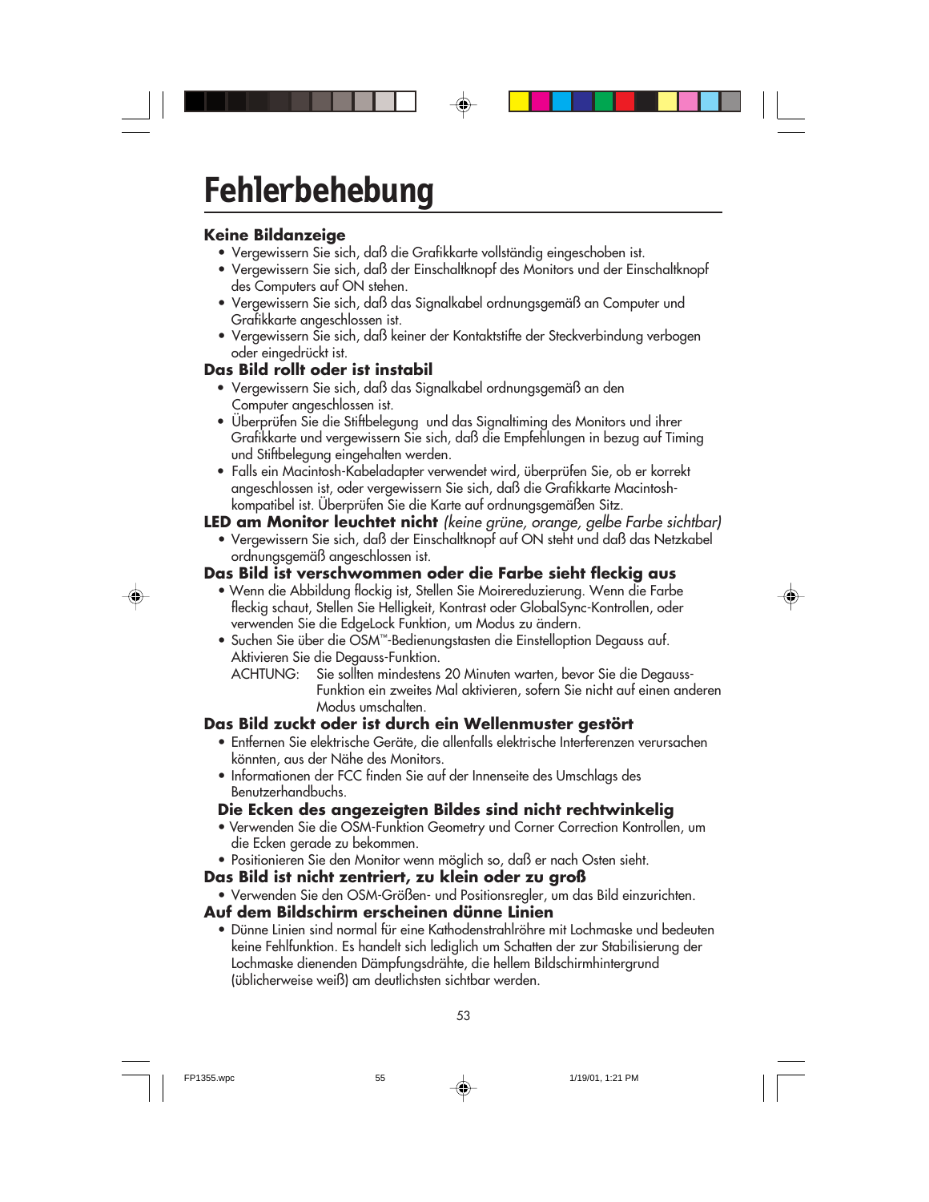# Fehlerbehebung

### Keine Bildanzeige

- Vergewissern Sie sich, daß die Grafikkarte vollständig eingeschoben ist.
- Vergewissern Sie sich, daß der Einschaltknopf des Monitors und der Einschaltknopf des Computers auf ON stehen.
- Vergewissern Sie sich, daß das Signalkabel ordnungsgemäß an Computer und Grafikkarte angeschlossen ist.
- Vergewissern Sie sich, daß keiner der Kontaktstifte der Steckverbindung verbogen oder eingedrückt ist.

### Das Bild rollt oder ist instabil

- Vergewissern Sie sich, daß das Signalkabel ordnungsgemäß an den Computer angeschlossen ist.
- Überprüfen Sie die Stiftbelegung und das Signaltiming des Monitors und ihrer Grafikkarte und vergewissern Sie sich, daß die Empfehlungen in bezug auf Timing und Stiftbelegung eingehalten werden.
- Falls ein Macintosh-Kabeladapter verwendet wird, überprüfen Sie, ob er korrekt angeschlossen ist, oder vergewissern Sie sich, daß die Grafikkarte Macintosh-kompatibel ist. Überprüfen Sie die Karte auf ordnungsgemäßen Sitz.

### LED am Monitor leuchtet nicht *(keine grüne, orange, gelbe Farbe sichtbar)*

- Vergewissern Sie sich, daß der Einschaltknopf auf ON steht und daß das Netzkabel ordnungsgemäß angeschlossen ist.

### Das Bild ist verschwommen oder die Farbe sieht fleckig aus

- Wenn die Abbildung flockig ist, Stellen Sie Moirereduzierung. Wenn die Farbe fleckig schaut, Stellen Sie Helligkeit, Kontrast oder GlobalSync-Kontrollen, oder verwenden Sie die EdgeLock Funktion, um Modus zu ändern.
- Suchen Sie über die OSM™-Bedienungstasten die Einstelloption Degauss auf. Aktivieren Sie die Degauss-Funktion.

  ACHTUNG: Sie sollten mindestens 20 Minuten warten, bevor Sie die Degauss-Funktion ein zweites Mal aktivieren, sofern Sie nicht auf einen anderen Modus umschalten.

### Das Bild zuckt oder ist durch ein Wellenmuster gestört

- Entfernen Sie elektrische Geräte, die allenfalls elektrische Interferenzen verursachen könnten, aus der Nähe des Monitors.
- Informationen der FCC finden Sie auf der Innenseite des Umschlags des Benutzerhandbuchs.

### Die Ecken des angezeigten Bildes sind nicht rechtwinkelig

- Verwenden Sie die OSM-Funktion Geometry und Corner Correction Kontrollen, um die Ecken gerade zu bekommen.
- Positionieren Sie den Monitor wenn möglich so, daß er nach Osten sieht.

### Das Bild ist nicht zentriert, zu klein oder zu groß

- Verwenden Sie den OSM-Größen- und Positionsregler, um das Bild einzurichten.

### Auf dem Bildschirm erscheinen dünne Linien

- Dünne Linien sind normal für eine Kathodenstrahlröhre mit Lochmaske und bedeuten keine Fehlfunktion. Es handelt sich lediglich um Schatten der zur Stabilisierung der Lochmaske dienenden Dämpfungsdrähte, die hellem Bildschirmhintergrund (üblicherweise weiß) am deutlichsten sichtbar werden.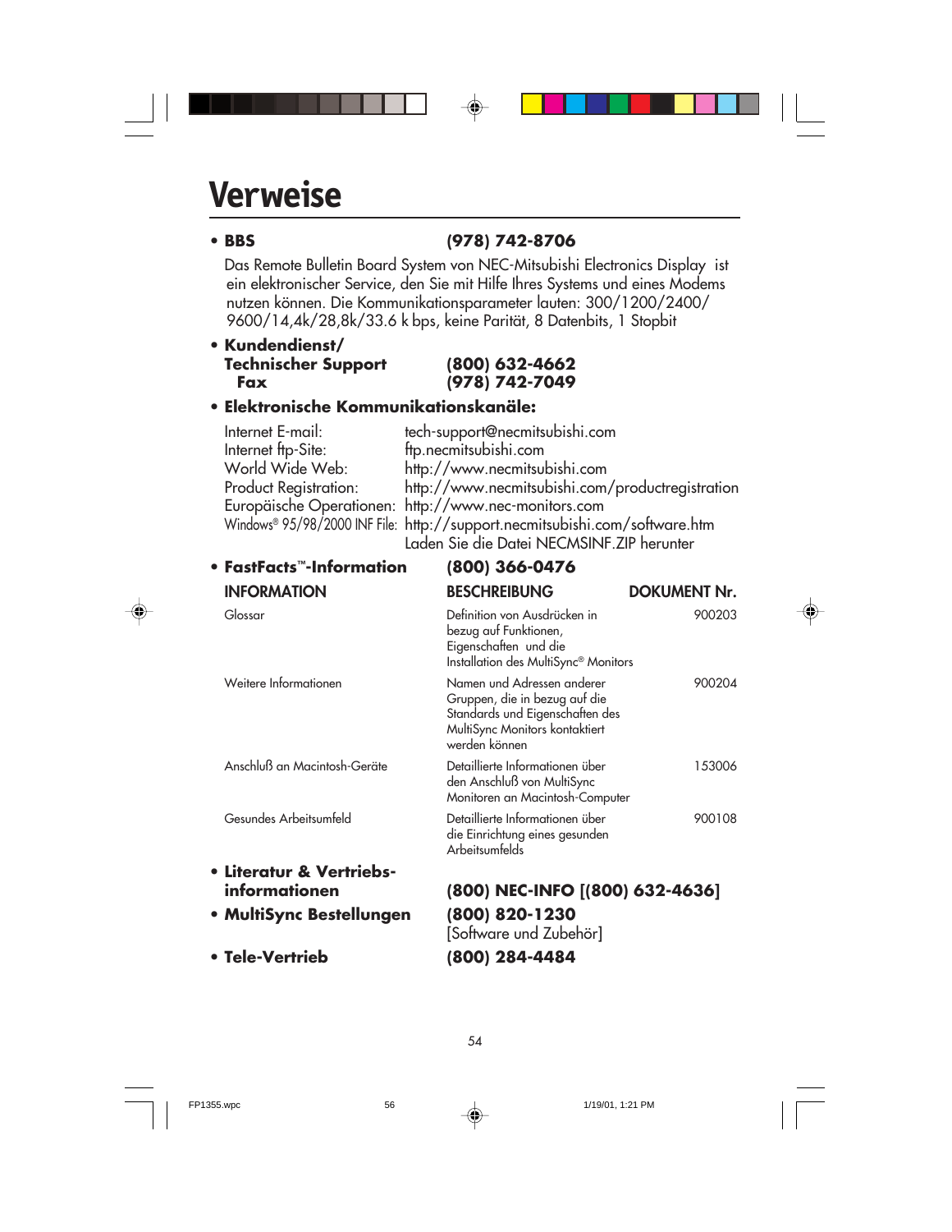# Verweise

- **BBS** **(978) 742-8706**

  Das Remote Bulletin Board System von NEC-Mitsubishi Electronics Display ist ein elektronischer Service, den Sie mit Hilfe Ihres Systems und eines Modems nutzen können. Die Kommunikationsparameter lauten: 300/1200/2400/ 9600/14,4k/28,8k/33.6 k bps, keine Parität, 8 Datenbits, 1 Stopbit

- **Kundendienst/ Technischer Support** **(800) 632-4662**
  **Fax** **(978) 742-7049**

- **Elektronische Kommunikationskanäle:**

  Internet E-mail: tech-support@necmitsubishi.com
  Internet ftp-Site: ftp.necmitsubishi.com
  World Wide Web: http://www.necmitsubishi.com
  Product Registration: http://www.necmitsubishi.com/productregistration
  Europäische Operationen: http://www.nec-monitors.com
  Windows® 95/98/2000 INF File: http://support.necmitsubishi.com/software.htm
  Laden Sie die Datei NECMSINF.ZIP herunter

- **FastFacts™-Information** **(800) 366-0476**

| INFORMATION | BESCHREIBUNG | DOKUMENT Nr. |
|---|---|---|
| Glossar | Definition von Ausdrücken in bezug auf Funktionen, Eigenschaften und die Installation des MultiSync® Monitors | 900203 |
| Weitere Informationen | Namen und Adressen anderer Gruppen, die in bezug auf die Standards und Eigenschaften des MultiSync Monitors kontaktiert werden können | 900204 |
| Anschluß an Macintosh-Geräte | Detaillierte Informationen über den Anschluß von MultiSync Monitoren an Macintosh-Computer | 153006 |
| Gesundes Arbeitsumfeld | Detaillierte Informationen über die Einrichtung eines gesunden Arbeitsumfelds | 900108 |

- **Literatur & Vertriebs-informationen** **(800) NEC-INFO [(800) 632-4636]**
- **MultiSync Bestellungen** **(800) 820-1230**
  [Software und Zubehör]
- **Tele-Vertrieb** **(800) 284-4484**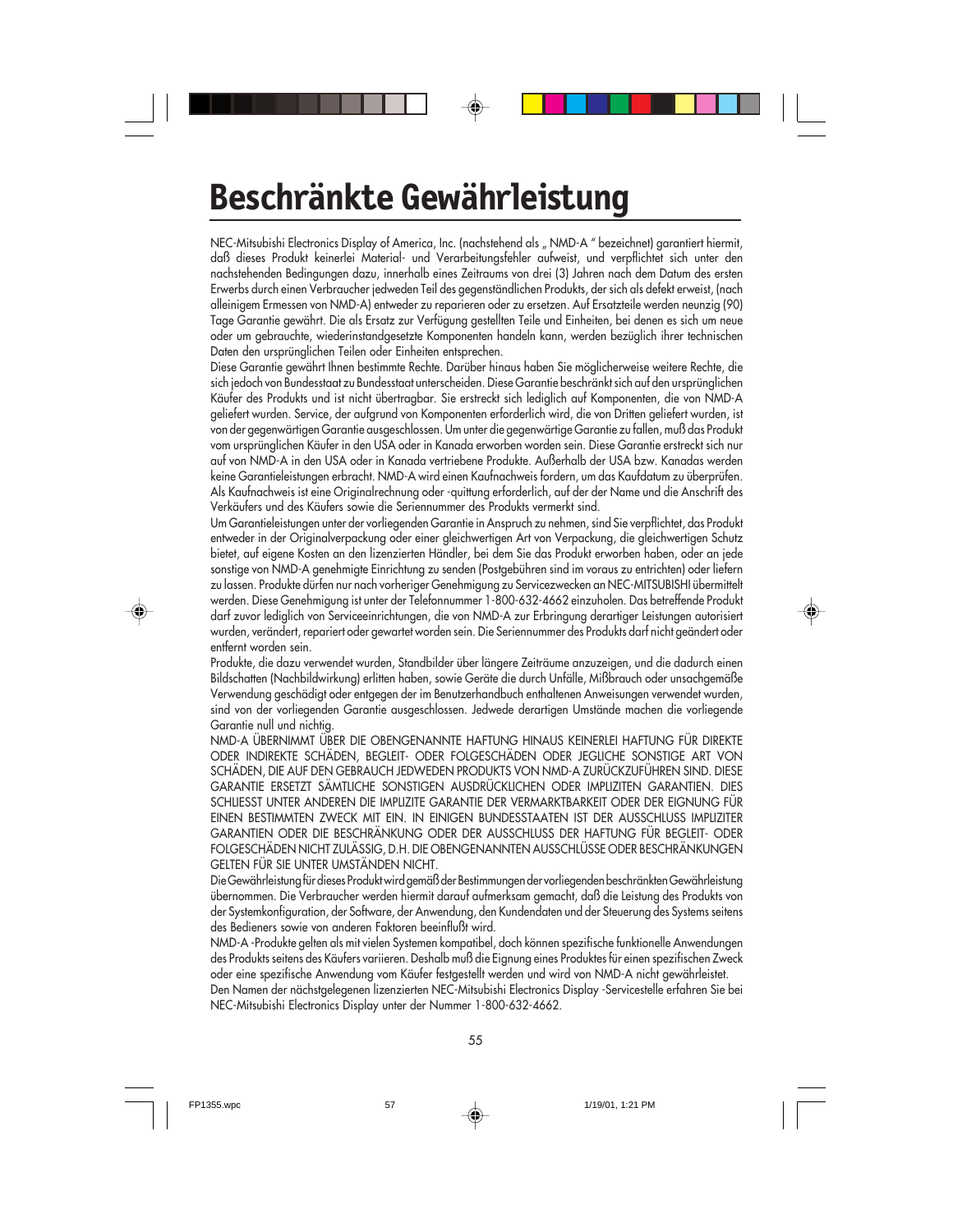# Beschränkte Gewährleistung

NEC-Mitsubishi Electronics Display of America, Inc. (nachstehend als „ NMD-A " bezeichnet) garantiert hiermit, daß dieses Produkt keinerlei Material- und Verarbeitungsfehler aufweist, und verpflichtet sich unter den nachstehenden Bedingungen dazu, innerhalb eines Zeitraums von drei (3) Jahren nach dem Datum des ersten Erwerbs durch einen Verbraucher jedweden Teil des gegenständlichen Produkts, der sich als defekt erweist, (nach alleinigem Ermessen von NMD-A) entweder zu reparieren oder zu ersetzen. Auf Ersatzteile werden neunzig (90) Tage Garantie gewährt. Die als Ersatz zur Verfügung gestellten Teile und Einheiten, bei denen es sich um neue oder um gebrauchte, wiederinstandgesetzte Komponenten handeln kann, werden bezüglich ihrer technischen Daten den ursprünglichen Teilen oder Einheiten entsprechen.

Diese Garantie gewährt Ihnen bestimmte Rechte. Darüber hinaus haben Sie möglicherweise weitere Rechte, die sich jedoch von Bundesstaat zu Bundesstaat unterscheiden. Diese Garantie beschränkt sich auf den ursprünglichen Käufer des Produkts und ist nicht übertragbar. Sie erstreckt sich lediglich auf Komponenten, die von NMD-A geliefert wurden. Service, der aufgrund von Komponenten erforderlich wird, die von Dritten geliefert wurden, ist von der gegenwärtigen Garantie ausgeschlossen. Um unter die gegenwärtige Garantie zu fallen, muß das Produkt vom ursprünglichen Käufer in den USA oder in Kanada erworben worden sein. Diese Garantie erstreckt sich nur auf von NMD-A in den USA oder in Kanada vertriebene Produkte. Außerhalb der USA bzw. Kanadas werden keine Garantieleistungen erbracht. NMD-A wird einen Kaufnachweis fordern, um das Kaufdatum zu überprüfen. Als Kaufnachweis ist eine Originalrechnung oder -quittung erforderlich, auf der der Name und die Anschrift des Verkäufers und des Käufers sowie die Seriennummer des Produkts vermerkt sind.

Um Garantieleistungen unter der vorliegenden Garantie in Anspruch zu nehmen, sind Sie verpflichtet, das Produkt entweder in der Originalverpackung oder einer gleichwertigen Art von Verpackung, die gleichwertigen Schutz bietet, auf eigene Kosten an den lizenzierten Händler, bei dem Sie das Produkt erworben haben, oder an jede sonstige von NMD-A genehmigte Einrichtung zu senden (Postgebühren sind im voraus zu entrichten) oder liefern zu lassen. Produkte dürfen nur nach vorheriger Genehmigung zu Servicezwecken an NEC-MITSUBISHI übermittelt werden. Diese Genehmigung ist unter der Telefonnummer 1-800-632-4662 einzuholen. Das betreffende Produkt darf zuvor lediglich von Serviceeinrichtungen, die von NMD-A zur Erbringung derartiger Leistungen autorisiert wurden, verändert, repariert oder gewartet worden sein. Die Seriennummer des Produkts darf nicht geändert oder entfernt worden sein.

Produkte, die dazu verwendet wurden, Standbilder über längere Zeiträume anzuzeigen, und die dadurch einen Bildschatten (Nachbildwirkung) erlitten haben, sowie Geräte die durch Unfälle, Mißbrauch oder unsachgemäße Verwendung geschädigt oder entgegen der im Benutzerhandbuch enthaltenen Anweisungen verwendet wurden, sind von der vorliegenden Garantie ausgeschlossen. Jedwede derartigen Umstände machen die vorliegende Garantie null und nichtig.

NMD-A ÜBERNIMMT ÜBER DIE OBENGENANNTE HAFTUNG HINAUS KEINERLEI HAFTUNG FÜR DIREKTE ODER INDIREKTE SCHÄDEN, BEGLEIT- ODER FOLGESCHÄDEN ODER JEGLICHE SONSTIGE ART VON SCHÄDEN, DIE AUF DEN GEBRAUCH JEDWEDEN PRODUKTS VON NMD-A ZURÜCKZUFÜHREN SIND. DIESE GARANTIE ERSETZT SÄMTLICHE SONSTIGEN AUSDRÜCKLICHEN ODER IMPLIZITEN GARANTIEN. DIES SCHLIESST UNTER ANDEREN DIE IMPLIZITE GARANTIE DER VERMARKTBARKEIT ODER DER EIGNUNG FÜR EINEN BESTIMMTEN ZWECK MIT EIN. IN EINIGEN BUNDESSTAATEN IST DER AUSSCHLUSS IMPLIZITER GARANTIEN ODER DIE BESCHRÄNKUNG ODER DER AUSSCHLUSS DER HAFTUNG FÜR BEGLEIT- ODER FOLGESCHÄDEN NICHT ZULÄSSIG, D.H. DIE OBENGENANNTEN AUSSCHLÜSSE ODER BESCHRÄNKUNGEN GELTEN FÜR SIE UNTER UMSTÄNDEN NICHT.

Die Gewährleistung für dieses Produkt wird gemäß der Bestimmungen der vorliegenden beschränkten Gewährleistung übernommen. Die Verbraucher werden hiermit darauf aufmerksam gemacht, daß die Leistung des Produkts von der Systemkonfiguration, der Software, der Anwendung, den Kundendaten und der Steuerung des Systems seitens des Bedieners sowie von anderen Faktoren beeinflußt wird.

NMD-A -Produkte gelten als mit vielen Systemen kompatibel, doch können spezifische funktionelle Anwendungen des Produkts seitens des Käufers variieren. Deshalb muß die Eignung eines Produktes für einen spezifischen Zweck oder eine spezifische Anwendung vom Käufer festgestellt werden und wird von NMD-A nicht gewährleistet.

Den Namen der nächstgelegenen lizenzierten NEC-Mitsubishi Electronics Display -Servicestelle erfahren Sie bei NEC-Mitsubishi Electronics Display unter der Nummer 1-800-632-4662.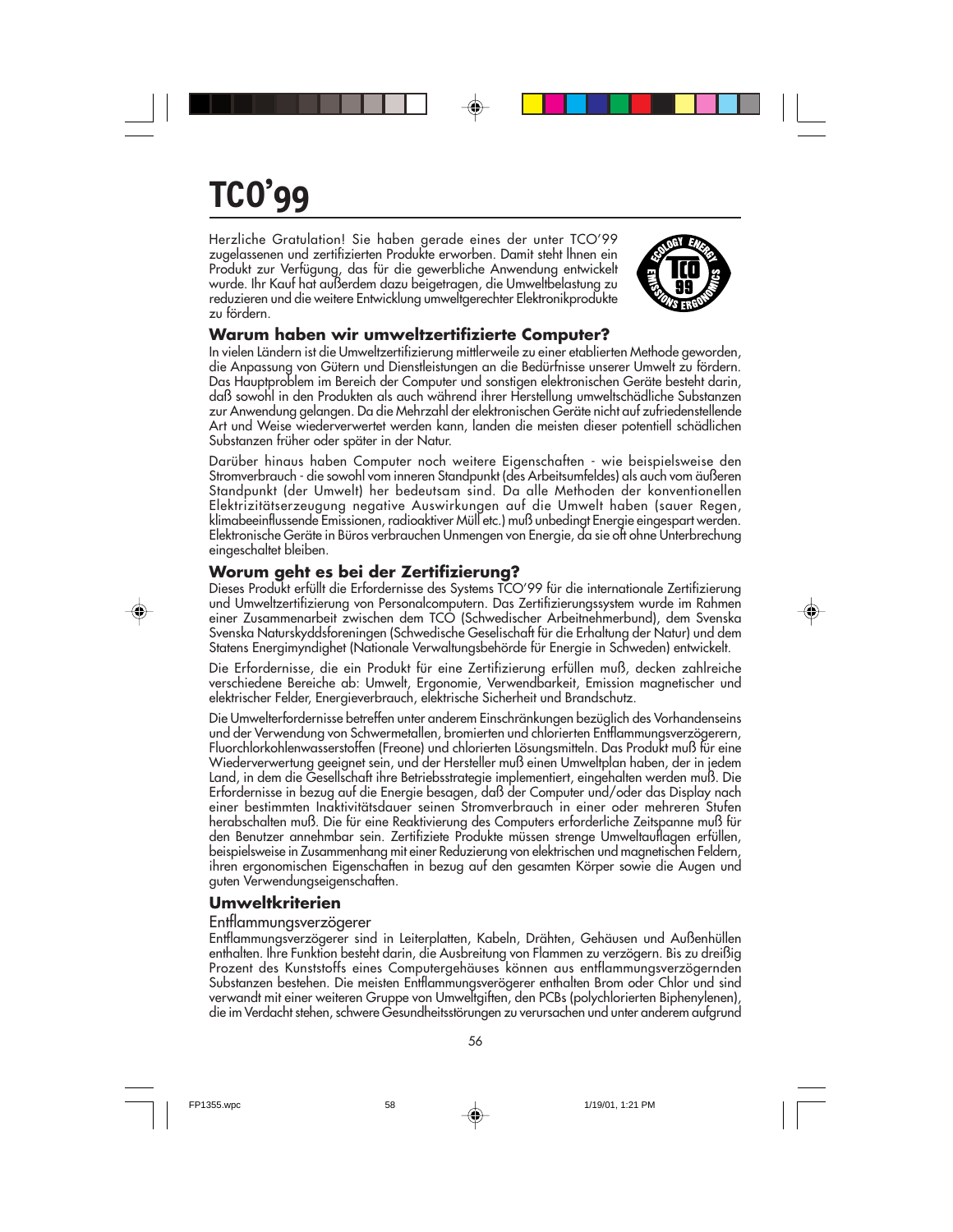# TCO'99

Herzliche Gratulation! Sie haben gerade eines der unter TCO'99 zugelassenen und zertifizierten Produkte erworben. Damit steht Ihnen ein Produkt zur Verfügung, das für die gewerbliche Anwendung entwickelt wurde. Ihr Kauf hat außerdem dazu beigetragen, die Umweltbelastung zu reduzieren und die weitere Entwicklung umweltgerechter Elektronikprodukte zu fördern.

## Warum haben wir umweltzertifizierte Computer?

In vielen Ländern ist die Umweltzertifizierung mittlerweile zu einer etablierten Methode geworden, die Anpassung von Gütern und Dienstleistungen an die Bedürfnisse unserer Umwelt zu fördern. Das Hauptproblem im Bereich der Computer und sonstigen elektronischen Geräte besteht darin, daß sowohl in den Produkten als auch während ihrer Herstellung umweltschädliche Substanzen zur Anwendung gelangen. Da die Mehrzahl der elektronischen Geräte nicht auf zufriedenstellende Art und Weise wiederverwertet werden kann, landen die meisten dieser potentiell schädlichen Substanzen früher oder später in der Natur.

Darüber hinaus haben Computer noch weitere Eigenschaften - wie beispielsweise den Stromverbrauch - die sowohl vom inneren Standpunkt (des Arbeitsumfeldes) als auch vom äußeren Standpunkt (der Umwelt) her bedeutsam sind. Da alle Methoden der konventionellen Elektrizitätserzeugung negative Auswirkungen auf die Umwelt haben (sauer Regen, klimabeeinflussende Emissionen, radioaktiver Müll etc.) muß unbedingt Energie eingespart werden. Elektronische Geräte in Büros verbrauchen Unmengen von Energie, da sie oft ohne Unterbrechung eingeschaltet bleiben.

## Worum geht es bei der Zertifizierung?

Dieses Produkt erfüllt die Erfordernisse des Systems TCO'99 für die internationale Zertifizierung und Umweltzertifizierung von Personalcomputern. Das Zertifizierungssystem wurde im Rahmen einer Zusammenarbeit zwischen dem TCO (Schwedischer Arbeitnehmerbund), dem Svenska Svenska Naturskyddsforeningen (Schwedische Geselischaft für die Erhaltung der Natur) und dem Statens Energimyndighet (Nationale Verwaltungsbehörde für Energie in Schweden) entwickelt.

Die Erfordernisse, die ein Produkt für eine Zertifizierung erfüllen muß, decken zahlreiche verschiedene Bereiche ab: Umwelt, Ergonomie, Verwendbarkeit, Emission magnetischer und elektrischer Felder, Energieverbrauch, elektrische Sicherheit und Brandschutz.

Die Umwelterfordernisse betreffen unter anderem Einschränkungen bezüglich des Vorhandenseins und der Verwendung von Schwermetallen, bromierten und chlorierten Entflammungsverzögerern, Fluorchlorkohlenwasserstoffen (Freone) und chlorierten Lösungsmitteln. Das Produkt muß für eine Wiederverwertung geeignet sein, und der Hersteller muß einen Umweltplan haben, der in jedem Land, in dem die Gesellschaft ihre Betriebsstrategie implementiert, eingehalten werden muß. Die Erfordernisse in bezug auf die Energie besagen, daß der Computer und/oder das Display nach einer bestimmten Inaktivitätsdauer seinen Stromverbrauch in einer oder mehreren Stufen herabschalten muß. Die für eine Reaktivierung des Computers erforderliche Zeitspanne muß für den Benutzer annehmbar sein. Zertifiziete Produkte müssen strenge Umweltauflagen erfüllen, beispielsweise in Zusammenhang mit einer Reduzierung von elektrischen und magnetischen Feldern, ihren ergonomischen Eigenschaften in bezug auf den gesamten Körper sowie die Augen und guten Verwendungseigenschaften.

## Umweltkriterien

### Entflammungsverzögerer

Entflammungsverzögerer sind in Leiterplatten, Kabeln, Drähten, Gehäusen und Außenhüllen enthalten. Ihre Funktion besteht darin, die Ausbreitung von Flammen zu verzögern. Bis zu dreißig Prozent des Kunststoffs eines Computergehäuses können aus entflammungsverzögernden Substanzen bestehen. Die meisten Entflammungsverögerer enthalten Brom oder Chlor und sind verwandt mit einer weiteren Gruppe von Umweltgiften, den PCBs (polychlorierten Biphenylenen), die im Verdacht stehen, schwere Gesundheitsstörungen zu verursachen und unter anderem aufgrund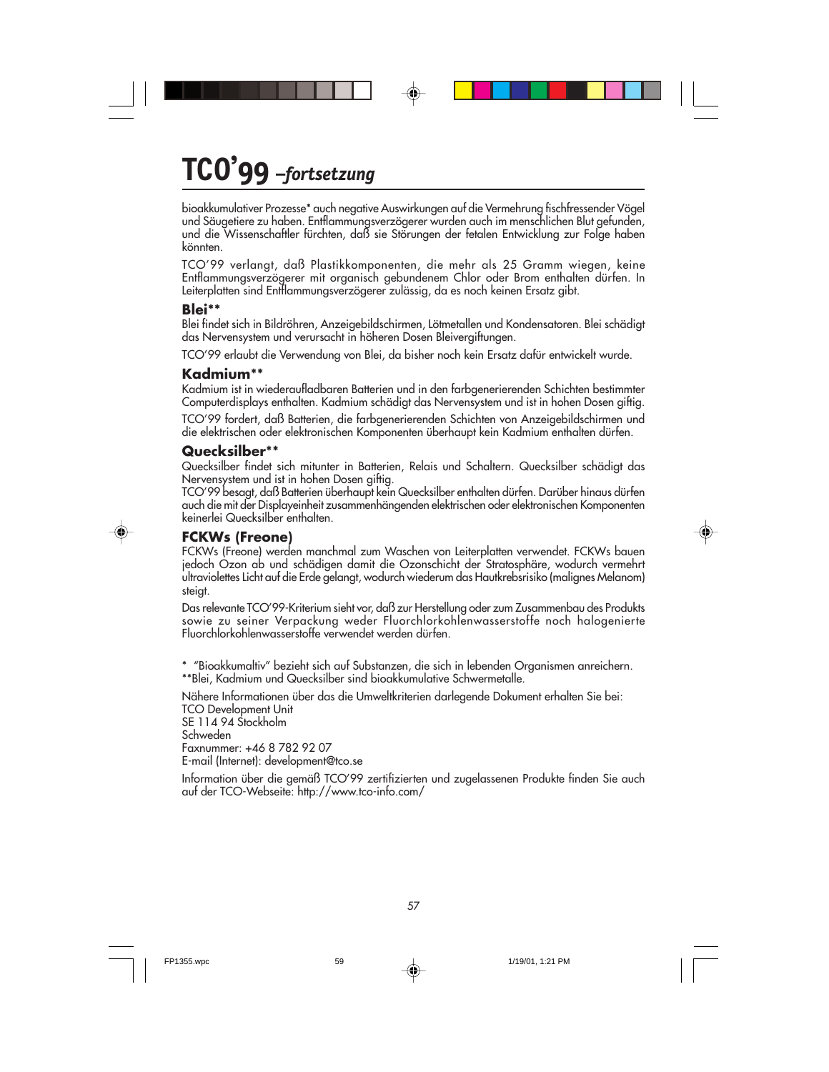# TCO'99 *–fortsetzung*

bioakkumulativer Prozesse* auch negative Auswirkungen auf die Vermehrung fischfressender Vögel und Säugetiere zu haben. Entflammungsverzögerer wurden auch im menschlichen Blut gefunden, und die Wissenschaftler fürchten, daß sie Störungen der fetalen Entwicklung zur Folge haben könnten.

TCO'99 verlangt, daß Plastikkomponenten, die mehr als 25 Gramm wiegen, keine Entflammungsverzögerer mit organisch gebundenem Chlor oder Brom enthalten dürfen. In Leiterplatten sind Entflammungsverzögerer zulässig, da es noch keinen Ersatz gibt.

## Blei**

Blei findet sich in Bildröhren, Anzeigebildschirmen, Lötmetallen und Kondensatoren. Blei schädigt das Nervensystem und verursacht in höheren Dosen Bleivergiftungen.

TCO'99 erlaubt die Verwendung von Blei, da bisher noch kein Ersatz dafür entwickelt wurde.

## Kadmium**

Kadmium ist in wiederaufladbaren Batterien und in den farbgenerierenden Schichten bestimmter Computerdisplays enthalten. Kadmium schädigt das Nervensystem und ist in hohen Dosen giftig.

TCO'99 fordert, daß Batterien, die farbgenerierenden Schichten von Anzeigebildschirmen und die elektrischen oder elektronischen Komponenten überhaupt kein Kadmium enthalten dürfen.

## Quecksilber**

Quecksilber findet sich mitunter in Batterien, Relais und Schaltern. Quecksilber schädigt das Nervensystem und ist in hohen Dosen giftig.
TCO'99 besagt, daß Batterien überhaupt kein Quecksilber enthalten dürfen. Darüber hinaus dürfen auch die mit der Displayeinheit zusammenhängenden elektrischen oder elektronischen Komponenten keinerlei Quecksilber enthalten.

## FCKWs (Freone)

FCKWs (Freone) werden manchmal zum Waschen von Leiterplatten verwendet. FCKWs bauen jedoch Ozon ab und schädigen damit die Ozonschicht der Stratosphäre, wodurch vermehrt ultraviolettes Licht auf die Erde gelangt, wodurch wiederum das Hautkrebsrisiko (malignes Melanom) steigt.

Das relevante TCO'99-Kriterium sieht vor, daß zur Herstellung oder zum Zusammenbau des Produkts sowie zu seiner Verpackung weder Fluorchlorkohlenwasserstoffe noch halogenierte Fluorchlorkohlenwasserstoffe verwendet werden dürfen.

\* "Bioakkumaltiv" bezieht sich auf Substanzen, die sich in lebenden Organismen anreichern.
**Blei, Kadmium und Quecksilber sind bioakkumulative Schwermetalle.

Nähere Informationen über das die Umweltkriterien darlegende Dokument erhalten Sie bei:
TCO Development Unit
SE 114 94 Stockholm
Schweden
Faxnummer: +46 8 782 92 07
E-mail (Internet): development@tco.se

Information über die gemäß TCO'99 zertifizierten und zugelassenen Produkte finden Sie auch auf der TCO-Webseite: http://www.tco-info.com/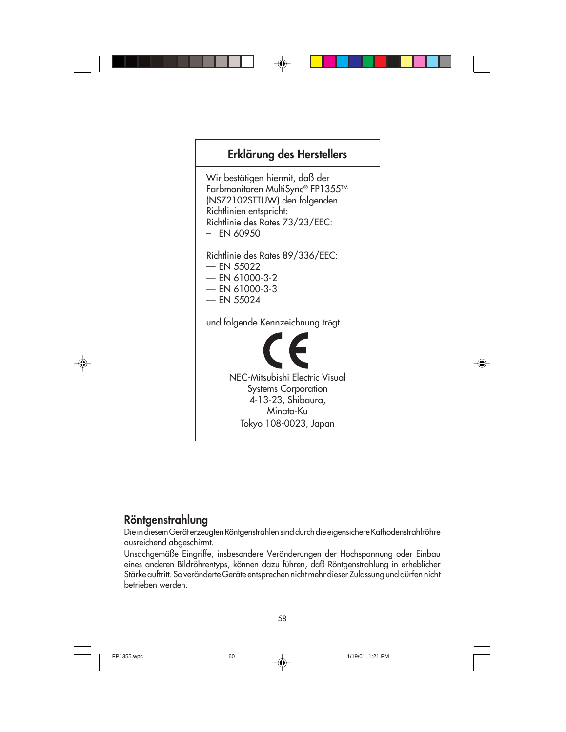## Erklärung des Herstellers

Wir bestätigen hiermit, daß der Farbmonitoren MultiSync® FP1355™ (NSZ2102STTUW) den folgenden Richtlinien entspricht:

Richtlinie des Rates 73/23/EEC:
– EN 60950

Richtlinie des Rates 89/336/EEC:
— EN 55022
— EN 61000-3-2
— EN 61000-3-3
— EN 55024

und folgende Kennzeichnung trägt

CE

NEC-Mitsubishi Electric Visual Systems Corporation
4-13-23, Shibaura,
Minato-Ku
Tokyo 108-0023, Japan

## Röntgenstrahlung

Die in diesem Gerät erzeugten Röntgenstrahlen sind durch die eigensichere Kathodenstrahlröhre ausreichend abgeschirmt.

Unsachgemäße Eingriffe, insbesondere Veränderungen der Hochspannung oder Einbau eines anderen Bildröhrentyps, können dazu führen, daß Röntgenstrahlung in erheblicher Stärke auftritt. So veränderte Geräte entsprechen nicht mehr dieser Zulassung und dürfen nicht betrieben werden.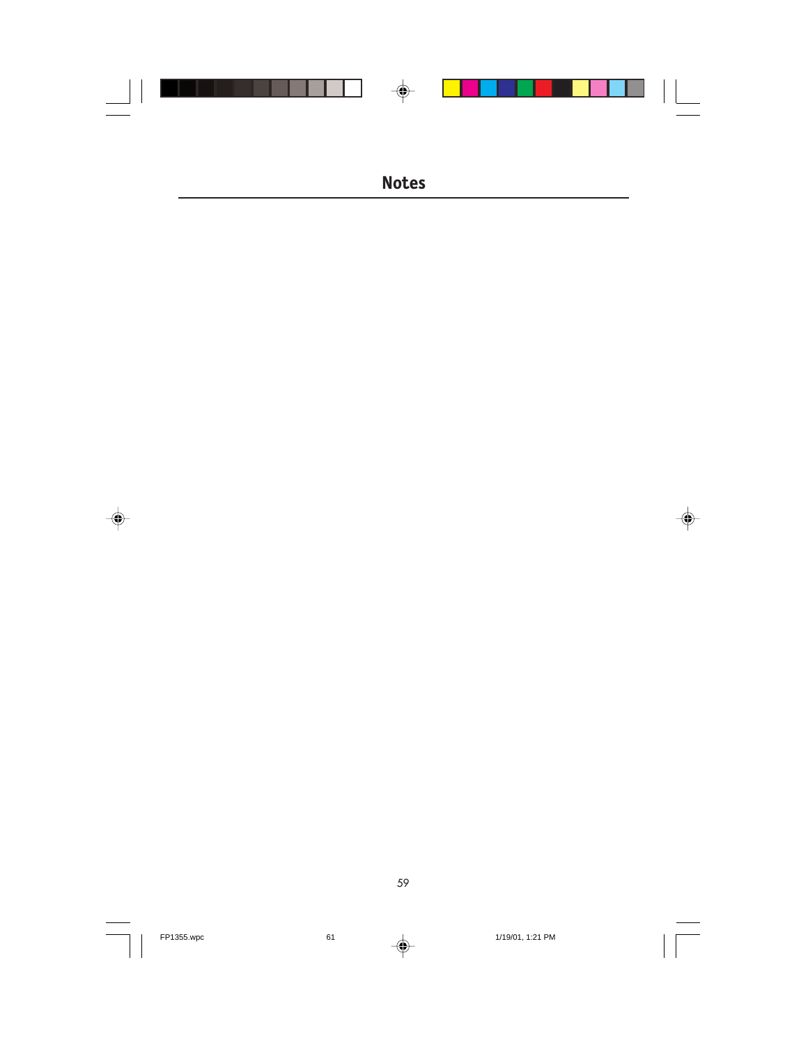# Notes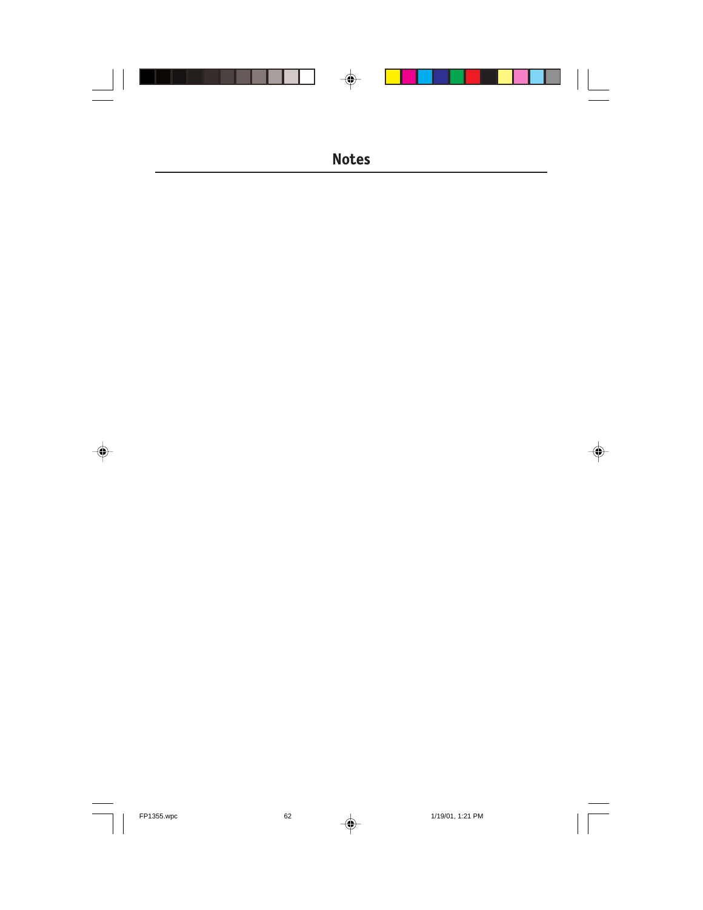# Notes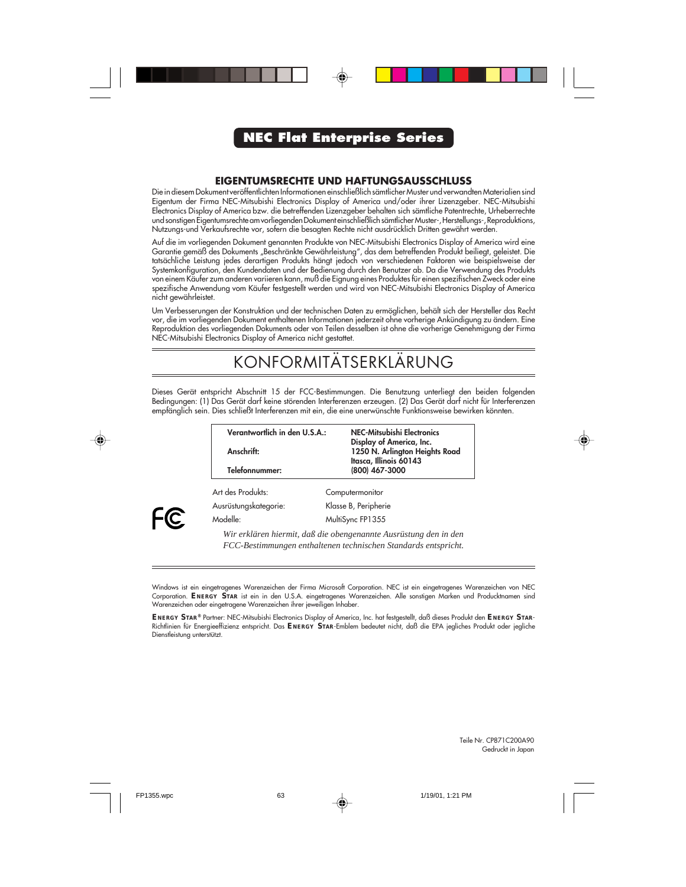# NEC Flat Enterprise Series

## EIGENTUMSRECHTE UND HAFTUNGSAUSSCHLUSS

Die in diesem Dokument veröffentlichten Informationen einschließlich sämtlicher Muster und verwandten Materialien sind Eigentum der Firma NEC-Mitsubishi Electronics Display of America und/oder ihrer Lizenzgeber. NEC-Mitsubishi Electronics Display of America bzw. die betreffenden Lizenzgeber behalten sich sämtliche Patentrechte, Urheberrechte und sonstigen Eigentumsrechte am vorliegenden Dokument einschließlich sämtlicher Muster-, Herstellungs-, Reproduktions, Nutzungs-und Verkaufsrechte vor, sofern die besagten Rechte nicht ausdrücklich Dritten gewährt werden.

Auf die im vorliegenden Dokument genannten Produkte von NEC-Mitsubishi Electronics Display of America wird eine Garantie gemäß des Dokuments „Beschränkte Gewährleistung", das dem betreffenden Produkt beiliegt, geleistet. Die tatsächliche Leistung jedes derartigen Produkts hängt jedoch von verschiedenen Faktoren wie beispielsweise der Systemkonfiguration, den Kundendaten und der Bedienung durch den Benutzer ab. Da die Verwendung des Produkts von einem Käufer zum anderen variieren kann, muß die Eignung eines Produktes für einen spezifischen Zweck oder eine spezifische Anwendung vom Käufer festgestellt werden und wird von NEC-Mitsubishi Electronics Display of America nicht gewährleistet.

Um Verbesserungen der Konstruktion und der technischen Daten zu ermöglichen, behält sich der Hersteller das Recht vor, die im vorliegenden Dokument enthaltenen Informationen jederzeit ohne vorherige Ankündigung zu ändern. Eine Reproduktion des vorliegenden Dokuments oder von Teilen desselben ist ohne die vorherige Genehmigung der Firma NEC-Mitsubishi Electronics Display of America nicht gestattet.

# KONFORMITÄTSERKLÄRUNG

Dieses Gerät entspricht Abschnitt 15 der FCC-Bestimmungen. Die Benutzung unterliegt den beiden folgenden Bedingungen: (1) Das Gerät darf keine störenden Interferenzen erzeugen. (2) Das Gerät darf nicht für Interferenzen empfänglich sein. Dies schließt Interferenzen mit ein, die eine unerwünschte Funktionsweise bewirken könnten.

| | |
|---|---|
| **Verantwortlich in den U.S.A.:** | **NEC-Mitsubishi Electronics Display of America, Inc.** |
| **Anschrift:** | **1250 N. Arlington Heights Road Itasca, Illinois 60143** |
| **Telefonnummer:** | **(800) 467-3000** |

| | |
|---|---|
| Art des Produkts: | Computermonitor |
| Ausrüstungskategorie: | Klasse B, Peripherie |
| Modelle: | MultiSync FP1355 |

FC

*Wir erklären hiermit, daß die obengenannte Ausrüstung den in den FCC-Bestimmungen enthaltenen technischen Standards entspricht.*

Windows ist ein eingetragenes Warenzeichen der Firma Microsoft Corporation. NEC ist ein eingetragenes Warenzeichen von NEC Corporation. **ENERGY STAR** ist ein in den U.S.A. eingetragenes Warenzeichen. Alle sonstigen Marken und Producktnamen sind Warenzeichen oder eingetragene Warenzeichen ihrer jeweiligen Inhaber.

**ENERGY STAR®** Partner: NEC-Mitsubishi Electronics Display of America, Inc. hat festgestellt, daß dieses Produkt den **ENERGY STAR**-Richtlinien für Energieeffizienz entspricht. Das **ENERGY STAR**-Emblem bedeutet nicht, daß die EPA jegliches Produkt oder jegliche Dienstleistung unterstützt.

Teile Nr. CP871C200A90
Gedruckt in Japan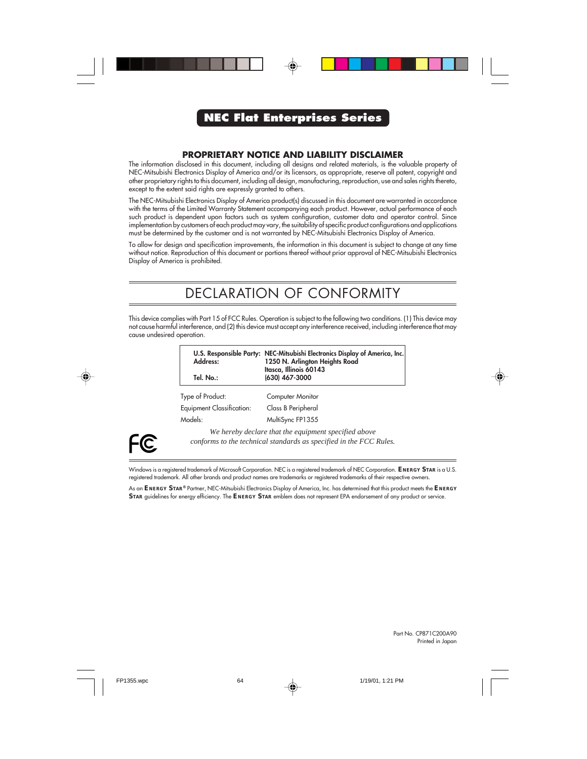# NEC Flat Enterprises Series

## PROPRIETARY NOTICE AND LIABILITY DISCLAIMER

The information disclosed in this document, including all designs and related materials, is the valuable property of NEC-Mitsubishi Electronics Display of America and/or its licensors, as appropriate, reserve all patent, copyright and other proprietary rights to this document, including all design, manufacturing, reproduction, use and sales rights thereto, except to the extent said rights are expressly granted to others.

The NEC-Mitsubishi Electronics Display of America product(s) discussed in this document are warranted in accordance with the terms of the Limited Warranty Statement accompanying each product. However, actual performance of each such product is dependent upon factors such as system configuration, customer data and operator control. Since implementation by customers of each product may vary, the suitability of specific product configurations and applications must be determined by the customer and is not warranted by NEC-Mitsubishi Electronics Display of America.

To allow for design and specification improvements, the information in this document is subject to change at any time without notice. Reproduction of this document or portions thereof without prior approval of NEC-Mitsubishi Electronics Display of America is prohibited.

## DECLARATION OF CONFORMITY

This device complies with Part 15 of FCC Rules. Operation is subject to the following two conditions. (1) This device may not cause harmful interference, and (2) this device must accept any interference received, including interference that may cause undesired operation.

| | |
|---|---|
| **U.S. Responsible Party:** | **NEC-Mitsubishi Electronics Display of America, Inc.** |
| **Address:** | **1250 N. Arlington Heights Road<br>Itasca, Illinois 60143** |
| **Tel. No.:** | **(630) 467-3000** |

| | |
|---|---|
| Type of Product: | Computer Monitor |
| Equipment Classification: | Class B Peripheral |
| Models: | MultiSync FP1355 |

FC

*We hereby declare that the equipment specified above conforms to the technical standards as specified in the FCC Rules.*

Windows is a registered trademark of Microsoft Corporation. NEC is a registered trademark of NEC Corporation. **ENERGY STAR** is a U.S. registered trademark. All other brands and product names are trademarks or registered trademarks of their respective owners.

As an **ENERGY STAR**® Partner, NEC-Mitsubishi Electronics Display of America, Inc. has determined that this product meets the **ENERGY STAR** guidelines for energy efficiency. The **ENERGY STAR** emblem does not represent EPA endorsement of any product or service.

Part No. CP871C200A90
Printed in Japan